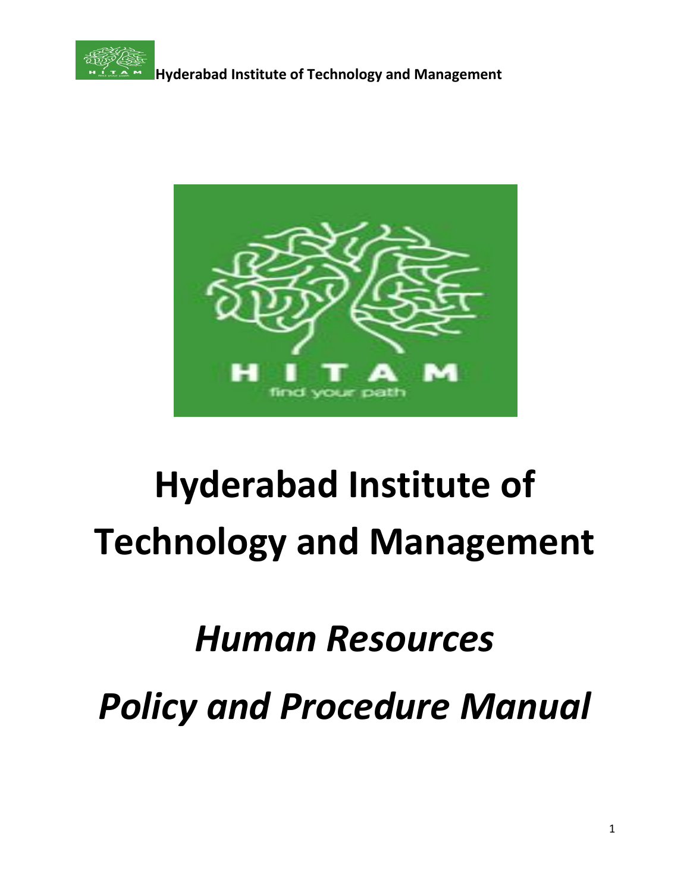# Hyderabad Institute of Technology and Management

## *Human Resources*

## *Policy and Procedure Manual*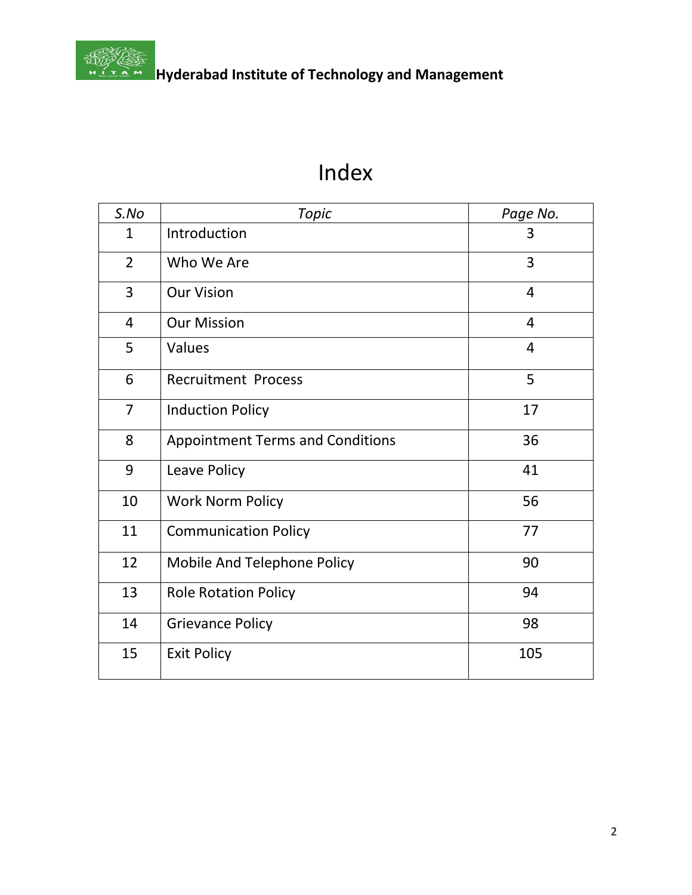# Index

| *S.No* | *Topic* | *Page No.* |
|---|---|---|
| 1 | Introduction | 3 |
| 2 | Who We Are | 3 |
| 3 | Our Vision | 4 |
| 4 | Our Mission | 4 |
| 5 | Values | 4 |
| 6 | Recruitment Process | 5 |
| 7 | Induction Policy | 17 |
| 8 | Appointment Terms and Conditions | 36 |
| 9 | Leave Policy | 41 |
| 10 | Work Norm Policy | 56 |
| 11 | Communication Policy | 77 |
| 12 | Mobile And Telephone Policy | 90 |
| 13 | Role Rotation Policy | 94 |
| 14 | Grievance Policy | 98 |
| 15 | Exit Policy | 105 |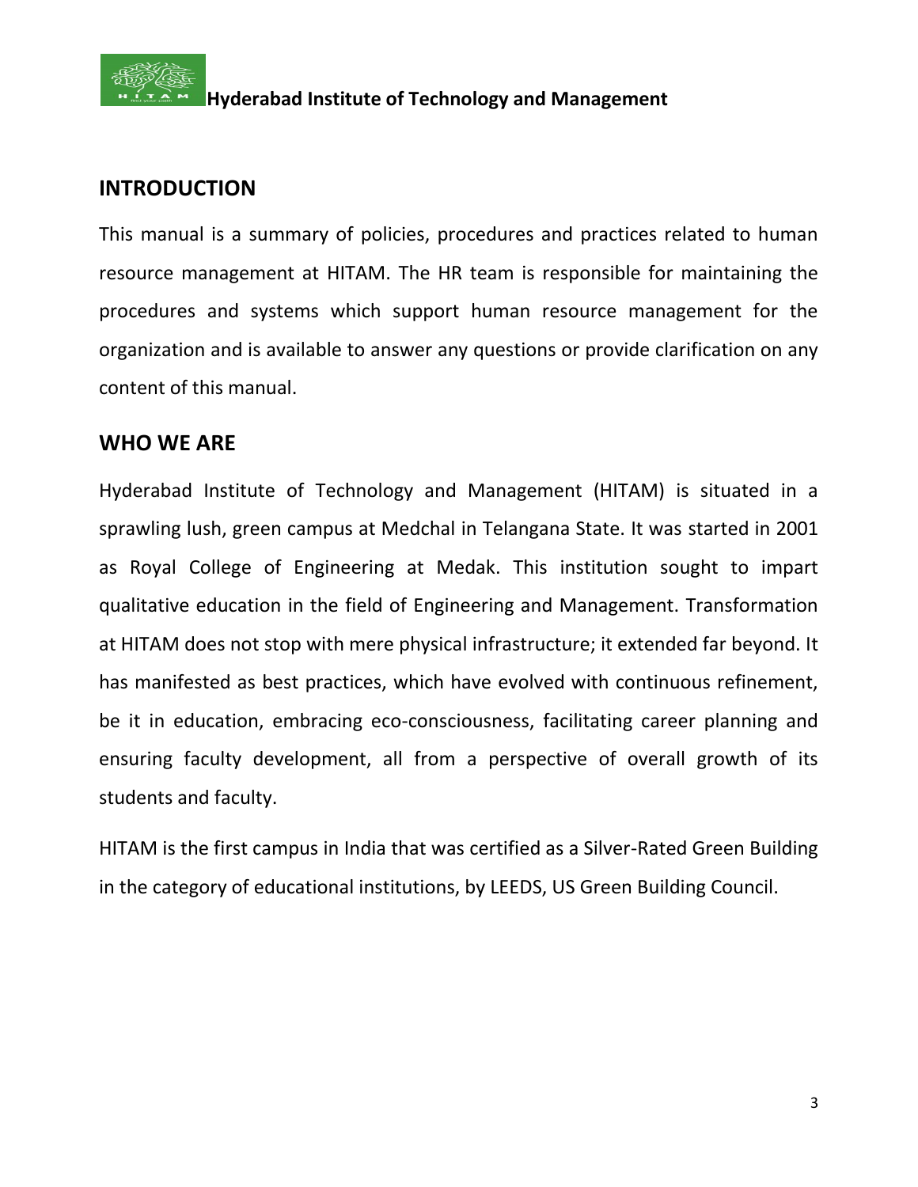## INTRODUCTION

This manual is a summary of policies, procedures and practices related to human resource management at HITAM. The HR team is responsible for maintaining the procedures and systems which support human resource management for the organization and is available to answer any questions or provide clarification on any content of this manual.

## WHO WE ARE

Hyderabad Institute of Technology and Management (HITAM) is situated in a sprawling lush, green campus at Medchal in Telangana State. It was started in 2001 as Royal College of Engineering at Medak. This institution sought to impart qualitative education in the field of Engineering and Management. Transformation at HITAM does not stop with mere physical infrastructure; it extended far beyond. It has manifested as best practices, which have evolved with continuous refinement, be it in education, embracing eco-consciousness, facilitating career planning and ensuring faculty development, all from a perspective of overall growth of its students and faculty.

HITAM is the first campus in India that was certified as a Silver-Rated Green Building in the category of educational institutions, by LEEDS, US Green Building Council.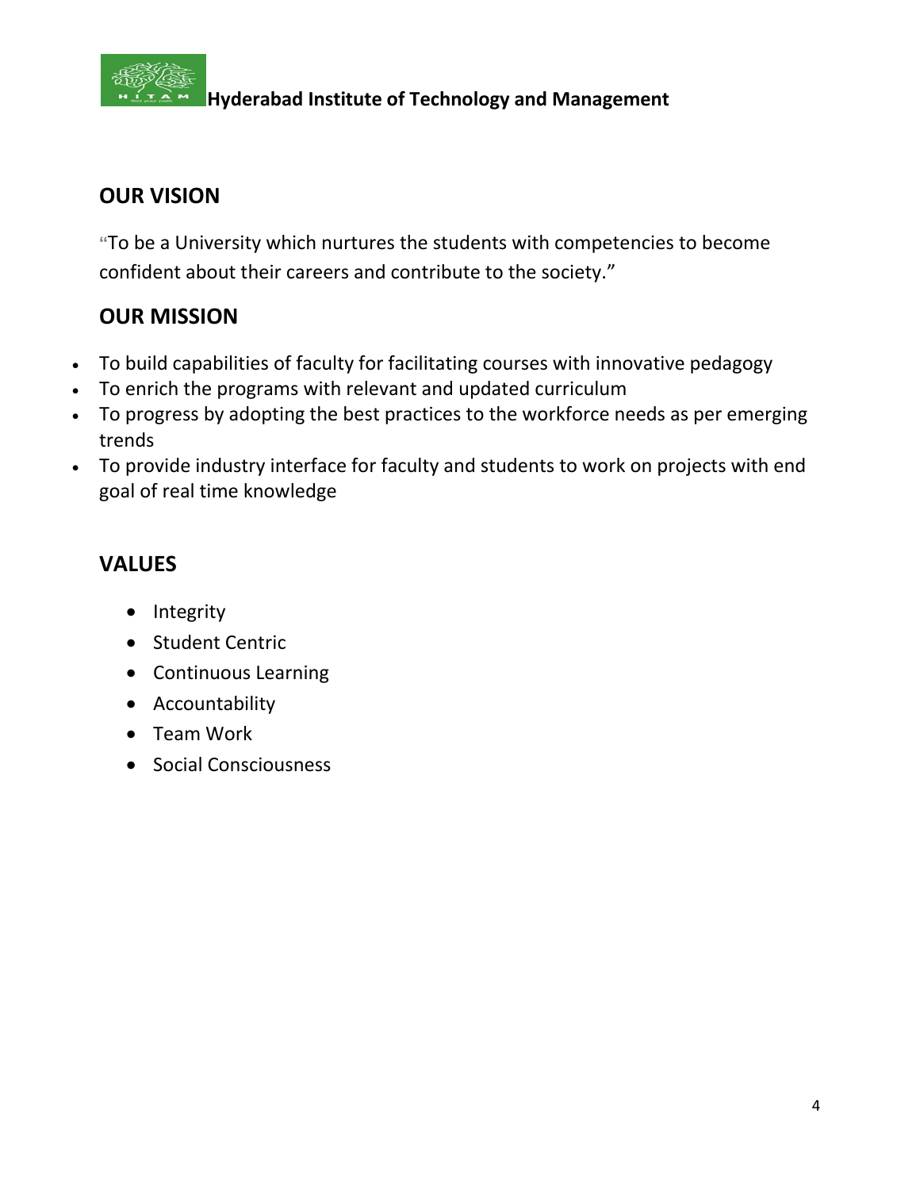## OUR VISION

"To be a University which nurtures the students with competencies to become confident about their careers and contribute to the society."

## OUR MISSION

- To build capabilities of faculty for facilitating courses with innovative pedagogy
- To enrich the programs with relevant and updated curriculum
- To progress by adopting the best practices to the workforce needs as per emerging trends
- To provide industry interface for faculty and students to work on projects with end goal of real time knowledge

## VALUES

- Integrity
- Student Centric
- Continuous Learning
- Accountability
- Team Work
- Social Consciousness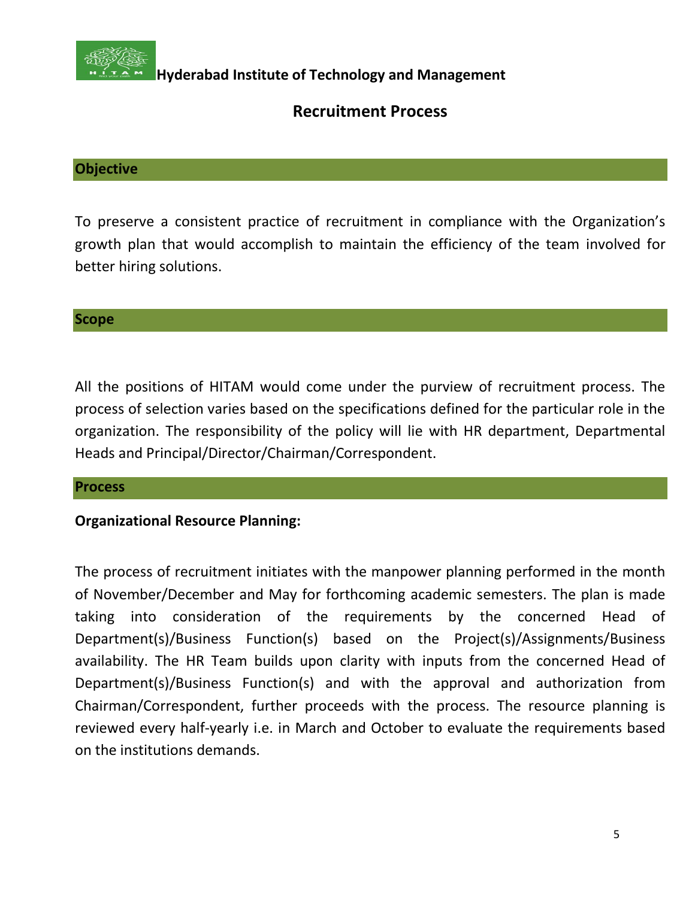**Hyderabad Institute of Technology and Management**

# Recruitment Process

## Objective

To preserve a consistent practice of recruitment in compliance with the Organization's growth plan that would accomplish to maintain the efficiency of the team involved for better hiring solutions.

## Scope

All the positions of HITAM would come under the purview of recruitment process. The process of selection varies based on the specifications defined for the particular role in the organization. The responsibility of the policy will lie with HR department, Departmental Heads and Principal/Director/Chairman/Correspondent.

## Process

**Organizational Resource Planning:**

The process of recruitment initiates with the manpower planning performed in the month of November/December and May for forthcoming academic semesters. The plan is made taking into consideration of the requirements by the concerned Head of Department(s)/Business Function(s) based on the Project(s)/Assignments/Business availability. The HR Team builds upon clarity with inputs from the concerned Head of Department(s)/Business Function(s) and with the approval and authorization from Chairman/Correspondent, further proceeds with the process. The resource planning is reviewed every half-yearly i.e. in March and October to evaluate the requirements based on the institutions demands.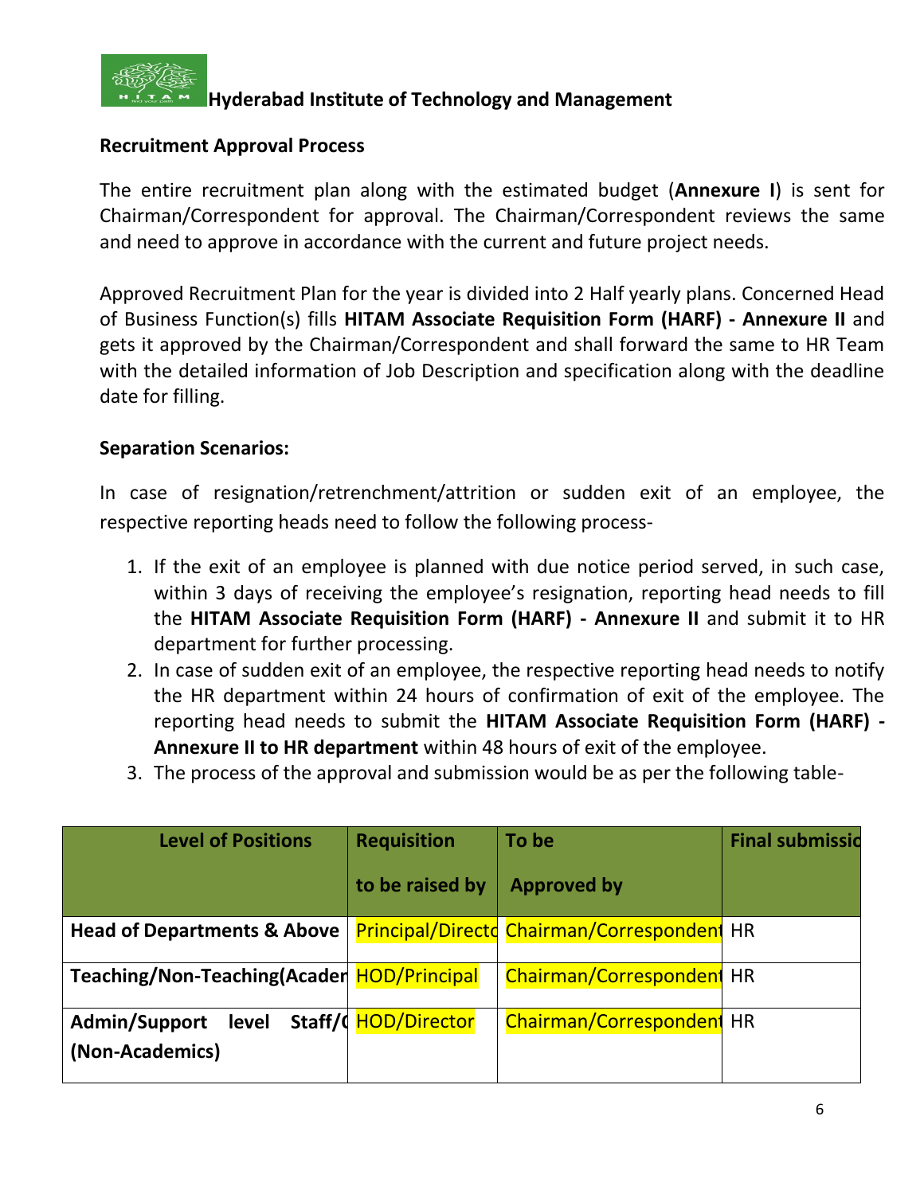**Hyderabad Institute of Technology and Management**

**Recruitment Approval Process**

The entire recruitment plan along with the estimated budget (**Annexure I**) is sent for Chairman/Correspondent for approval. The Chairman/Correspondent reviews the same and need to approve in accordance with the current and future project needs.

Approved Recruitment Plan for the year is divided into 2 Half yearly plans. Concerned Head of Business Function(s) fills **HITAM Associate Requisition Form (HARF) - Annexure II** and gets it approved by the Chairman/Correspondent and shall forward the same to HR Team with the detailed information of Job Description and specification along with the deadline date for filling.

**Separation Scenarios:**

In case of resignation/retrenchment/attrition or sudden exit of an employee, the respective reporting heads need to follow the following process-

1. If the exit of an employee is planned with due notice period served, in such case, within 3 days of receiving the employee's resignation, reporting head needs to fill the **HITAM Associate Requisition Form (HARF) - Annexure II** and submit it to HR department for further processing.
2. In case of sudden exit of an employee, the respective reporting head needs to notify the HR department within 24 hours of confirmation of exit of the employee. The reporting head needs to submit the **HITAM Associate Requisition Form (HARF) - Annexure II to HR department** within 48 hours of exit of the employee.
3. The process of the approval and submission would be as per the following table-

| Level of Positions | Requisition to be raised by | To be Approved by | Final submissio |
|---|---|---|---|
| **Head of Departments & Above** | Principal/Directo | Chairman/Correspondent | HR |
| **Teaching/Non-Teaching(Acader** | HOD/Principal | Chairman/Correspondent | HR |
| **Admin/Support level Staff/( (Non-Academics)** | HOD/Director | Chairman/Correspondent | HR |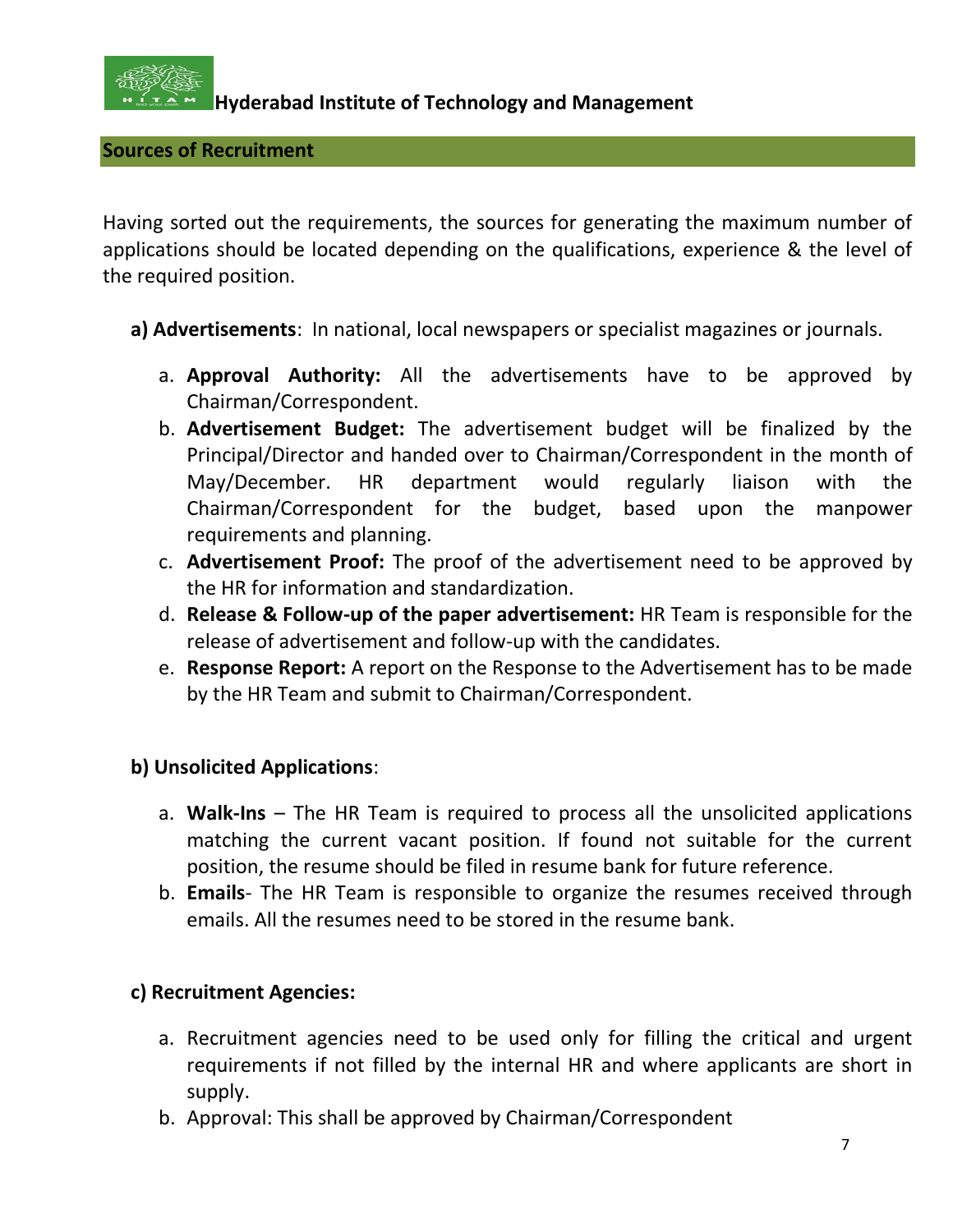## Sources of Recruitment

Having sorted out the requirements, the sources for generating the maximum number of applications should be located depending on the qualifications, experience & the level of the required position.

**a) Advertisements**: In national, local newspapers or specialist magazines or journals.

a. **Approval Authority:** All the advertisements have to be approved by Chairman/Correspondent.
b. **Advertisement Budget:** The advertisement budget will be finalized by the Principal/Director and handed over to Chairman/Correspondent in the month of May/December. HR department would regularly liaison with the Chairman/Correspondent for the budget, based upon the manpower requirements and planning.
c. **Advertisement Proof:** The proof of the advertisement need to be approved by the HR for information and standardization.
d. **Release & Follow-up of the paper advertisement:** HR Team is responsible for the release of advertisement and follow-up with the candidates.
e. **Response Report:** A report on the Response to the Advertisement has to be made by the HR Team and submit to Chairman/Correspondent.

**b) Unsolicited Applications**:

a. **Walk-Ins** – The HR Team is required to process all the unsolicited applications matching the current vacant position. If found not suitable for the current position, the resume should be filed in resume bank for future reference.
b. **Emails**- The HR Team is responsible to organize the resumes received through emails. All the resumes need to be stored in the resume bank.

**c) Recruitment Agencies:**

a. Recruitment agencies need to be used only for filling the critical and urgent requirements if not filled by the internal HR and where applicants are short in supply.
b. Approval: This shall be approved by Chairman/Correspondent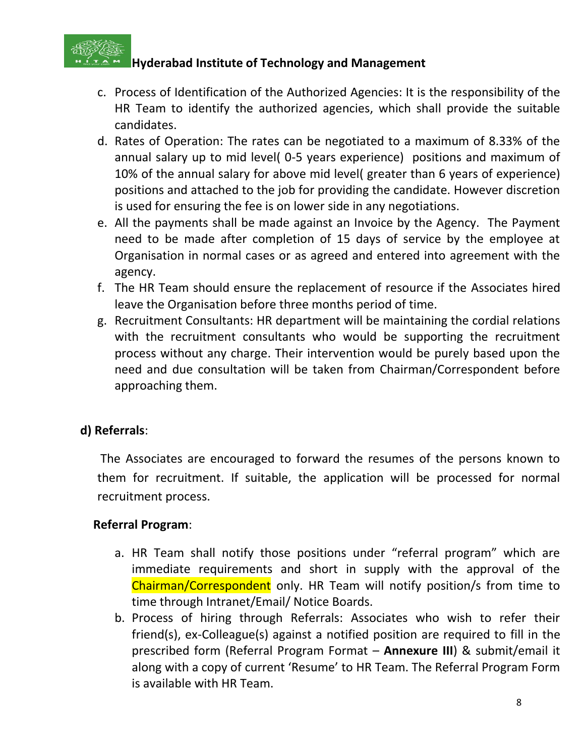c. Process of Identification of the Authorized Agencies: It is the responsibility of the HR Team to identify the authorized agencies, which shall provide the suitable candidates.
d. Rates of Operation: The rates can be negotiated to a maximum of 8.33% of the annual salary up to mid level( 0-5 years experience) positions and maximum of 10% of the annual salary for above mid level( greater than 6 years of experience) positions and attached to the job for providing the candidate. However discretion is used for ensuring the fee is on lower side in any negotiations.
e. All the payments shall be made against an Invoice by the Agency. The Payment need to be made after completion of 15 days of service by the employee at Organisation in normal cases or as agreed and entered into agreement with the agency.
f. The HR Team should ensure the replacement of resource if the Associates hired leave the Organisation before three months period of time.
g. Recruitment Consultants: HR department will be maintaining the cordial relations with the recruitment consultants who would be supporting the recruitment process without any charge. Their intervention would be purely based upon the need and due consultation will be taken from Chairman/Correspondent before approaching them.

**d) Referrals**:

The Associates are encouraged to forward the resumes of the persons known to them for recruitment. If suitable, the application will be processed for normal recruitment process.

**Referral Program**:

a. HR Team shall notify those positions under "referral program" which are immediate requirements and short in supply with the approval of the Chairman/Correspondent only. HR Team will notify position/s from time to time through Intranet/Email/ Notice Boards.
b. Process of hiring through Referrals: Associates who wish to refer their friend(s), ex-Colleague(s) against a notified position are required to fill in the prescribed form (Referral Program Format – **Annexure III**) & submit/email it along with a copy of current 'Resume' to HR Team. The Referral Program Form is available with HR Team.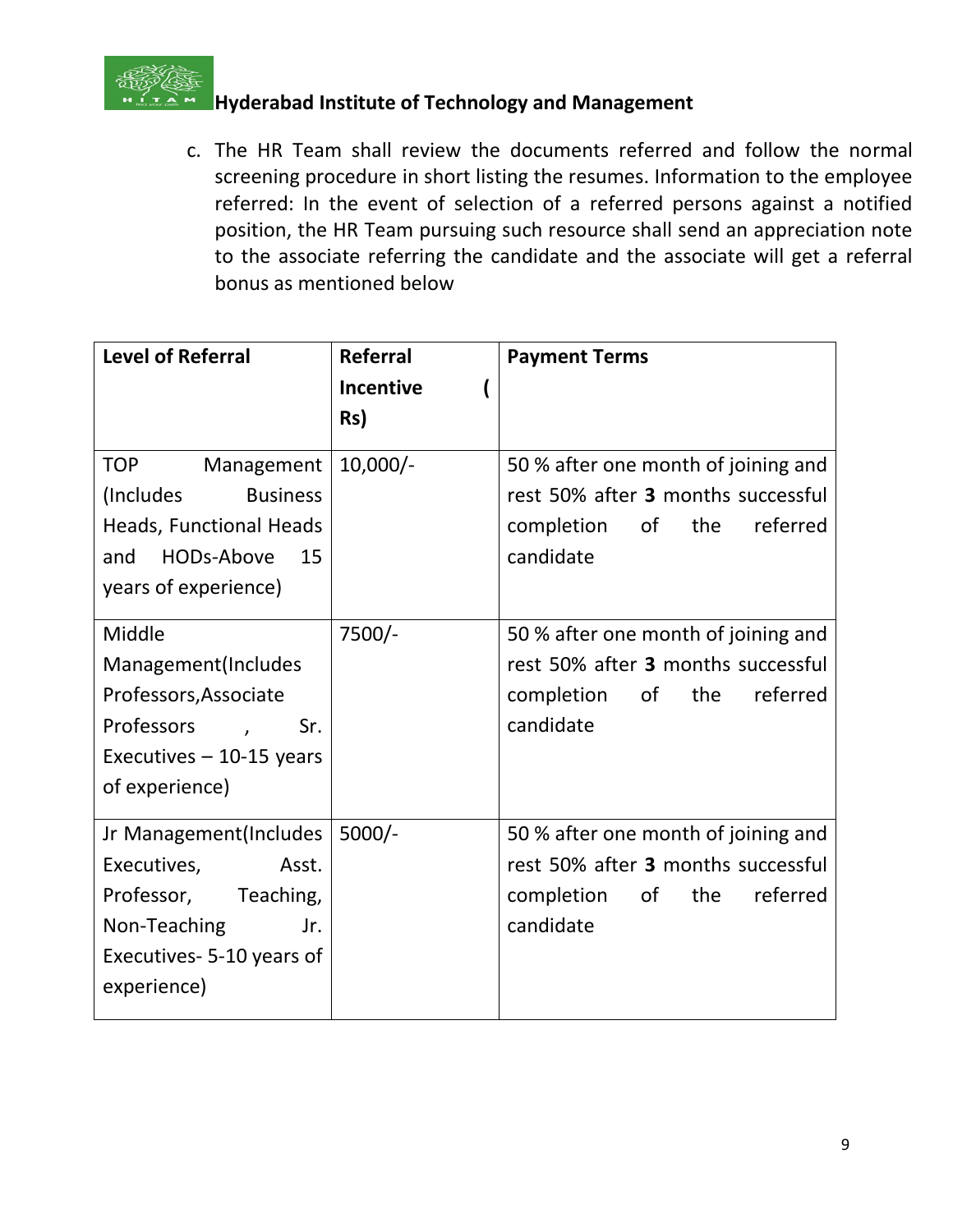c. The HR Team shall review the documents referred and follow the normal screening procedure in short listing the resumes. Information to the employee referred: In the event of selection of a referred persons against a notified position, the HR Team pursuing such resource shall send an appreciation note to the associate referring the candidate and the associate will get a referral bonus as mentioned below

| Level of Referral | Referral Incentive ( Rs) | Payment Terms |
|---|---|---|
| TOP Management (Includes Business Heads, Functional Heads and HODs-Above 15 years of experience) | 10,000/- | 50 % after one month of joining and rest 50% after **3** months successful completion of the referred candidate |
| Middle Management(Includes Professors,Associate Professors , Sr. Executives – 10-15 years of experience) | 7500/- | 50 % after one month of joining and rest 50% after **3** months successful completion of the referred candidate |
| Jr Management(Includes Executives, Asst. Professor, Teaching, Non-Teaching Jr. Executives- 5-10 years of experience) | 5000/- | 50 % after one month of joining and rest 50% after **3** months successful completion of the referred candidate |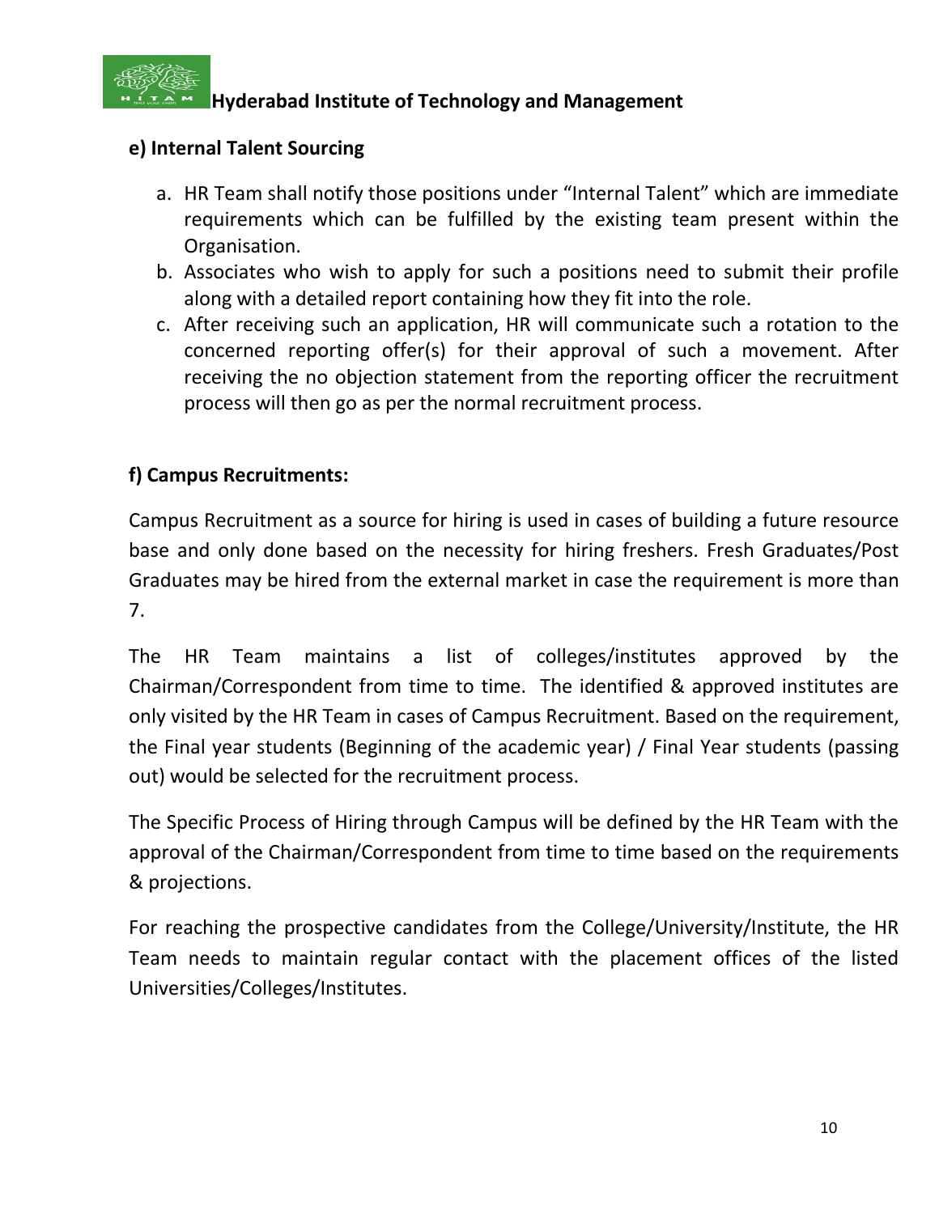### e) Internal Talent Sourcing

a. HR Team shall notify those positions under "Internal Talent" which are immediate requirements which can be fulfilled by the existing team present within the Organisation.
b. Associates who wish to apply for such a positions need to submit their profile along with a detailed report containing how they fit into the role.
c. After receiving such an application, HR will communicate such a rotation to the concerned reporting offer(s) for their approval of such a movement. After receiving the no objection statement from the reporting officer the recruitment process will then go as per the normal recruitment process.

### f) Campus Recruitments:

Campus Recruitment as a source for hiring is used in cases of building a future resource base and only done based on the necessity for hiring freshers. Fresh Graduates/Post Graduates may be hired from the external market in case the requirement is more than 7.

The HR Team maintains a list of colleges/institutes approved by the Chairman/Correspondent from time to time. The identified & approved institutes are only visited by the HR Team in cases of Campus Recruitment. Based on the requirement, the Final year students (Beginning of the academic year) / Final Year students (passing out) would be selected for the recruitment process.

The Specific Process of Hiring through Campus will be defined by the HR Team with the approval of the Chairman/Correspondent from time to time based on the requirements & projections.

For reaching the prospective candidates from the College/University/Institute, the HR Team needs to maintain regular contact with the placement offices of the listed Universities/Colleges/Institutes.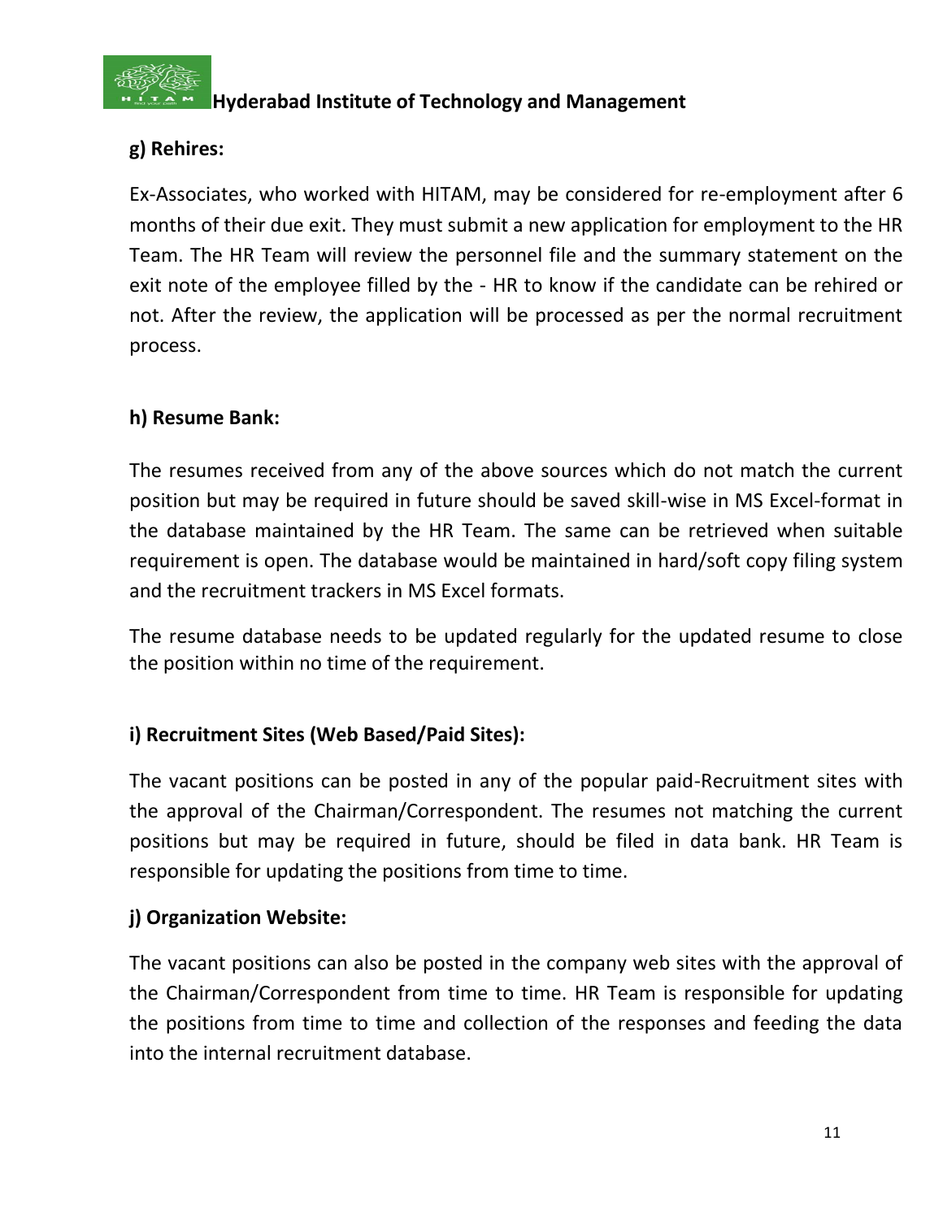**g) Rehires:**

Ex-Associates, who worked with HITAM, may be considered for re-employment after 6 months of their due exit. They must submit a new application for employment to the HR Team. The HR Team will review the personnel file and the summary statement on the exit note of the employee filled by the - HR to know if the candidate can be rehired or not. After the review, the application will be processed as per the normal recruitment process.

**h) Resume Bank:**

The resumes received from any of the above sources which do not match the current position but may be required in future should be saved skill-wise in MS Excel-format in the database maintained by the HR Team. The same can be retrieved when suitable requirement is open. The database would be maintained in hard/soft copy filing system and the recruitment trackers in MS Excel formats.

The resume database needs to be updated regularly for the updated resume to close the position within no time of the requirement.

**i) Recruitment Sites (Web Based/Paid Sites):**

The vacant positions can be posted in any of the popular paid-Recruitment sites with the approval of the Chairman/Correspondent. The resumes not matching the current positions but may be required in future, should be filed in data bank. HR Team is responsible for updating the positions from time to time.

**j) Organization Website:**

The vacant positions can also be posted in the company web sites with the approval of the Chairman/Correspondent from time to time. HR Team is responsible for updating the positions from time to time and collection of the responses and feeding the data into the internal recruitment database.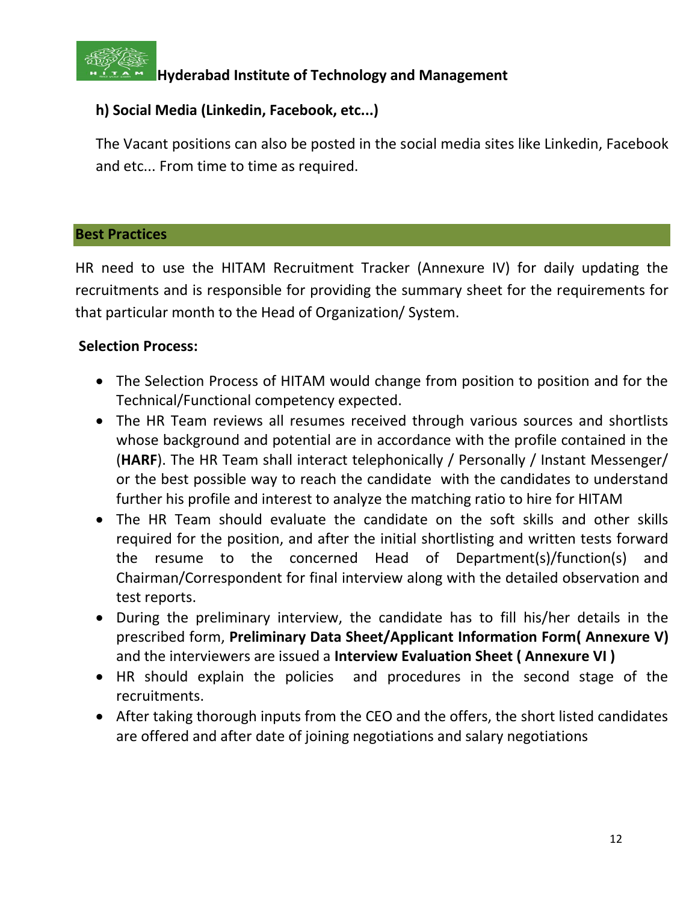#### h) Social Media (Linkedin, Facebook, etc...)

The Vacant positions can also be posted in the social media sites like Linkedin, Facebook and etc... From time to time as required.

## Best Practices

HR need to use the HITAM Recruitment Tracker (Annexure IV) for daily updating the recruitments and is responsible for providing the summary sheet for the requirements for that particular month to the Head of Organization/ System.

**Selection Process:**

- The Selection Process of HITAM would change from position to position and for the Technical/Functional competency expected.
- The HR Team reviews all resumes received through various sources and shortlists whose background and potential are in accordance with the profile contained in the (**HARF**). The HR Team shall interact telephonically / Personally / Instant Messenger/ or the best possible way to reach the candidate with the candidates to understand further his profile and interest to analyze the matching ratio to hire for HITAM
- The HR Team should evaluate the candidate on the soft skills and other skills required for the position, and after the initial shortlisting and written tests forward the resume to the concerned Head of Department(s)/function(s) and Chairman/Correspondent for final interview along with the detailed observation and test reports.
- During the preliminary interview, the candidate has to fill his/her details in the prescribed form, **Preliminary Data Sheet/Applicant Information Form( Annexure V)** and the interviewers are issued a **Interview Evaluation Sheet ( Annexure VI )**
- HR should explain the policies and procedures in the second stage of the recruitments.
- After taking thorough inputs from the CEO and the offers, the short listed candidates are offered and after date of joining negotiations and salary negotiations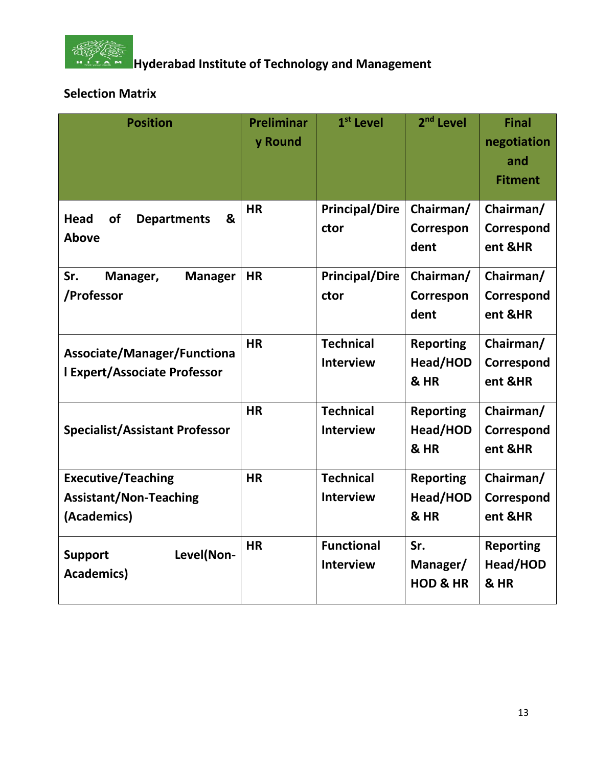Hyderabad Institute of Technology and Management

**Selection Matrix**

| Position | Preliminary Round | 1st Level | 2nd Level | Final negotiation and Fitment |
|---|---|---|---|---|
| Head of Departments & Above | HR | Principal/Director | Chairman/ Correspondent | Chairman/ Correspondent &HR |
| Sr. Manager, Manager /Professor | HR | Principal/Director | Chairman/ Correspondent | Chairman/ Correspondent &HR |
| Associate/Manager/Functional Expert/Associate Professor | HR | Technical Interview | Reporting Head/HOD & HR | Chairman/ Correspondent &HR |
| Specialist/Assistant Professor | HR | Technical Interview | Reporting Head/HOD & HR | Chairman/ Correspondent &HR |
| Executive/Teaching Assistant/Non-Teaching (Academics) | HR | Technical Interview | Reporting Head/HOD & HR | Chairman/ Correspondent &HR |
| Support Level(Non-Academics) | HR | Functional Interview | Sr. Manager/ HOD & HR | Reporting Head/HOD & HR |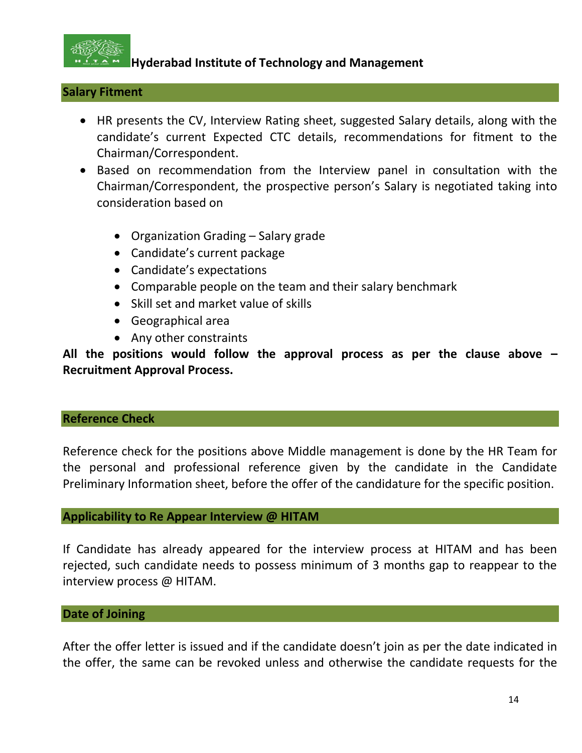## Salary Fitment

- HR presents the CV, Interview Rating sheet, suggested Salary details, along with the candidate's current Expected CTC details, recommendations for fitment to the Chairman/Correspondent.
- Based on recommendation from the Interview panel in consultation with the Chairman/Correspondent, the prospective person's Salary is negotiated taking into consideration based on
    - Organization Grading – Salary grade
    - Candidate's current package
    - Candidate's expectations
    - Comparable people on the team and their salary benchmark
    - Skill set and market value of skills
    - Geographical area
    - Any other constraints

**All the positions would follow the approval process as per the clause above – Recruitment Approval Process.**

## Reference Check

Reference check for the positions above Middle management is done by the HR Team for the personal and professional reference given by the candidate in the Candidate Preliminary Information sheet, before the offer of the candidature for the specific position.

## Applicability to Re Appear Interview @ HITAM

If Candidate has already appeared for the interview process at HITAM and has been rejected, such candidate needs to possess minimum of 3 months gap to reappear to the interview process @ HITAM.

## Date of Joining

After the offer letter is issued and if the candidate doesn't join as per the date indicated in the offer, the same can be revoked unless and otherwise the candidate requests for the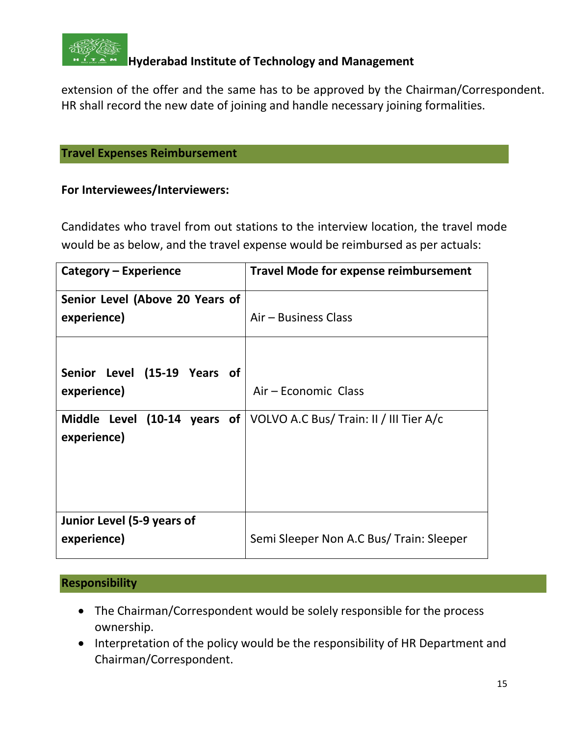extension of the offer and the same has to be approved by the Chairman/Correspondent. HR shall record the new date of joining and handle necessary joining formalities.

## Travel Expenses Reimbursement

**For Interviewees/Interviewers:**

Candidates who travel from out stations to the interview location, the travel mode would be as below, and the travel expense would be reimbursed as per actuals:

| Category – Experience | Travel Mode for expense reimbursement |
|---|---|
| **Senior Level (Above 20 Years of experience)** | Air – Business Class |
| **Senior Level (15-19 Years of experience)** | Air – Economic Class |
| **Middle Level (10-14 years of experience)** | VOLVO A.C Bus/ Train: II / III Tier A/c |
| **Junior Level (5-9 years of experience)** | Semi Sleeper Non A.C Bus/ Train: Sleeper |

## Responsibility

- The Chairman/Correspondent would be solely responsible for the process ownership.
- Interpretation of the policy would be the responsibility of HR Department and Chairman/Correspondent.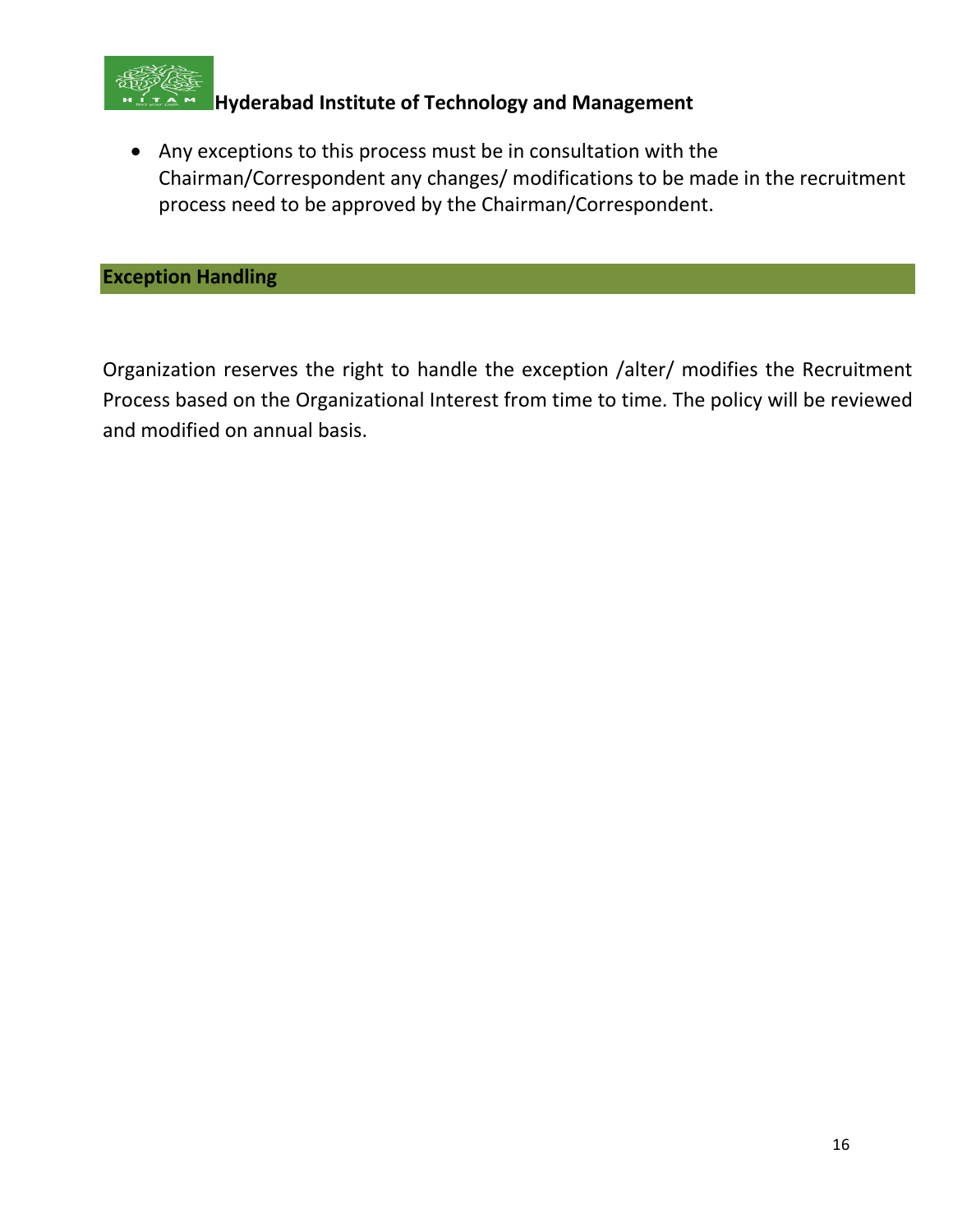- Any exceptions to this process must be in consultation with the Chairman/Correspondent any changes/ modifications to be made in the recruitment process need to be approved by the Chairman/Correspondent.

## Exception Handling

Organization reserves the right to handle the exception /alter/ modifies the Recruitment Process based on the Organizational Interest from time to time. The policy will be reviewed and modified on annual basis.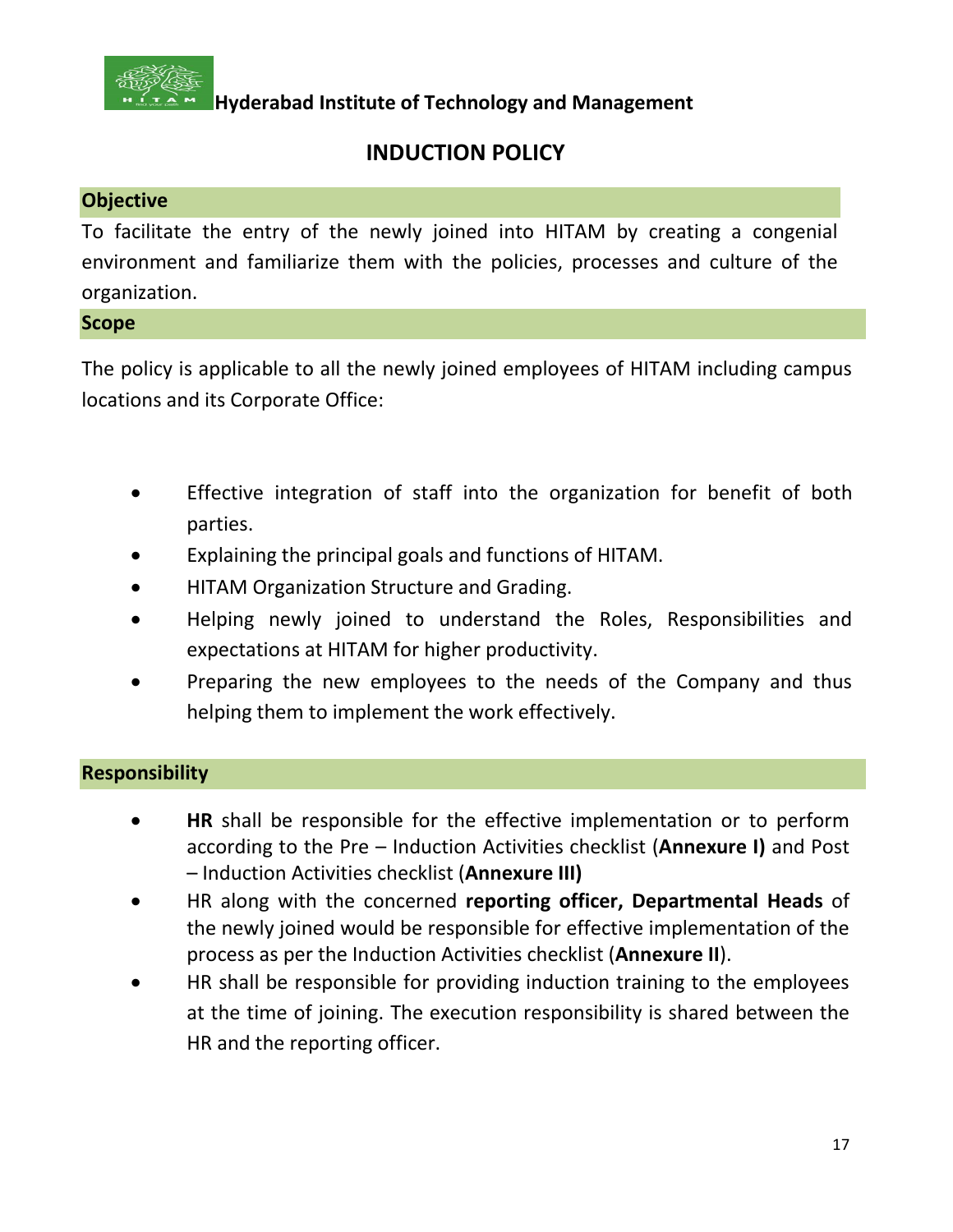**Hyderabad Institute of Technology and Management**

# INDUCTION POLICY

## Objective

To facilitate the entry of the newly joined into HITAM by creating a congenial environment and familiarize them with the policies, processes and culture of the organization.

## Scope

The policy is applicable to all the newly joined employees of HITAM including campus locations and its Corporate Office:

- Effective integration of staff into the organization for benefit of both parties.
- Explaining the principal goals and functions of HITAM.
- HITAM Organization Structure and Grading.
- Helping newly joined to understand the Roles, Responsibilities and expectations at HITAM for higher productivity.
- Preparing the new employees to the needs of the Company and thus helping them to implement the work effectively.

## Responsibility

- **HR** shall be responsible for the effective implementation or to perform according to the Pre – Induction Activities checklist (**Annexure I)** and Post – Induction Activities checklist (**Annexure III)**
- HR along with the concerned **reporting officer, Departmental Heads** of the newly joined would be responsible for effective implementation of the process as per the Induction Activities checklist (**Annexure II**).
- HR shall be responsible for providing induction training to the employees at the time of joining. The execution responsibility is shared between the HR and the reporting officer.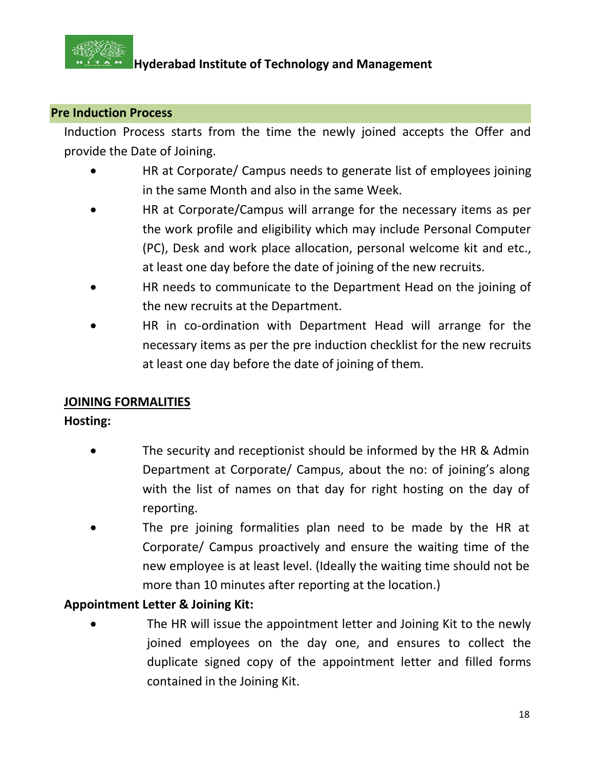## Pre Induction Process

Induction Process starts from the time the newly joined accepts the Offer and provide the Date of Joining.

- HR at Corporate/ Campus needs to generate list of employees joining in the same Month and also in the same Week.
- HR at Corporate/Campus will arrange for the necessary items as per the work profile and eligibility which may include Personal Computer (PC), Desk and work place allocation, personal welcome kit and etc., at least one day before the date of joining of the new recruits.
- HR needs to communicate to the Department Head on the joining of the new recruits at the Department.
- HR in co-ordination with Department Head will arrange for the necessary items as per the pre induction checklist for the new recruits at least one day before the date of joining of them.

## JOINING FORMALITIES

**Hosting:**

- The security and receptionist should be informed by the HR & Admin Department at Corporate/ Campus, about the no: of joining's along with the list of names on that day for right hosting on the day of reporting.
- The pre joining formalities plan need to be made by the HR at Corporate/ Campus proactively and ensure the waiting time of the new employee is at least level. (Ideally the waiting time should not be more than 10 minutes after reporting at the location.)

**Appointment Letter & Joining Kit:**

- The HR will issue the appointment letter and Joining Kit to the newly joined employees on the day one, and ensures to collect the duplicate signed copy of the appointment letter and filled forms contained in the Joining Kit.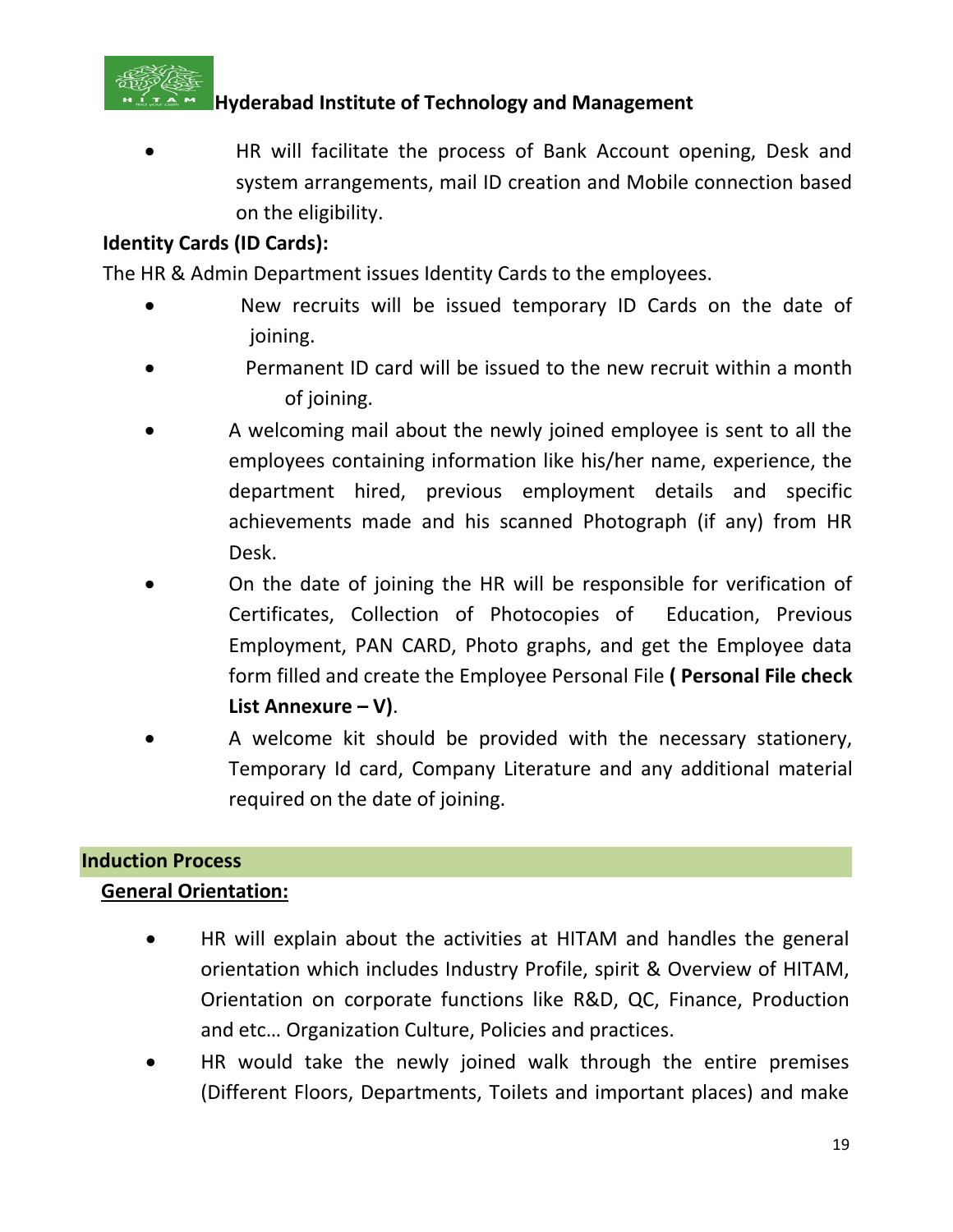- HR will facilitate the process of Bank Account opening, Desk and system arrangements, mail ID creation and Mobile connection based on the eligibility.

**Identity Cards (ID Cards):**

The HR & Admin Department issues Identity Cards to the employees.

- New recruits will be issued temporary ID Cards on the date of joining.
- Permanent ID card will be issued to the new recruit within a month of joining.
- A welcoming mail about the newly joined employee is sent to all the employees containing information like his/her name, experience, the department hired, previous employment details and specific achievements made and his scanned Photograph (if any) from HR Desk.
- On the date of joining the HR will be responsible for verification of Certificates, Collection of Photocopies of Education, Previous Employment, PAN CARD, Photo graphs, and get the Employee data form filled and create the Employee Personal File **( Personal File check List Annexure – V)**.
- A welcome kit should be provided with the necessary stationery, Temporary Id card, Company Literature and any additional material required on the date of joining.

## Induction Process

**General Orientation:**

- HR will explain about the activities at HITAM and handles the general orientation which includes Industry Profile, spirit & Overview of HITAM, Orientation on corporate functions like R&D, QC, Finance, Production and etc… Organization Culture, Policies and practices.
- HR would take the newly joined walk through the entire premises (Different Floors, Departments, Toilets and important places) and make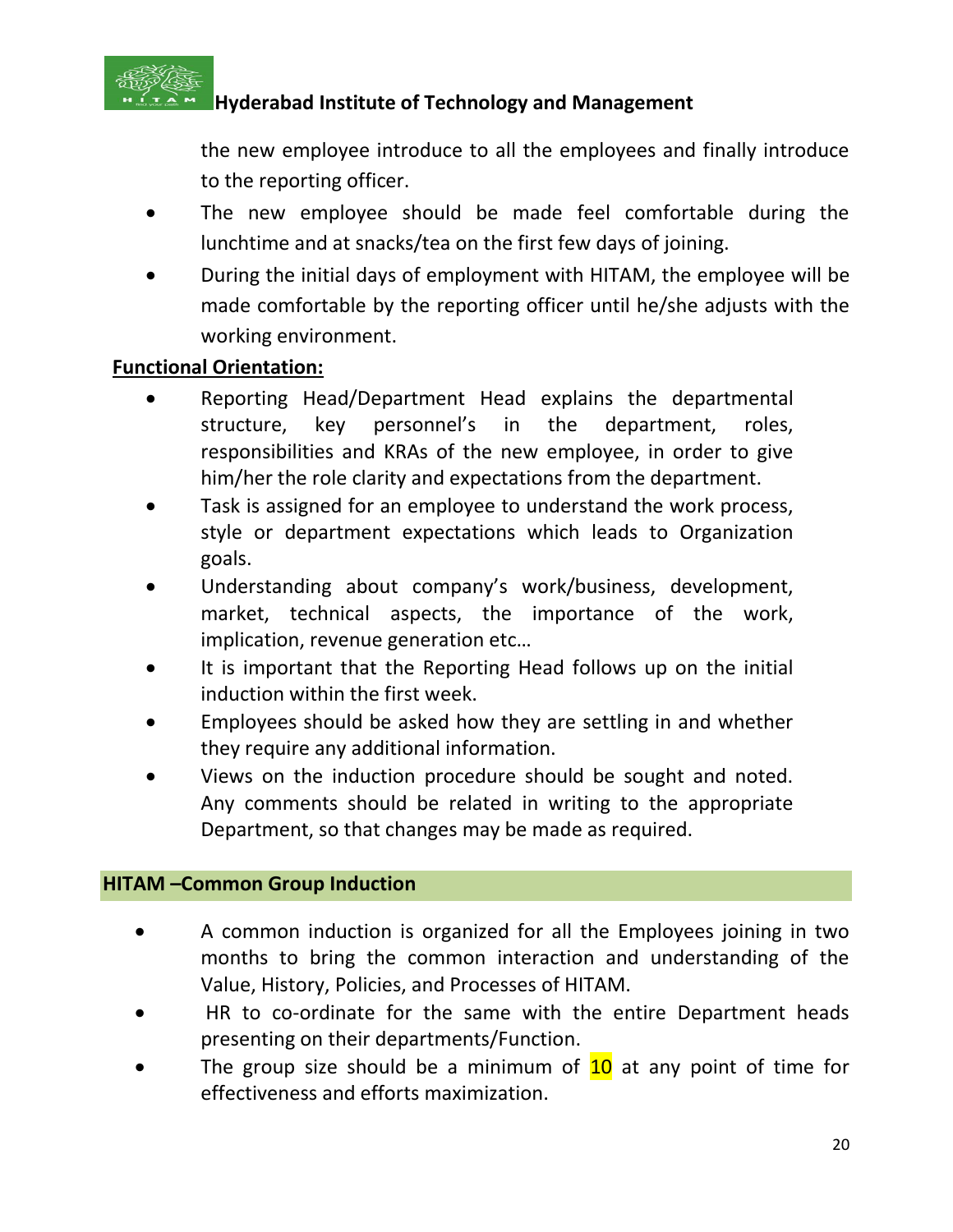the new employee introduce to all the employees and finally introduce to the reporting officer.

- The new employee should be made feel comfortable during the lunchtime and at snacks/tea on the first few days of joining.
- During the initial days of employment with HITAM, the employee will be made comfortable by the reporting officer until he/she adjusts with the working environment.

**Functional Orientation:**

- Reporting Head/Department Head explains the departmental structure, key personnel's in the department, roles, responsibilities and KRAs of the new employee, in order to give him/her the role clarity and expectations from the department.
- Task is assigned for an employee to understand the work process, style or department expectations which leads to Organization goals.
- Understanding about company's work/business, development, market, technical aspects, the importance of the work, implication, revenue generation etc…
- It is important that the Reporting Head follows up on the initial induction within the first week.
- Employees should be asked how they are settling in and whether they require any additional information.
- Views on the induction procedure should be sought and noted. Any comments should be related in writing to the appropriate Department, so that changes may be made as required.

## HITAM –Common Group Induction

- A common induction is organized for all the Employees joining in two months to bring the common interaction and understanding of the Value, History, Policies, and Processes of HITAM.
- HR to co-ordinate for the same with the entire Department heads presenting on their departments/Function.
- The group size should be a minimum of 10 at any point of time for effectiveness and efforts maximization.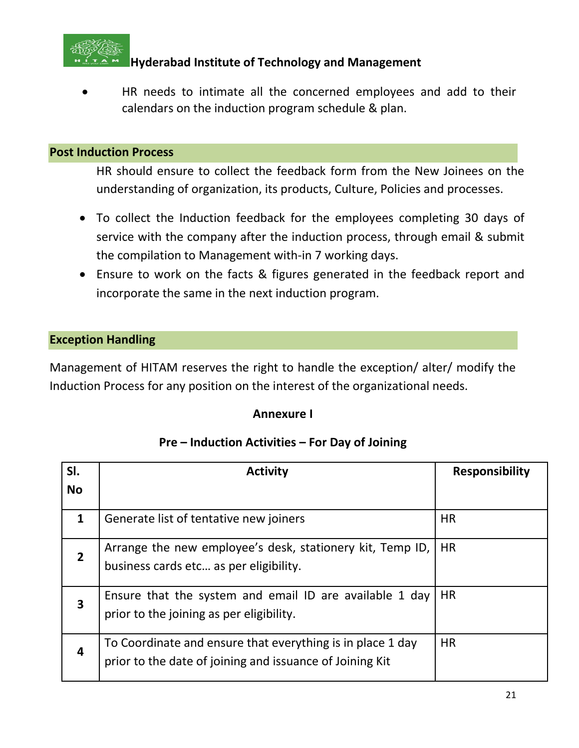- HR needs to intimate all the concerned employees and add to their calendars on the induction program schedule & plan.

## Post Induction Process

HR should ensure to collect the feedback form from the New Joinees on the understanding of organization, its products, Culture, Policies and processes.

- To collect the Induction feedback for the employees completing 30 days of service with the company after the induction process, through email & submit the compilation to Management with-in 7 working days.
- Ensure to work on the facts & figures generated in the feedback report and incorporate the same in the next induction program.

## Exception Handling

Management of HITAM reserves the right to handle the exception/ alter/ modify the Induction Process for any position on the interest of the organizational needs.

**Annexure I**

**Pre – Induction Activities – For Day of Joining**

| Sl. No | Activity | Responsibility |
|---|---|---|
| 1 | Generate list of tentative new joiners | HR |
| 2 | Arrange the new employee's desk, stationery kit, Temp ID, business cards etc… as per eligibility. | HR |
| 3 | Ensure that the system and email ID are available 1 day prior to the joining as per eligibility. | HR |
| 4 | To Coordinate and ensure that everything is in place 1 day prior to the date of joining and issuance of Joining Kit | HR |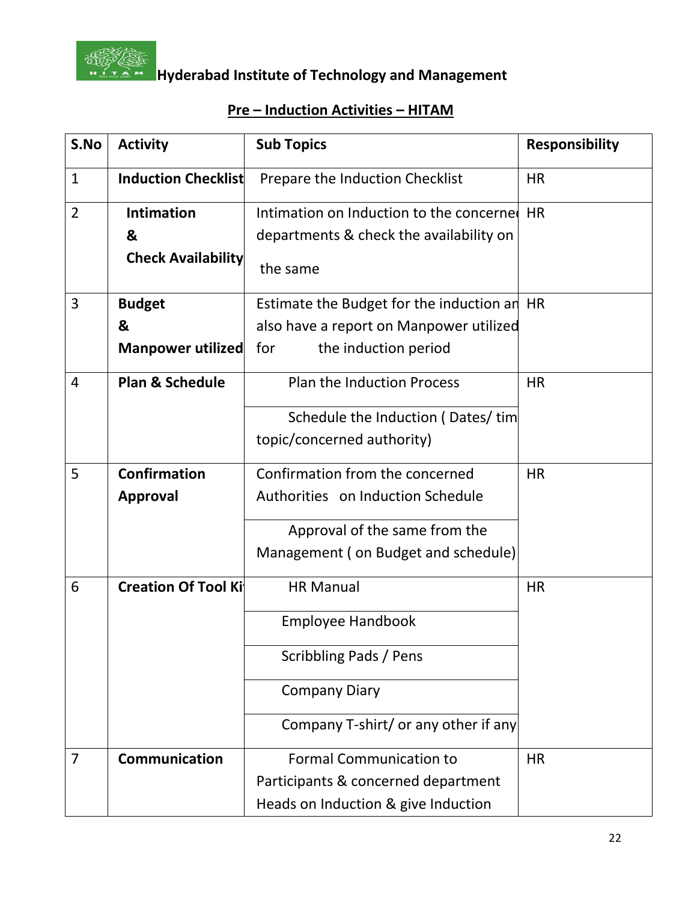**Hyderabad Institute of Technology and Management**

## Pre – Induction Activities – HITAM

| S.No | Activity | Sub Topics | Responsibility |
|---|---|---|---|
| 1 | **Induction Checklist** | Prepare the Induction Checklist | HR |
| 2 | **Intimation & Check Availability** | Intimation on Induction to the concerned departments & check the availability on the same | HR |
| 3 | **Budget & Manpower utilized** | Estimate the Budget for the induction and also have a report on Manpower utilized for the induction period | HR |
| 4 | **Plan & Schedule** | Plan the Induction Process | HR |
| | | Schedule the Induction ( Dates/ time topic/concerned authority) | |
| 5 | **Confirmation Approval** | Confirmation from the concerned Authorities on Induction Schedule | HR |
| | | Approval of the same from the Management ( on Budget and schedule) | |
| 6 | **Creation Of Tool Kit** | HR Manual | HR |
| | | Employee Handbook | |
| | | Scribbling Pads / Pens | |
| | | Company Diary | |
| | | Company T-shirt/ or any other if any | |
| 7 | **Communication** | Formal Communication to Participants & concerned department Heads on Induction & give Induction | HR |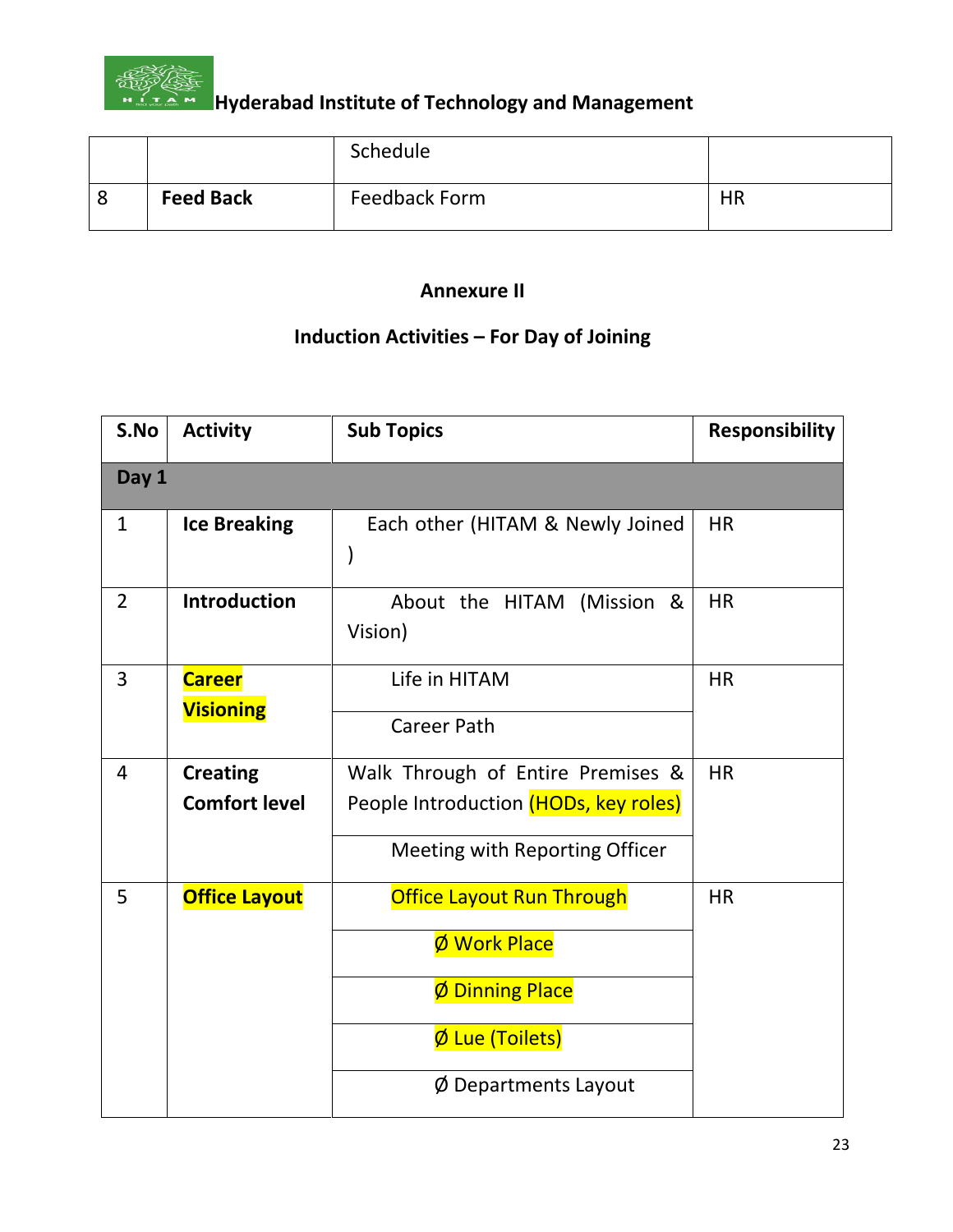| | | Schedule | |
|---|---|---|---|
| 8 | **Feed Back** | Feedback Form | HR |

**Annexure II**

**Induction Activities – For Day of Joining**

| S.No | Activity | Sub Topics | Responsibility |
|---|---|---|---|
| **Day 1** | | | |
| 1 | **Ice Breaking** | Each other (HITAM & Newly Joined ) | HR |
| 2 | **Introduction** | About the HITAM (Mission & Vision) | HR |
| 3 | **Career Visioning** | Life in HITAM | HR |
| | | Career Path | |
| 4 | **Creating Comfort level** | Walk Through of Entire Premises & People Introduction (HODs, key roles) | HR |
| | | Meeting with Reporting Officer | |
| 5 | **Office Layout** | Office Layout Run Through | HR |
| | | Ø Work Place | |
| | | Ø Dinning Place | |
| | | Ø Lue (Toilets) | |
| | | Ø Departments Layout | |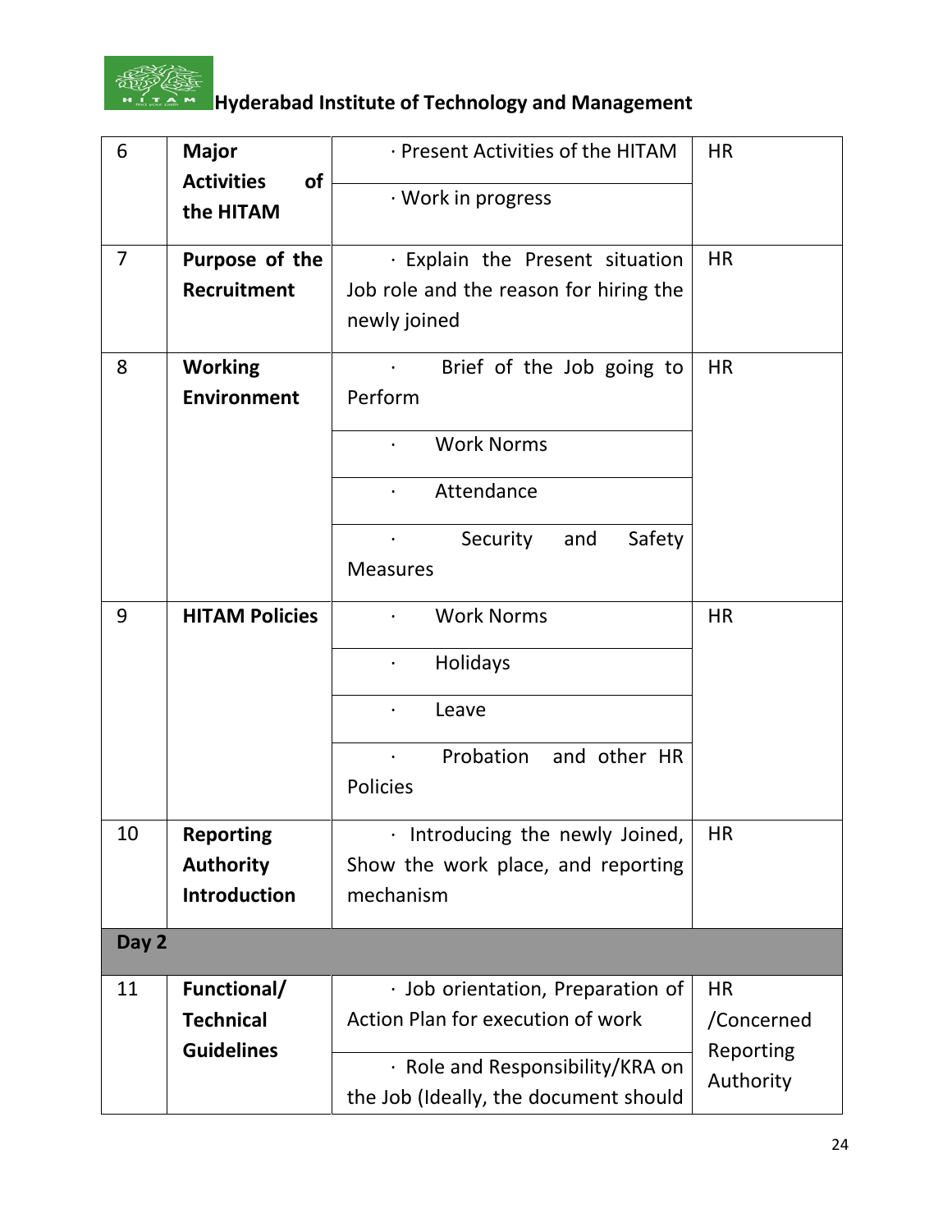| 6 | **Major Activities of the HITAM** | · Present Activities of the HITAM | HR |
|---|---|---|---|
| | | · Work in progress | |
| 7 | **Purpose of the Recruitment** | · Explain the Present situation Job role and the reason for hiring the newly joined | HR |
| 8 | **Working Environment** | · Brief of the Job going to Perform | HR |
| | | · Work Norms | |
| | | · Attendance | |
| | | · Security and Safety Measures | |
| 9 | **HITAM Policies** | · Work Norms | HR |
| | | · Holidays | |
| | | · Leave | |
| | | · Probation and other HR Policies | |
| 10 | **Reporting Authority Introduction** | · Introducing the newly Joined, Show the work place, and reporting mechanism | HR |
| **Day 2** | | | |
| 11 | **Functional/ Technical Guidelines** | · Job orientation, Preparation of Action Plan for execution of work | HR /Concerned Reporting Authority |
| | | · Role and Responsibility/KRA on the Job (Ideally, the document should | |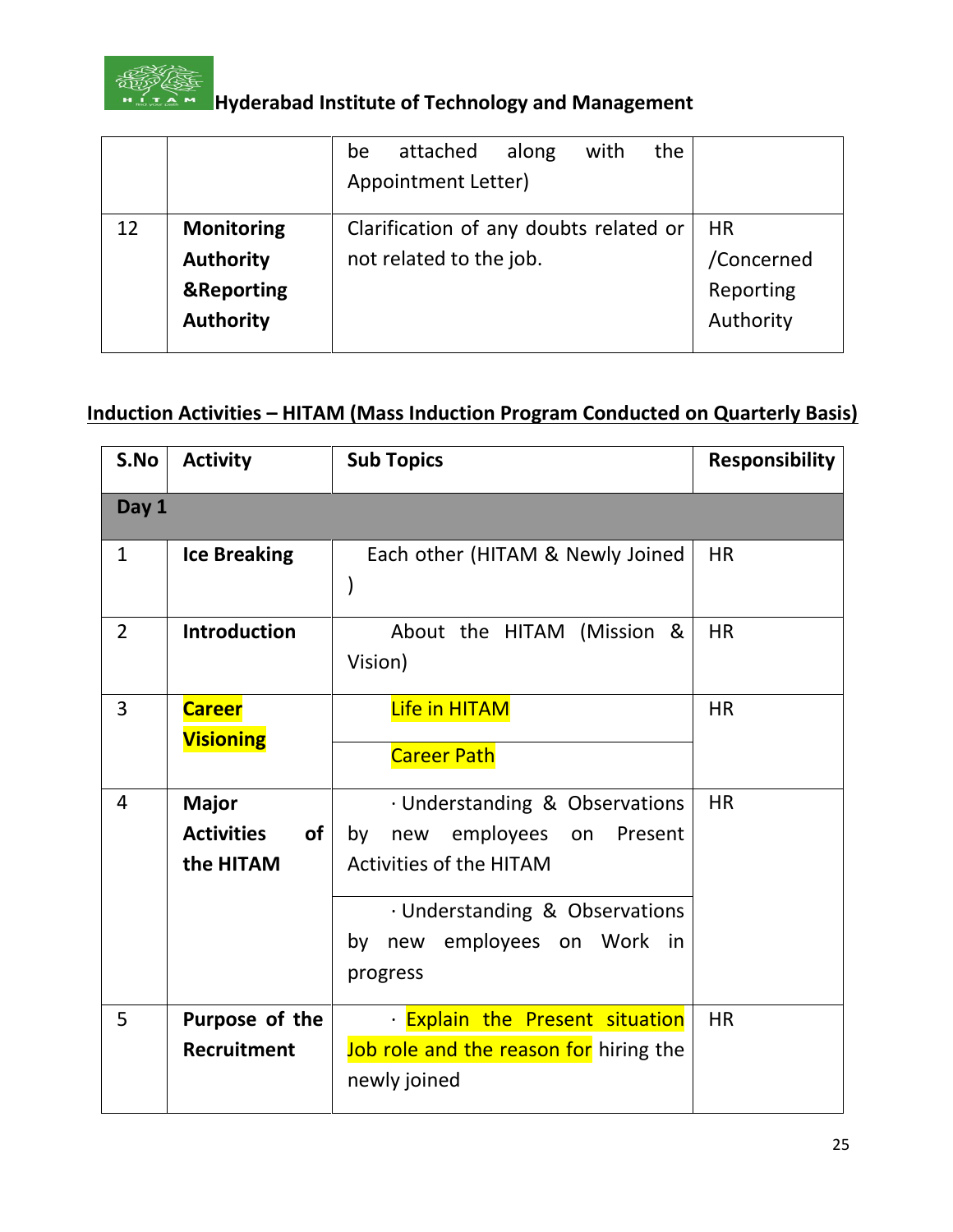| | | be attached along with the Appointment Letter) | |
|---|---|---|---|
| 12 | **Monitoring Authority &Reporting Authority** | Clarification of any doubts related or not related to the job. | HR /Concerned Reporting Authority |

## Induction Activities – HITAM (Mass Induction Program Conducted on Quarterly Basis)

| S.No | Activity | Sub Topics | Responsibility |
|---|---|---|---|
| **Day 1** | | | |
| 1 | **Ice Breaking** | Each other (HITAM & Newly Joined ) | HR |
| 2 | **Introduction** | About the HITAM (Mission & Vision) | HR |
| 3 | **Career Visioning** | Life in HITAM | HR |
| | | Career Path | |
| 4 | **Major Activities of the HITAM** | · Understanding & Observations by new employees on Present Activities of the HITAM | HR |
| | | · Understanding & Observations by new employees on Work in progress | |
| 5 | **Purpose of the Recruitment** | · Explain the Present situation Job role and the reason for hiring the newly joined | HR |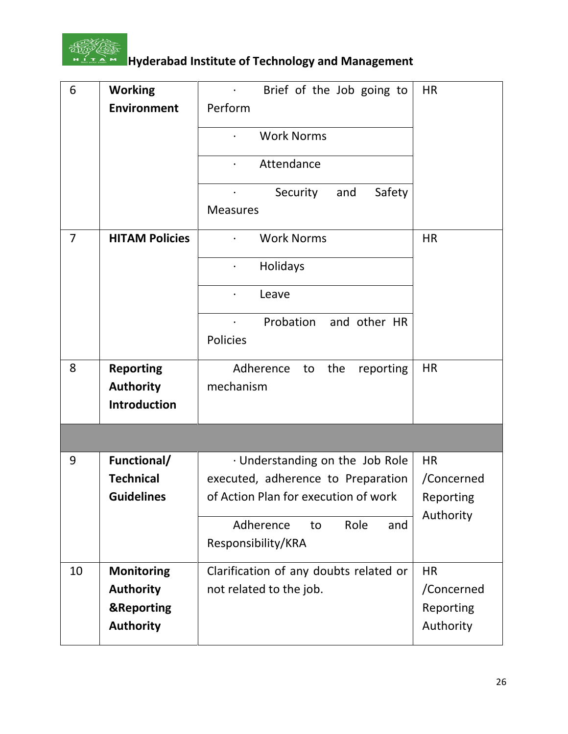| 6 | **Working Environment** | · Brief of the Job going to Perform | HR |
|---|---|---|---|
| | | · Work Norms | |
| | | · Attendance | |
| | | · Security and Safety Measures | |
| 7 | **HITAM Policies** | · Work Norms | HR |
| | | · Holidays | |
| | | · Leave | |
| | | · Probation and other HR Policies | |
| 8 | **Reporting Authority Introduction** | Adherence to the reporting mechanism | HR |
| | | | |
| 9 | **Functional/ Technical Guidelines** | · Understanding on the Job Role executed, adherence to Preparation of Action Plan for execution of work | HR /Concerned Reporting Authority |
| | | Adherence to Role and Responsibility/KRA | |
| 10 | **Monitoring Authority &Reporting Authority** | Clarification of any doubts related or not related to the job. | HR /Concerned Reporting Authority |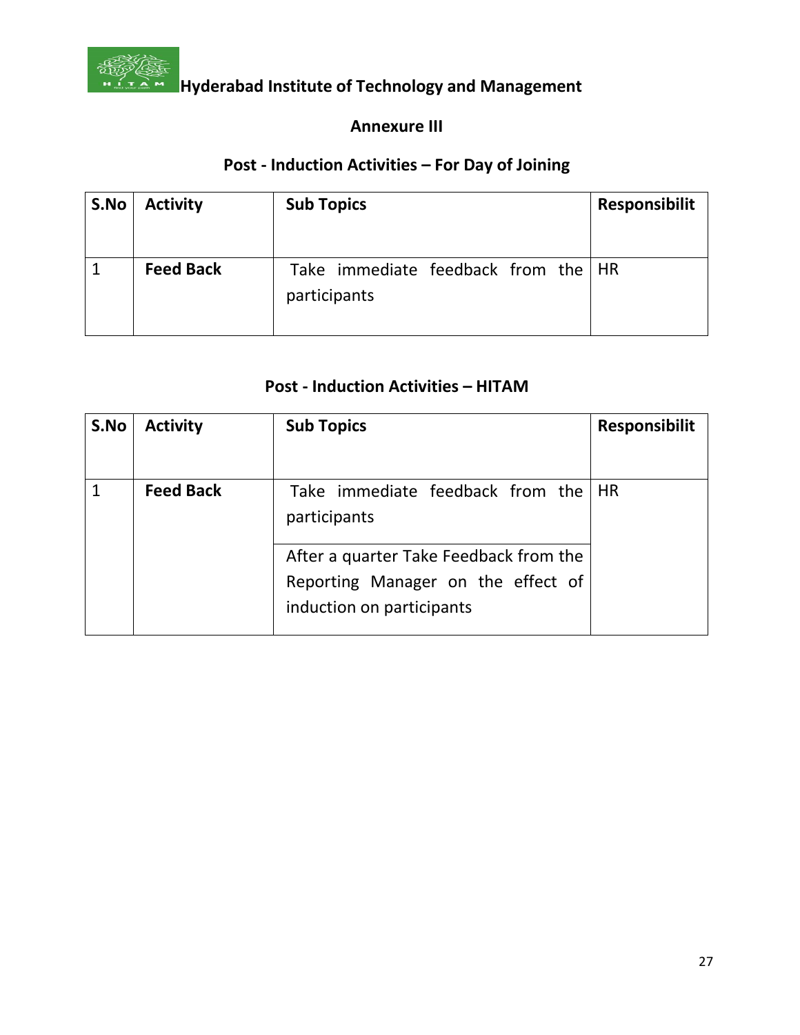**Hyderabad Institute of Technology and Management**

## Annexure III

### Post - Induction Activities – For Day of Joining

| S.No | Activity | Sub Topics | Responsibilit |
|---|---|---|---|
| 1 | **Feed Back** | Take immediate feedback from the participants | HR |

### Post - Induction Activities – HITAM

| S.No | Activity | Sub Topics | Responsibilit |
|---|---|---|---|
| 1 | **Feed Back** | Take immediate feedback from the participants | HR |
| | | After a quarter Take Feedback from the Reporting Manager on the effect of induction on participants | |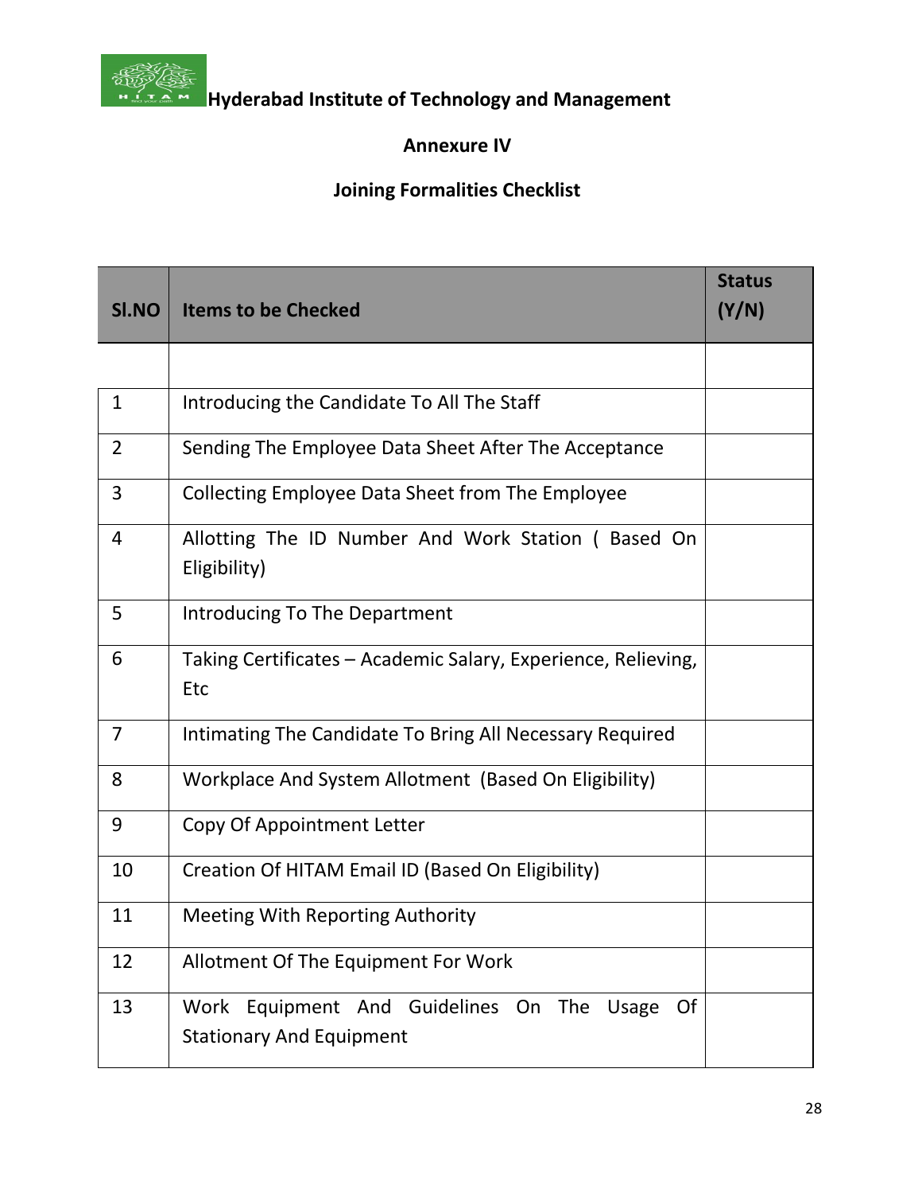**Hyderabad Institute of Technology and Management**

## Annexure IV

## Joining Formalities Checklist

| Sl.NO | Items to be Checked | Status (Y/N) |
|---|---|---|
| | | |
| 1 | Introducing the Candidate To All The Staff | |
| 2 | Sending The Employee Data Sheet After The Acceptance | |
| 3 | Collecting Employee Data Sheet from The Employee | |
| 4 | Allotting The ID Number And Work Station ( Based On Eligibility) | |
| 5 | Introducing To The Department | |
| 6 | Taking Certificates – Academic Salary, Experience, Relieving, Etc | |
| 7 | Intimating The Candidate To Bring All Necessary Required | |
| 8 | Workplace And System Allotment (Based On Eligibility) | |
| 9 | Copy Of Appointment Letter | |
| 10 | Creation Of HITAM Email ID (Based On Eligibility) | |
| 11 | Meeting With Reporting Authority | |
| 12 | Allotment Of The Equipment For Work | |
| 13 | Work Equipment And Guidelines On The Usage Of Stationary And Equipment | |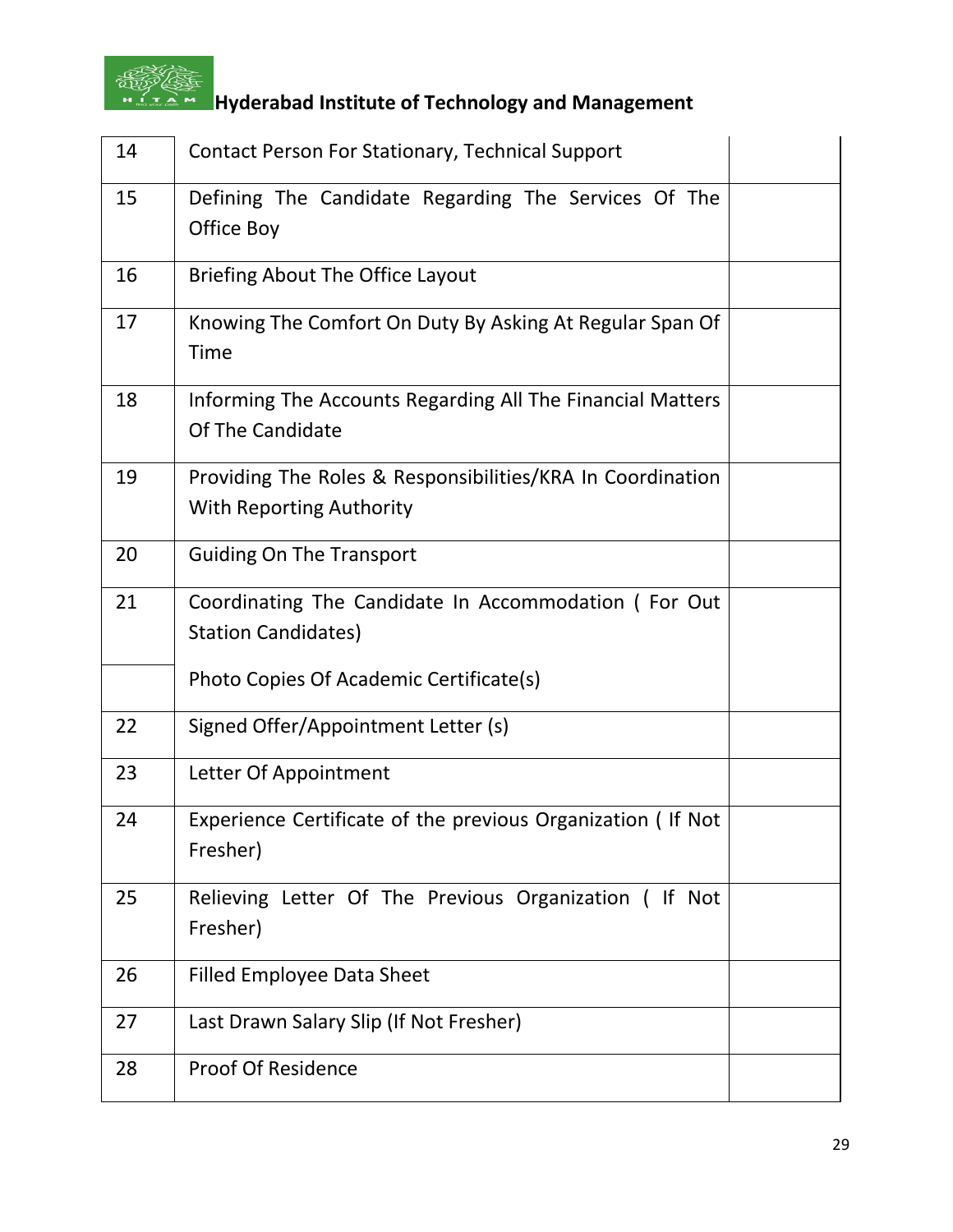| | | |
|---|---|---|
| 14 | Contact Person For Stationary, Technical Support | |
| 15 | Defining The Candidate Regarding The Services Of The Office Boy | |
| 16 | Briefing About The Office Layout | |
| 17 | Knowing The Comfort On Duty By Asking At Regular Span Of Time | |
| 18 | Informing The Accounts Regarding All The Financial Matters Of The Candidate | |
| 19 | Providing The Roles & Responsibilities/KRA In Coordination With Reporting Authority | |
| 20 | Guiding On The Transport | |
| 21 | Coordinating The Candidate In Accommodation ( For Out Station Candidates) | |
| | Photo Copies Of Academic Certificate(s) | |
| 22 | Signed Offer/Appointment Letter (s) | |
| 23 | Letter Of Appointment | |
| 24 | Experience Certificate of the previous Organization ( If Not Fresher) | |
| 25 | Relieving Letter Of The Previous Organization ( If Not Fresher) | |
| 26 | Filled Employee Data Sheet | |
| 27 | Last Drawn Salary Slip (If Not Fresher) | |
| 28 | Proof Of Residence | |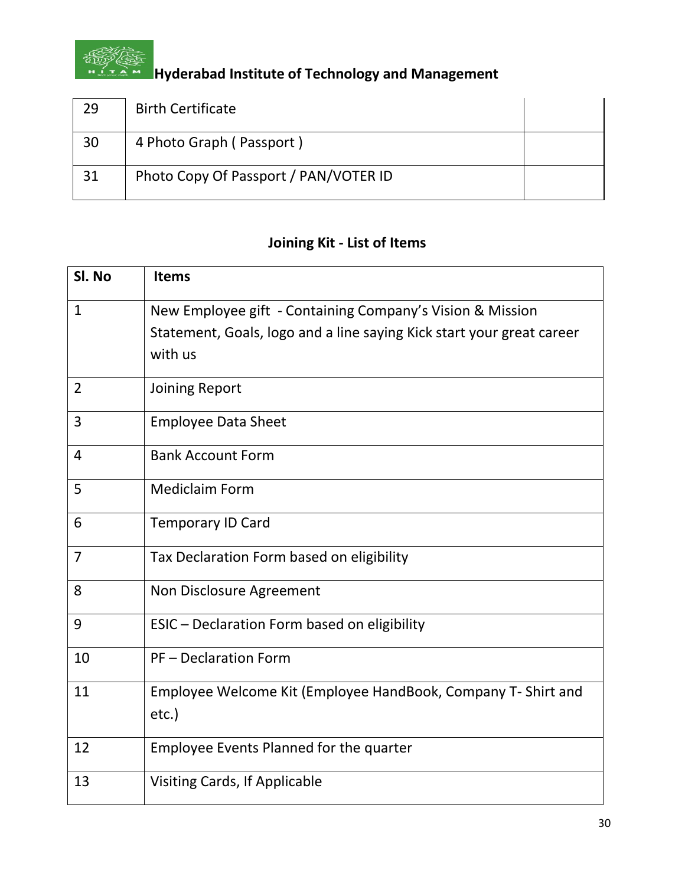| 29 | Birth Certificate | |
|---|---|---|
| 30 | 4 Photo Graph ( Passport ) | |
| 31 | Photo Copy Of Passport / PAN/VOTER ID | |

## Joining Kit - List of Items

| Sl. No | Items |
|---|---|
| 1 | New Employee gift - Containing Company's Vision & Mission Statement, Goals, logo and a line saying Kick start your great career with us |
| 2 | Joining Report |
| 3 | Employee Data Sheet |
| 4 | Bank Account Form |
| 5 | Mediclaim Form |
| 6 | Temporary ID Card |
| 7 | Tax Declaration Form based on eligibility |
| 8 | Non Disclosure Agreement |
| 9 | ESIC – Declaration Form based on eligibility |
| 10 | PF – Declaration Form |
| 11 | Employee Welcome Kit (Employee HandBook, Company T- Shirt and etc.) |
| 12 | Employee Events Planned for the quarter |
| 13 | Visiting Cards, If Applicable |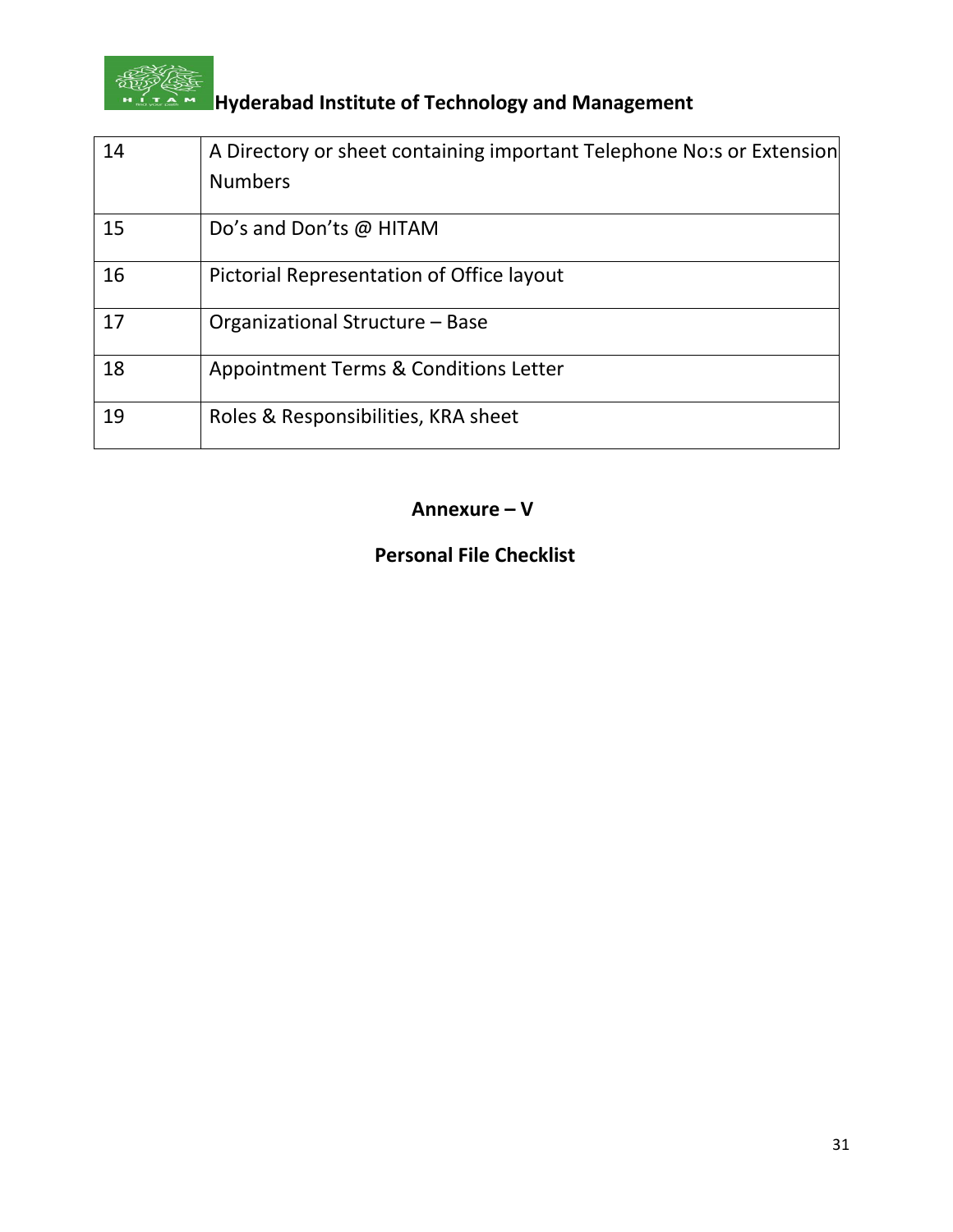| 14 | A Directory or sheet containing important Telephone No:s or Extension Numbers |
|---|---|
| 15 | Do’s and Don’ts @ HITAM |
| 16 | Pictorial Representation of Office layout |
| 17 | Organizational Structure – Base |
| 18 | Appointment Terms & Conditions Letter |
| 19 | Roles & Responsibilities, KRA sheet |

## Annexure – V

## Personal File Checklist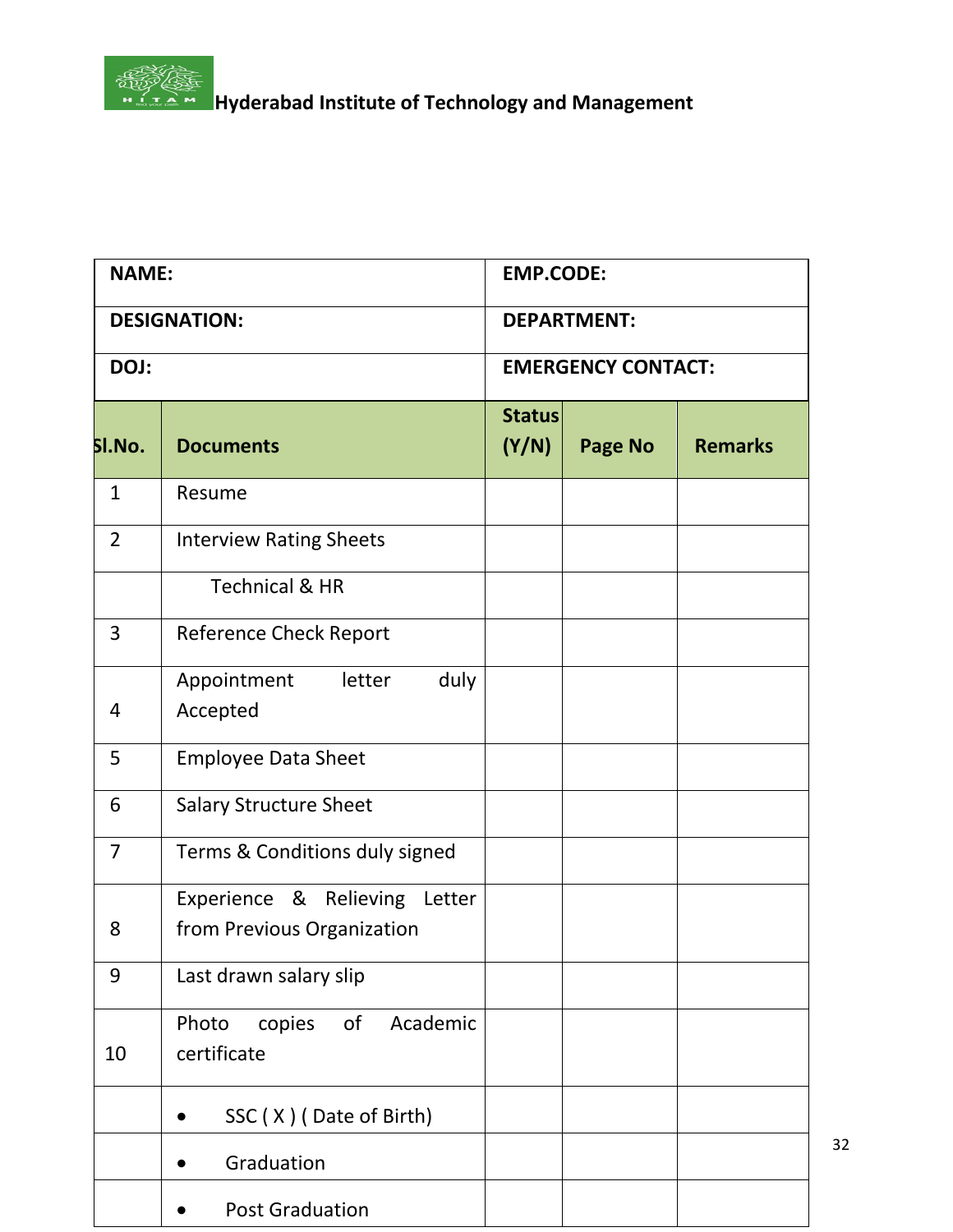**Hyderabad Institute of Technology and Management**

| NAME: | EMP.CODE: |
|---|---|
| DESIGNATION: | DEPARTMENT: |
| DOJ: | EMERGENCY CONTACT: |

| Sl.No. | Documents | Status (Y/N) | Page No | Remarks |
|---|---|---|---|---|
| 1 | Resume | | | |
| 2 | Interview Rating Sheets | | | |
| | Technical & HR | | | |
| 3 | Reference Check Report | | | |
| 4 | Appointment letter duly Accepted | | | |
| 5 | Employee Data Sheet | | | |
| 6 | Salary Structure Sheet | | | |
| 7 | Terms & Conditions duly signed | | | |
| 8 | Experience & Relieving Letter from Previous Organization | | | |
| 9 | Last drawn salary slip | | | |
| 10 | Photo copies of Academic certificate | | | |
| | • SSC ( X ) ( Date of Birth) | | | |
| | • Graduation | | | |
| | • Post Graduation | | | |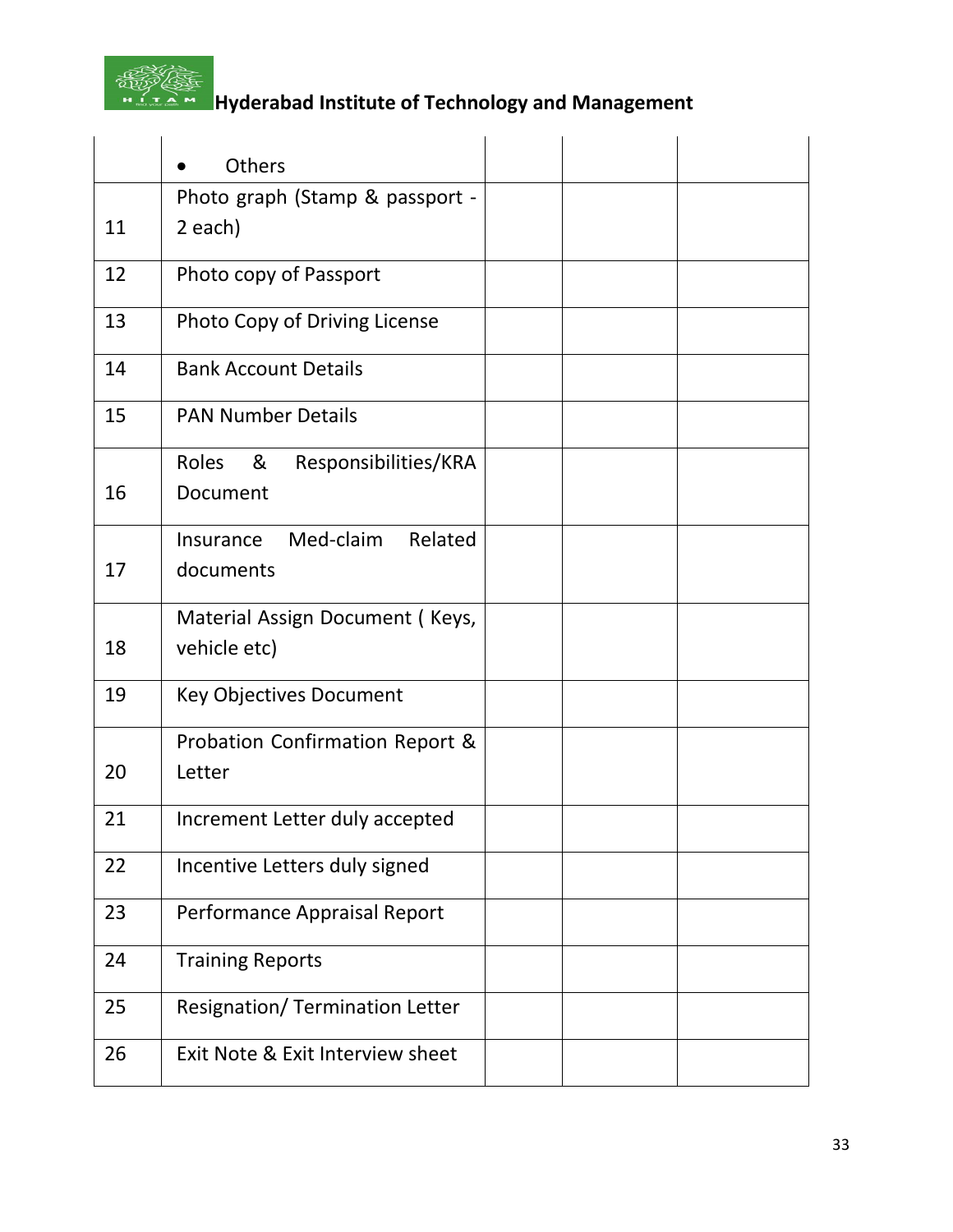| | | | | |
|---|---|---|---|---|
| | • Others | | | |
| 11 | Photo graph (Stamp & passport - 2 each) | | | |
| 12 | Photo copy of Passport | | | |
| 13 | Photo Copy of Driving License | | | |
| 14 | Bank Account Details | | | |
| 15 | PAN Number Details | | | |
| 16 | Roles & Responsibilities/KRA Document | | | |
| 17 | Insurance Med-claim Related documents | | | |
| 18 | Material Assign Document ( Keys, vehicle etc) | | | |
| 19 | Key Objectives Document | | | |
| 20 | Probation Confirmation Report & Letter | | | |
| 21 | Increment Letter duly accepted | | | |
| 22 | Incentive Letters duly signed | | | |
| 23 | Performance Appraisal Report | | | |
| 24 | Training Reports | | | |
| 25 | Resignation/ Termination Letter | | | |
| 26 | Exit Note & Exit Interview sheet | | | |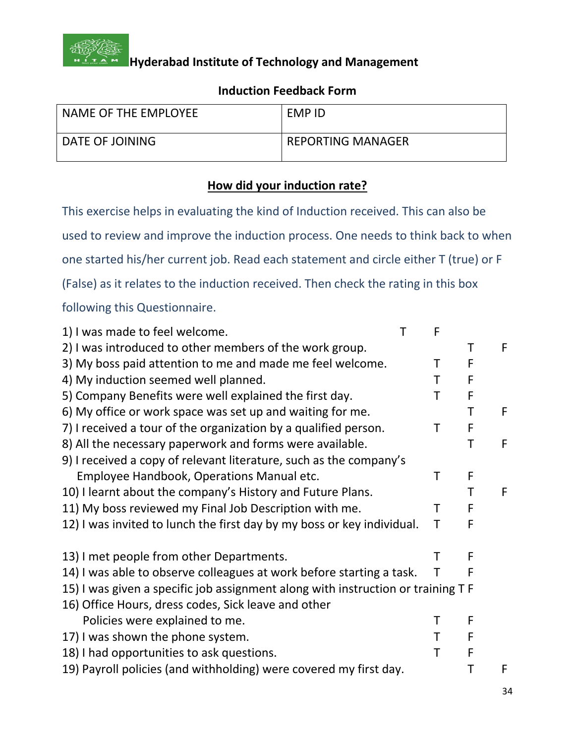**Hyderabad Institute of Technology and Management**

### Induction Feedback Form

| NAME OF THE EMPLOYEE | EMP ID |
|---|---|
| DATE OF JOINING | REPORTING MANAGER |

### How did your induction rate?

This exercise helps in evaluating the kind of Induction received. This can also be used to review and improve the induction process. One needs to think back to when one started his/her current job. Read each statement and circle either T (true) or F (False) as it relates to the induction received. Then check the rating in this box following this Questionnaire.

1) I was made to feel welcome. T F
2) I was introduced to other members of the work group. T F
3) My boss paid attention to me and made me feel welcome. T F
4) My induction seemed well planned. T F
5) Company Benefits were well explained the first day. T F
6) My office or work space was set up and waiting for me. T F
7) I received a tour of the organization by a qualified person. T F
8) All the necessary paperwork and forms were available. T F
9) I received a copy of relevant literature, such as the company's Employee Handbook, Operations Manual etc. T F
10) I learnt about the company's History and Future Plans. T F
11) My boss reviewed my Final Job Description with me. T F
12) I was invited to lunch the first day by my boss or key individual. T F
13) I met people from other Departments. T F
14) I was able to observe colleagues at work before starting a task. T F
15) I was given a specific job assignment along with instruction or training T F
16) Office Hours, dress codes, Sick leave and other Policies were explained to me. T F
17) I was shown the phone system. T F
18) I had opportunities to ask questions. T F
19) Payroll policies (and withholding) were covered my first day. T F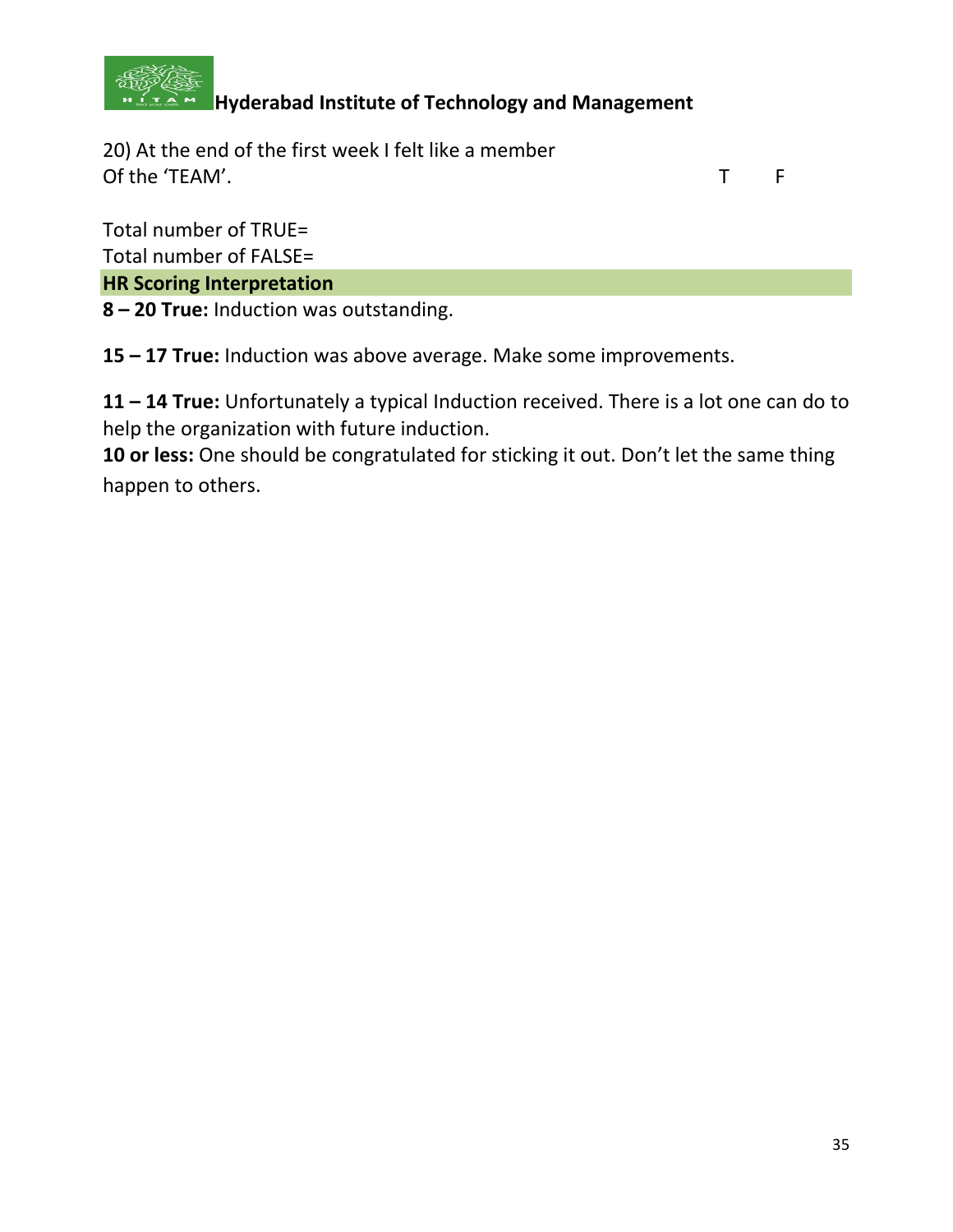20) At the end of the first week I felt like a member
Of the 'TEAM'. T F

Total number of TRUE=
Total number of FALSE=

**HR Scoring Interpretation**

**8 – 20 True:** Induction was outstanding.

**15 – 17 True:** Induction was above average. Make some improvements.

**11 – 14 True:** Unfortunately a typical Induction received. There is a lot one can do to help the organization with future induction.

**10 or less:** One should be congratulated for sticking it out. Don't let the same thing happen to others.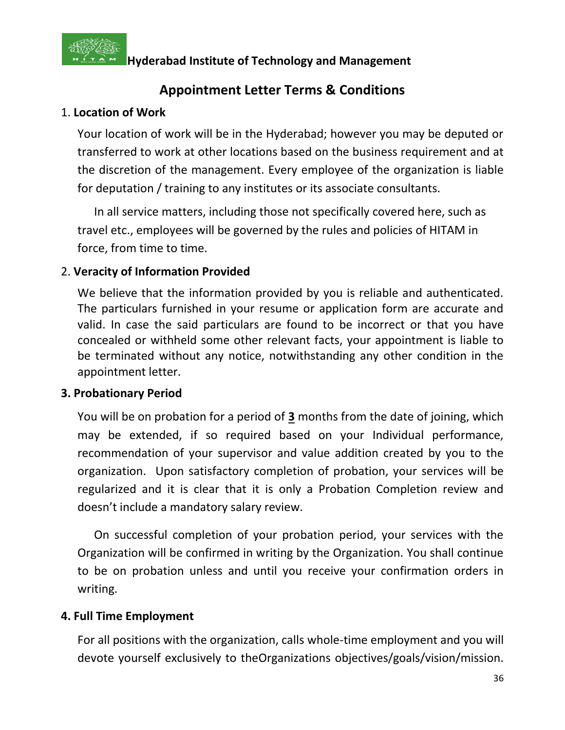Hyderabad Institute of Technology and Management

## Appointment Letter Terms & Conditions

1. **Location of Work**

Your location of work will be in the Hyderabad; however you may be deputed or transferred to work at other locations based on the business requirement and at the discretion of the management. Every employee of the organization is liable for deputation / training to any institutes or its associate consultants.

In all service matters, including those not specifically covered here, such as travel etc., employees will be governed by the rules and policies of HITAM in force, from time to time.

2. **Veracity of Information Provided**

We believe that the information provided by you is reliable and authenticated. The particulars furnished in your resume or application form are accurate and valid. In case the said particulars are found to be incorrect or that you have concealed or withheld some other relevant facts, your appointment is liable to be terminated without any notice, notwithstanding any other condition in the appointment letter.

**3. Probationary Period**

You will be on probation for a period of **3** months from the date of joining, which may be extended, if so required based on your Individual performance, recommendation of your supervisor and value addition created by you to the organization. Upon satisfactory completion of probation, your services will be regularized and it is clear that it is only a Probation Completion review and doesn't include a mandatory salary review.

On successful completion of your probation period, your services with the Organization will be confirmed in writing by the Organization. You shall continue to be on probation unless and until you receive your confirmation orders in writing.

**4. Full Time Employment**

For all positions with the organization, calls whole-time employment and you will devote yourself exclusively to theOrganizations objectives/goals/vision/mission.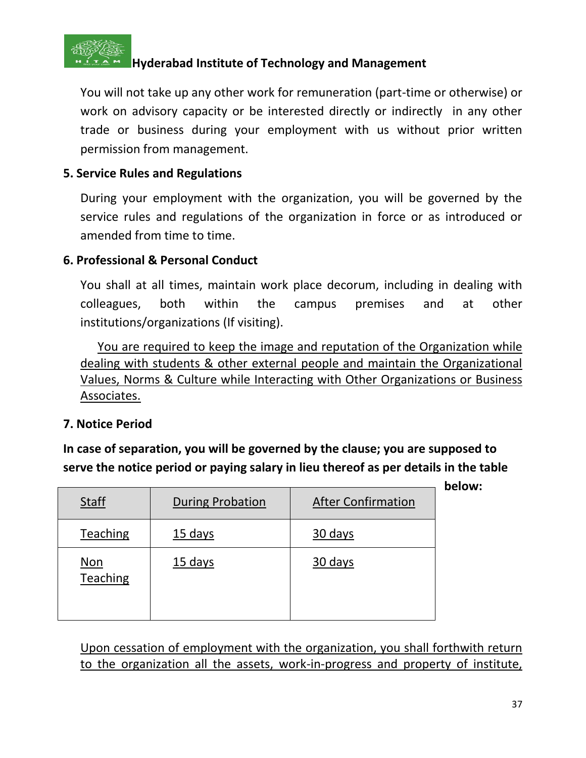You will not take up any other work for remuneration (part-time or otherwise) or work on advisory capacity or be interested directly or indirectly in any other trade or business during your employment with us without prior written permission from management.

**5. Service Rules and Regulations**

During your employment with the organization, you will be governed by the service rules and regulations of the organization in force or as introduced or amended from time to time.

**6. Professional & Personal Conduct**

You shall at all times, maintain work place decorum, including in dealing with colleagues, both within the campus premises and at other institutions/organizations (If visiting).

You are required to keep the image and reputation of the Organization while dealing with students & other external people and maintain the Organizational Values, Norms & Culture while Interacting with Other Organizations or Business Associates.

**7. Notice Period**

**In case of separation, you will be governed by the clause; you are supposed to serve the notice period or paying salary in lieu thereof as per details in the table below:**

| Staff | During Probation | After Confirmation |
|---|---|---|
| Teaching | 15 days | 30 days |
| Non Teaching | 15 days | 30 days |

Upon cessation of employment with the organization, you shall forthwith return to the organization all the assets, work-in-progress and property of institute,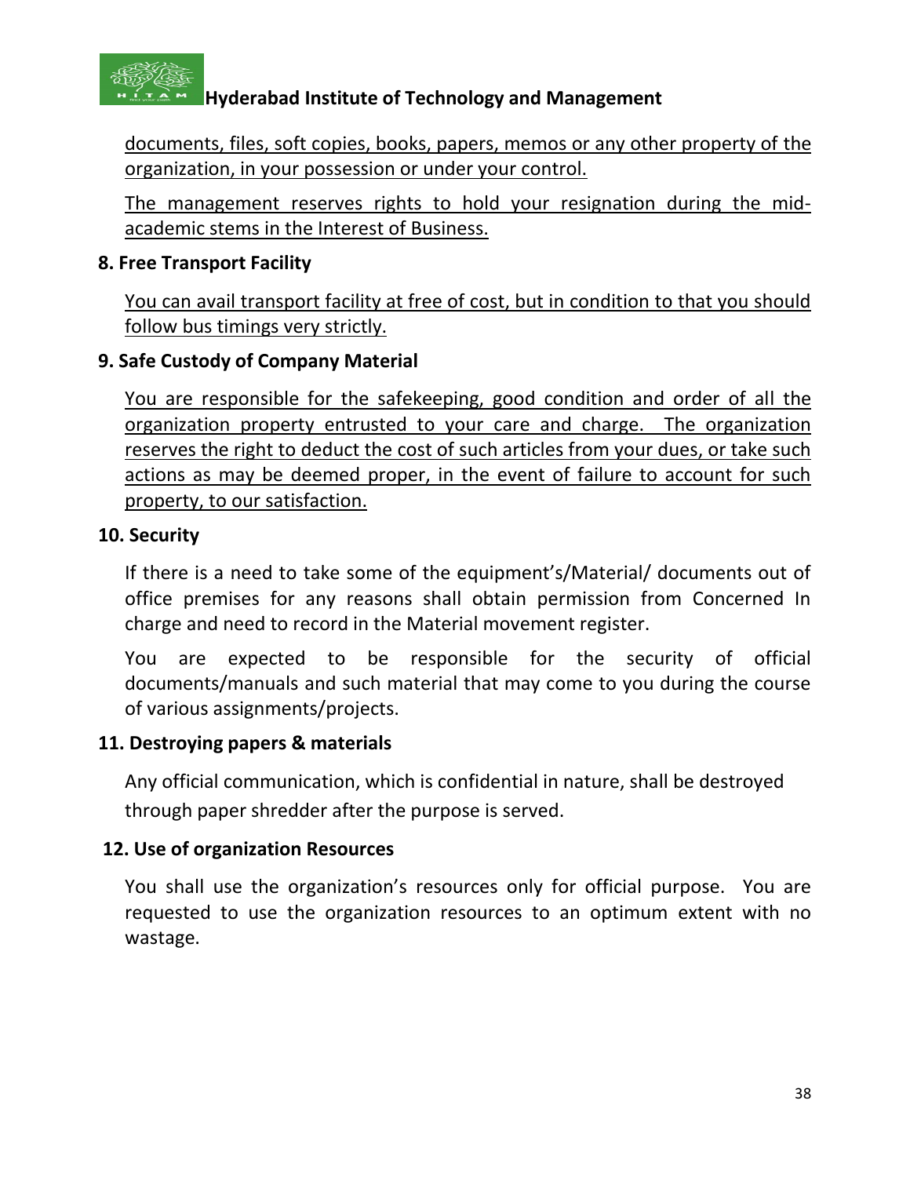documents, files, soft copies, books, papers, memos or any other property of the organization, in your possession or under your control.

The management reserves rights to hold your resignation during the mid-academic stems in the Interest of Business.

**8. Free Transport Facility**

You can avail transport facility at free of cost, but in condition to that you should follow bus timings very strictly.

**9. Safe Custody of Company Material**

You are responsible for the safekeeping, good condition and order of all the organization property entrusted to your care and charge. The organization reserves the right to deduct the cost of such articles from your dues, or take such actions as may be deemed proper, in the event of failure to account for such property, to our satisfaction.

**10. Security**

If there is a need to take some of the equipment's/Material/ documents out of office premises for any reasons shall obtain permission from Concerned In charge and need to record in the Material movement register.

You are expected to be responsible for the security of official documents/manuals and such material that may come to you during the course of various assignments/projects.

**11. Destroying papers & materials**

Any official communication, which is confidential in nature, shall be destroyed through paper shredder after the purpose is served.

**12. Use of organization Resources**

You shall use the organization's resources only for official purpose. You are requested to use the organization resources to an optimum extent with no wastage.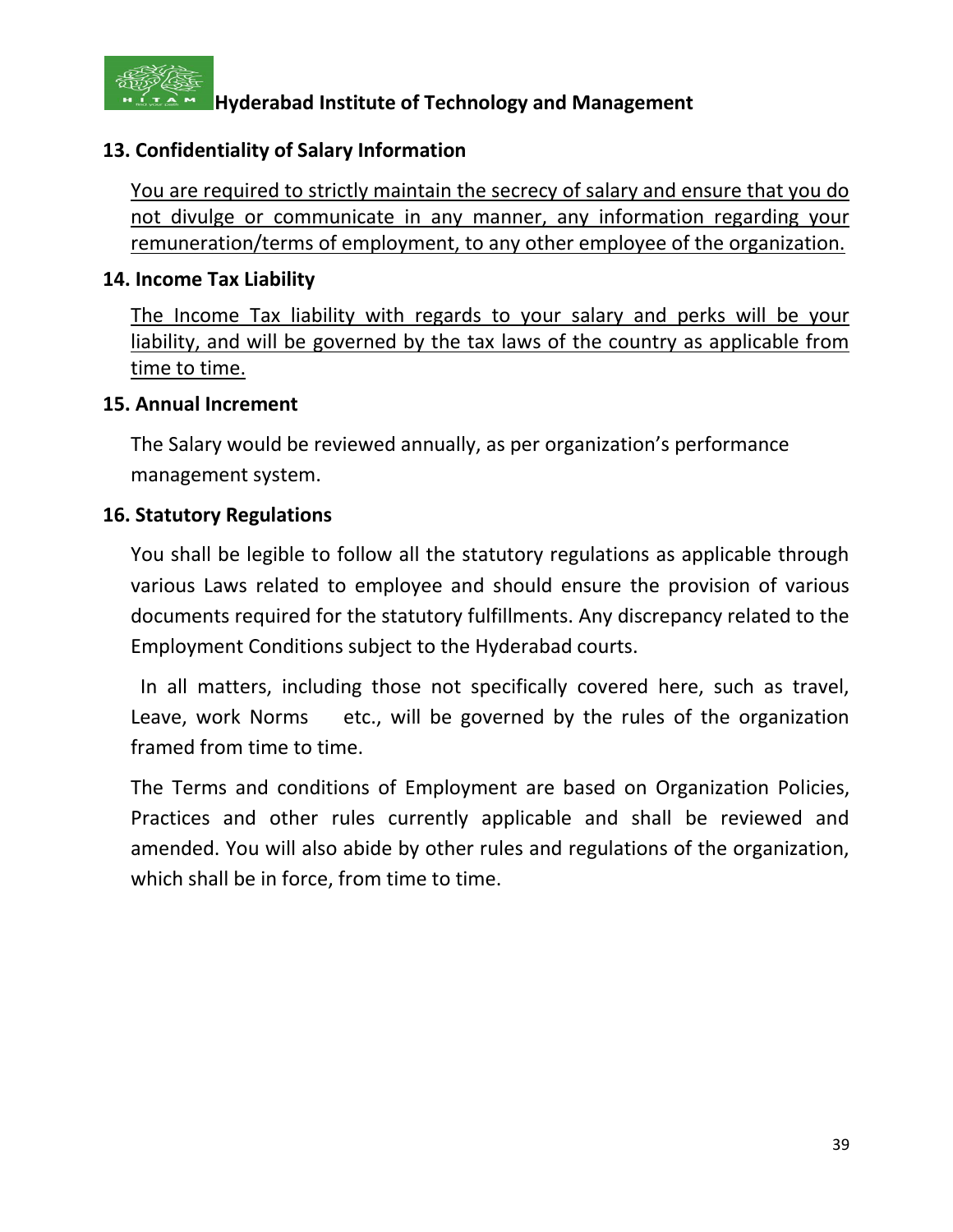### 13. Confidentiality of Salary Information

You are required to strictly maintain the secrecy of salary and ensure that you do not divulge or communicate in any manner, any information regarding your remuneration/terms of employment, to any other employee of the organization.

### 14. Income Tax Liability

The Income Tax liability with regards to your salary and perks will be your liability, and will be governed by the tax laws of the country as applicable from time to time.

### 15. Annual Increment

The Salary would be reviewed annually, as per organization's performance management system.

### 16. Statutory Regulations

You shall be legible to follow all the statutory regulations as applicable through various Laws related to employee and should ensure the provision of various documents required for the statutory fulfillments. Any discrepancy related to the Employment Conditions subject to the Hyderabad courts.

In all matters, including those not specifically covered here, such as travel, Leave, work Norms etc., will be governed by the rules of the organization framed from time to time.

The Terms and conditions of Employment are based on Organization Policies, Practices and other rules currently applicable and shall be reviewed and amended. You will also abide by other rules and regulations of the organization, which shall be in force, from time to time.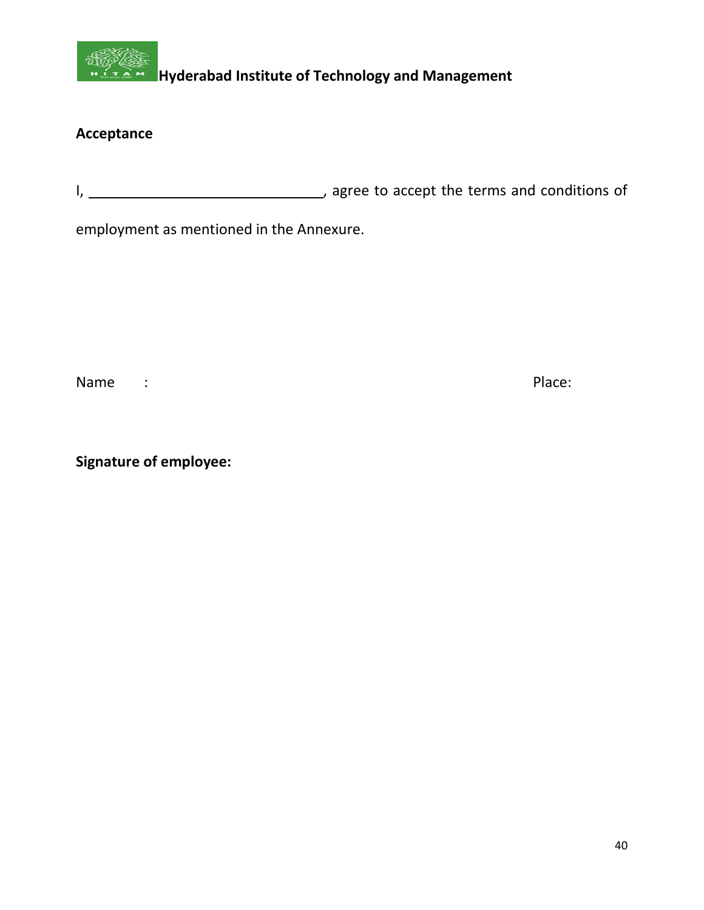**Hyderabad Institute of Technology and Management**

**Acceptance**

I, ________________________________, agree to accept the terms and conditions of employment as mentioned in the Annexure.

Name :                                                                                                   Place:

**Signature of employee:**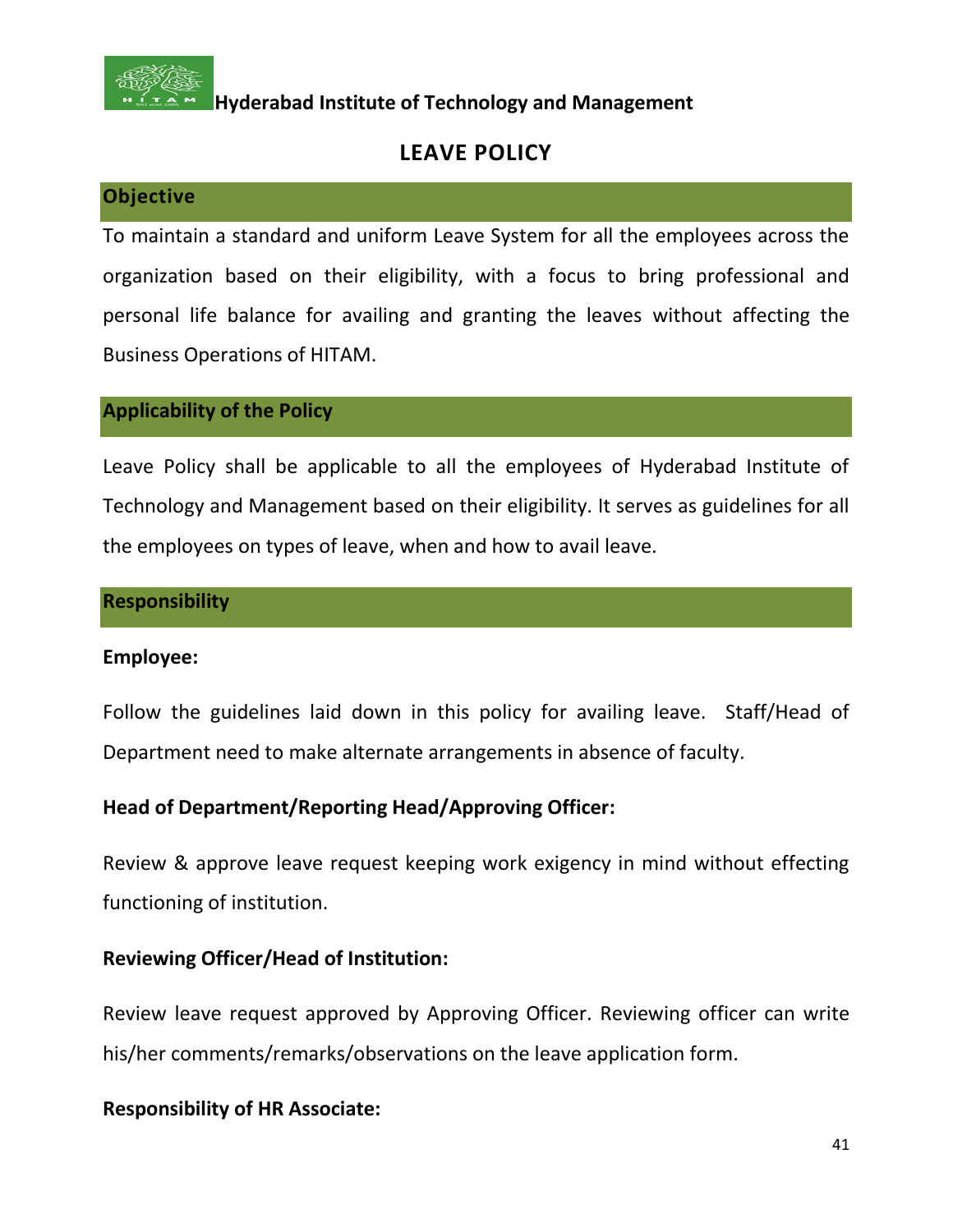**Hyderabad Institute of Technology and Management**

# LEAVE POLICY

## Objective

To maintain a standard and uniform Leave System for all the employees across the organization based on their eligibility, with a focus to bring professional and personal life balance for availing and granting the leaves without affecting the Business Operations of HITAM.

## Applicability of the Policy

Leave Policy shall be applicable to all the employees of Hyderabad Institute of Technology and Management based on their eligibility. It serves as guidelines for all the employees on types of leave, when and how to avail leave.

## Responsibility

**Employee:**

Follow the guidelines laid down in this policy for availing leave. Staff/Head of Department need to make alternate arrangements in absence of faculty.

**Head of Department/Reporting Head/Approving Officer:**

Review & approve leave request keeping work exigency in mind without effecting functioning of institution.

**Reviewing Officer/Head of Institution:**

Review leave request approved by Approving Officer. Reviewing officer can write his/her comments/remarks/observations on the leave application form.

**Responsibility of HR Associate:**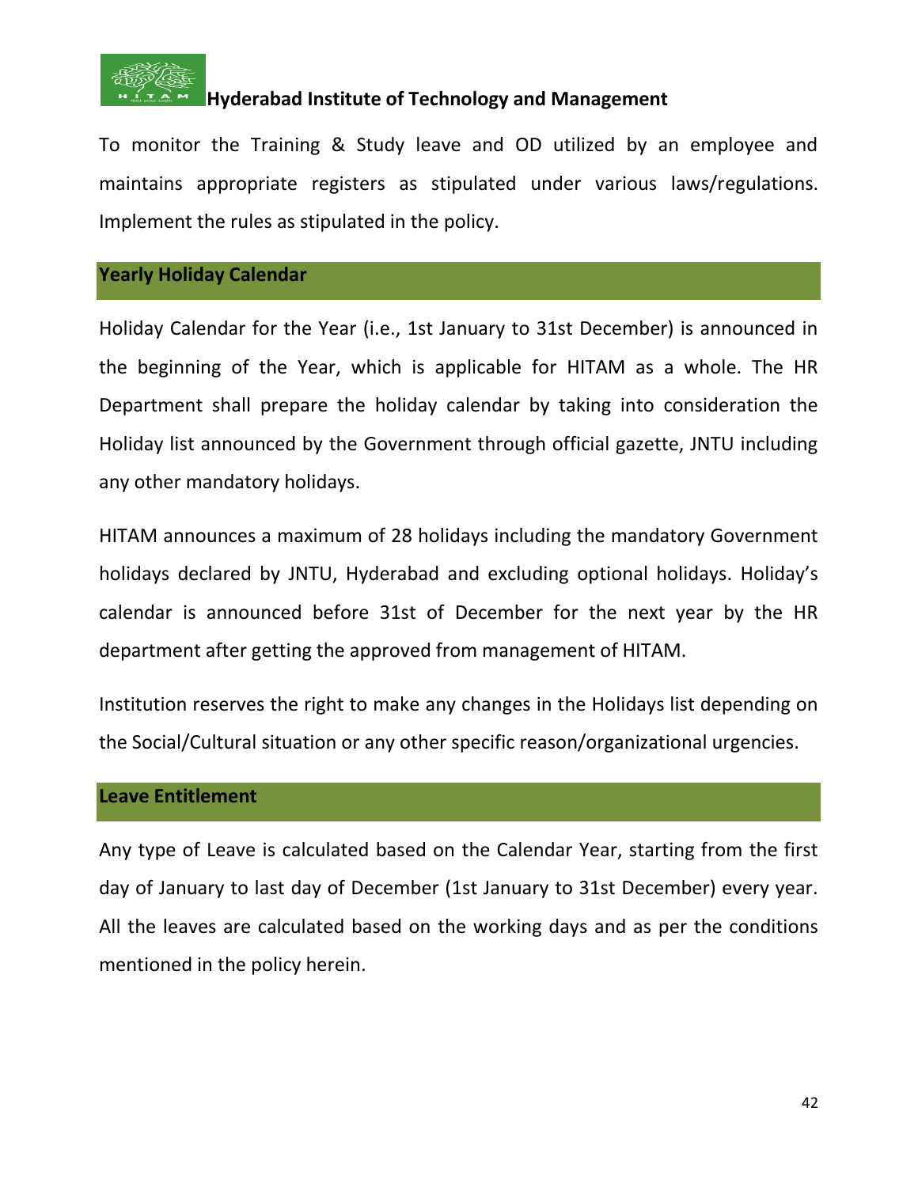To monitor the Training & Study leave and OD utilized by an employee and maintains appropriate registers as stipulated under various laws/regulations. Implement the rules as stipulated in the policy.

## Yearly Holiday Calendar

Holiday Calendar for the Year (i.e., 1st January to 31st December) is announced in the beginning of the Year, which is applicable for HITAM as a whole. The HR Department shall prepare the holiday calendar by taking into consideration the Holiday list announced by the Government through official gazette, JNTU including any other mandatory holidays.

HITAM announces a maximum of 28 holidays including the mandatory Government holidays declared by JNTU, Hyderabad and excluding optional holidays. Holiday's calendar is announced before 31st of December for the next year by the HR department after getting the approved from management of HITAM.

Institution reserves the right to make any changes in the Holidays list depending on the Social/Cultural situation or any other specific reason/organizational urgencies.

## Leave Entitlement

Any type of Leave is calculated based on the Calendar Year, starting from the first day of January to last day of December (1st January to 31st December) every year. All the leaves are calculated based on the working days and as per the conditions mentioned in the policy herein.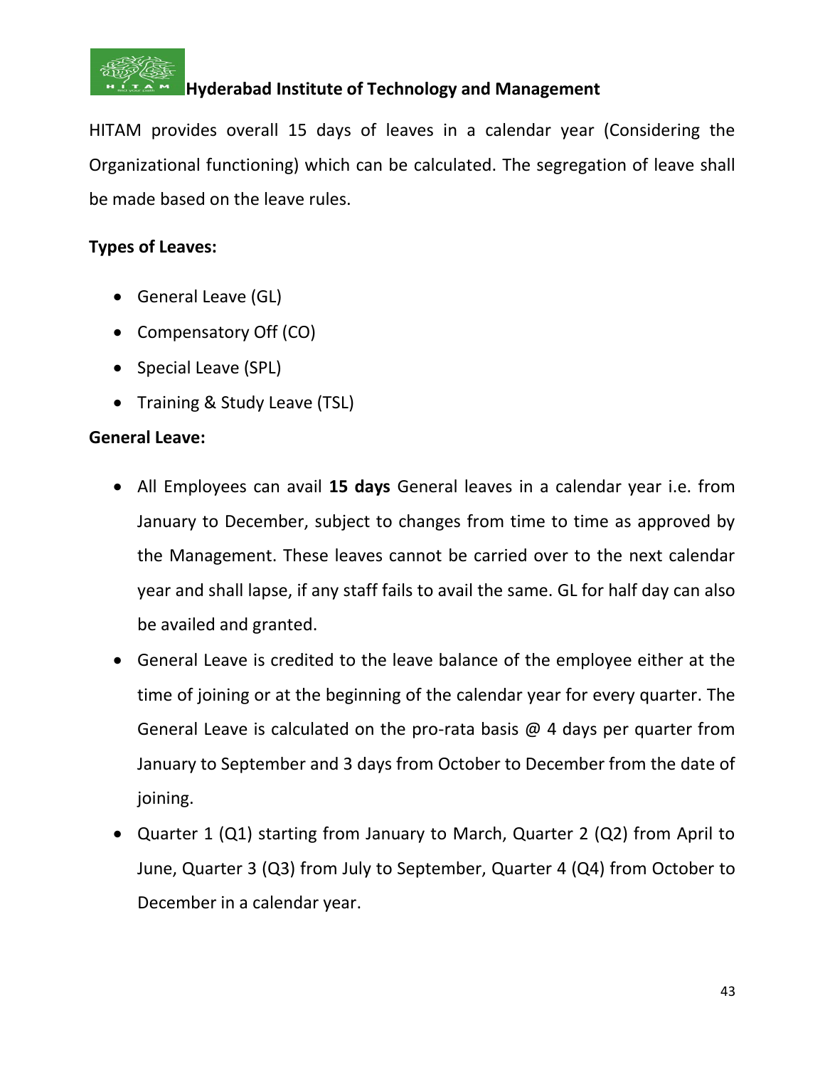HITAM provides overall 15 days of leaves in a calendar year (Considering the Organizational functioning) which can be calculated. The segregation of leave shall be made based on the leave rules.

**Types of Leaves:**

- General Leave (GL)
- Compensatory Off (CO)
- Special Leave (SPL)
- Training & Study Leave (TSL)

**General Leave:**

- All Employees can avail **15 days** General leaves in a calendar year i.e. from January to December, subject to changes from time to time as approved by the Management. These leaves cannot be carried over to the next calendar year and shall lapse, if any staff fails to avail the same. GL for half day can also be availed and granted.
- General Leave is credited to the leave balance of the employee either at the time of joining or at the beginning of the calendar year for every quarter. The General Leave is calculated on the pro-rata basis @ 4 days per quarter from January to September and 3 days from October to December from the date of joining.
- Quarter 1 (Q1) starting from January to March, Quarter 2 (Q2) from April to June, Quarter 3 (Q3) from July to September, Quarter 4 (Q4) from October to December in a calendar year.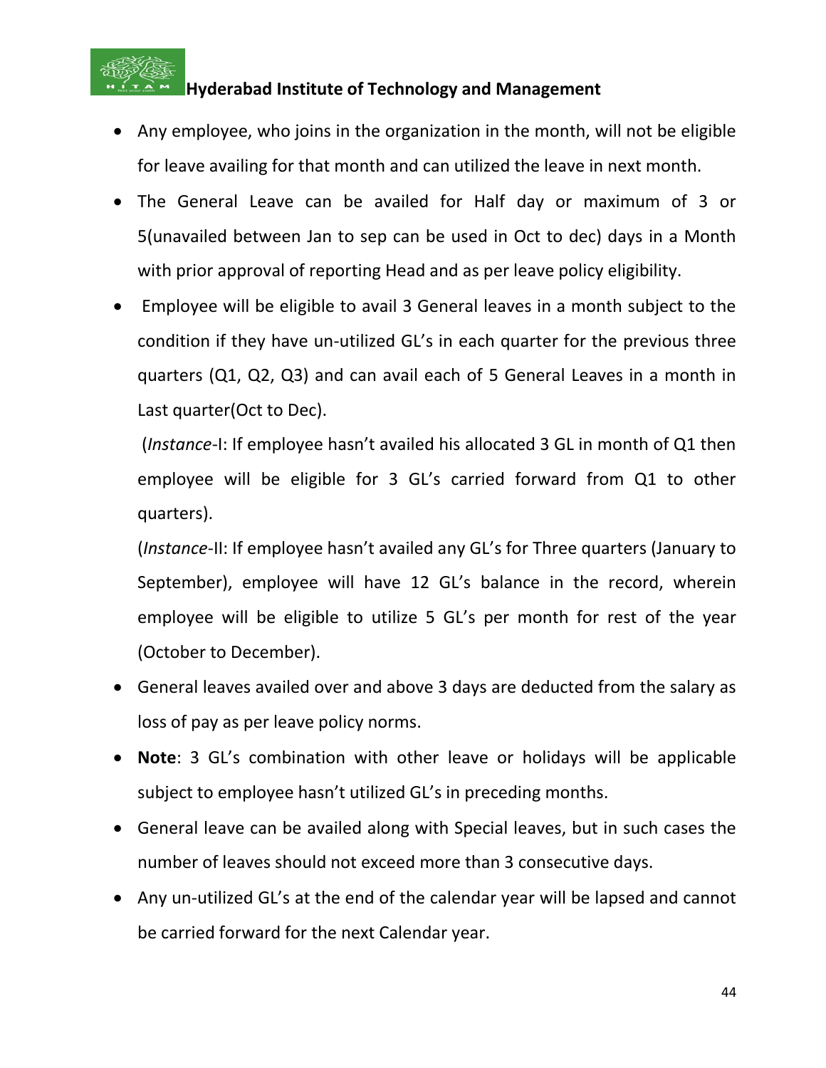- Any employee, who joins in the organization in the month, will not be eligible for leave availing for that month and can utilized the leave in next month.
- The General Leave can be availed for Half day or maximum of 3 or 5(unavailed between Jan to sep can be used in Oct to dec) days in a Month with prior approval of reporting Head and as per leave policy eligibility.
- Employee will be eligible to avail 3 General leaves in a month subject to the condition if they have un-utilized GL's in each quarter for the previous three quarters (Q1, Q2, Q3) and can avail each of 5 General Leaves in a month in Last quarter(Oct to Dec).

  (*Instance*-I: If employee hasn't availed his allocated 3 GL in month of Q1 then employee will be eligible for 3 GL's carried forward from Q1 to other quarters).

  (*Instance*-II: If employee hasn't availed any GL's for Three quarters (January to September), employee will have 12 GL's balance in the record, wherein employee will be eligible to utilize 5 GL's per month for rest of the year (October to December).
- General leaves availed over and above 3 days are deducted from the salary as loss of pay as per leave policy norms.
- **Note**: 3 GL's combination with other leave or holidays will be applicable subject to employee hasn't utilized GL's in preceding months.
- General leave can be availed along with Special leaves, but in such cases the number of leaves should not exceed more than 3 consecutive days.
- Any un-utilized GL's at the end of the calendar year will be lapsed and cannot be carried forward for the next Calendar year.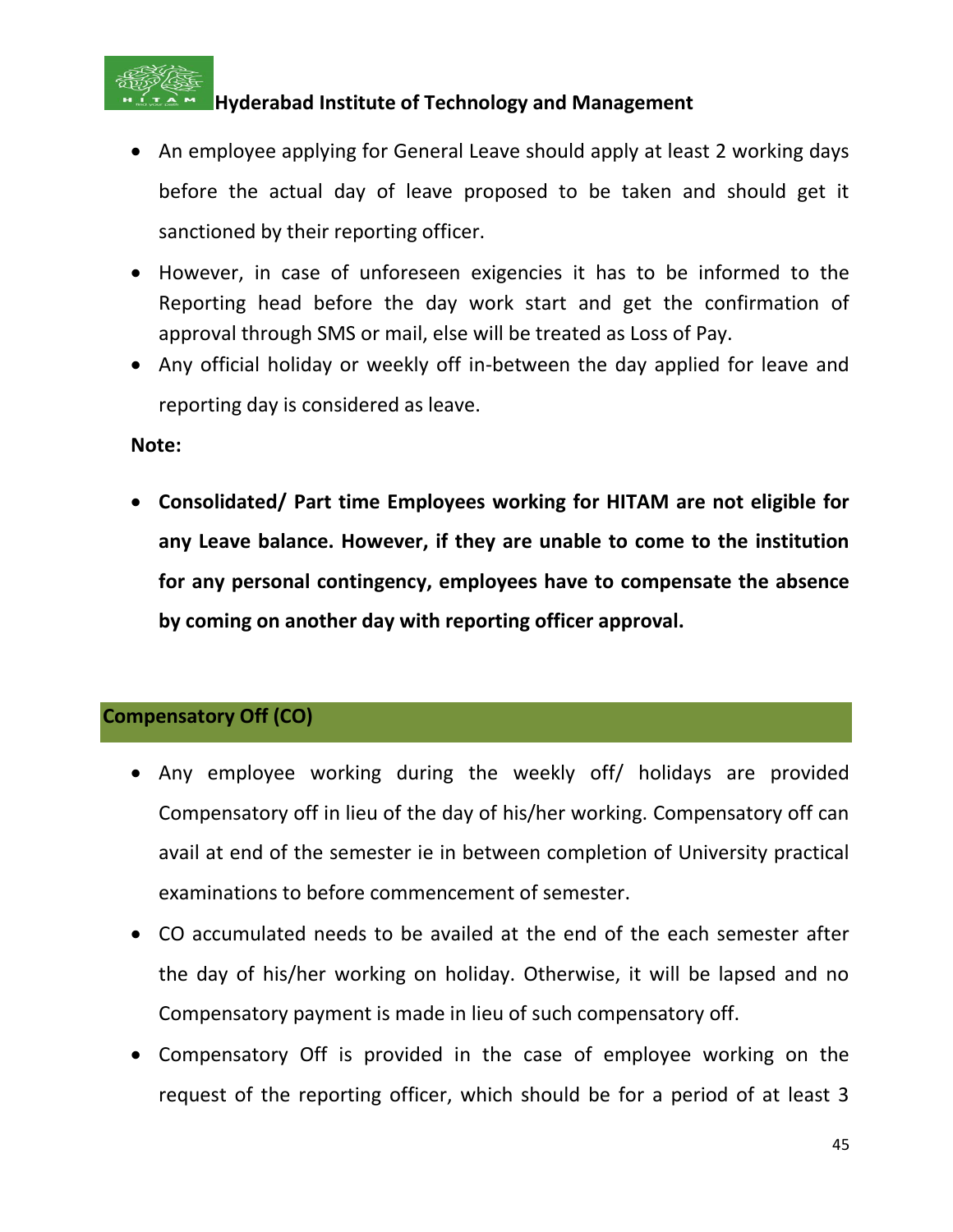- An employee applying for General Leave should apply at least 2 working days before the actual day of leave proposed to be taken and should get it sanctioned by their reporting officer.
- However, in case of unforeseen exigencies it has to be informed to the Reporting head before the day work start and get the confirmation of approval through SMS or mail, else will be treated as Loss of Pay.
- Any official holiday or weekly off in-between the day applied for leave and reporting day is considered as leave.

**Note:**

- **Consolidated/ Part time Employees working for HITAM are not eligible for any Leave balance. However, if they are unable to come to the institution for any personal contingency, employees have to compensate the absence by coming on another day with reporting officer approval.**

## Compensatory Off (CO)

- Any employee working during the weekly off/ holidays are provided Compensatory off in lieu of the day of his/her working. Compensatory off can avail at end of the semester ie in between completion of University practical examinations to before commencement of semester.
- CO accumulated needs to be availed at the end of the each semester after the day of his/her working on holiday. Otherwise, it will be lapsed and no Compensatory payment is made in lieu of such compensatory off.
- Compensatory Off is provided in the case of employee working on the request of the reporting officer, which should be for a period of at least 3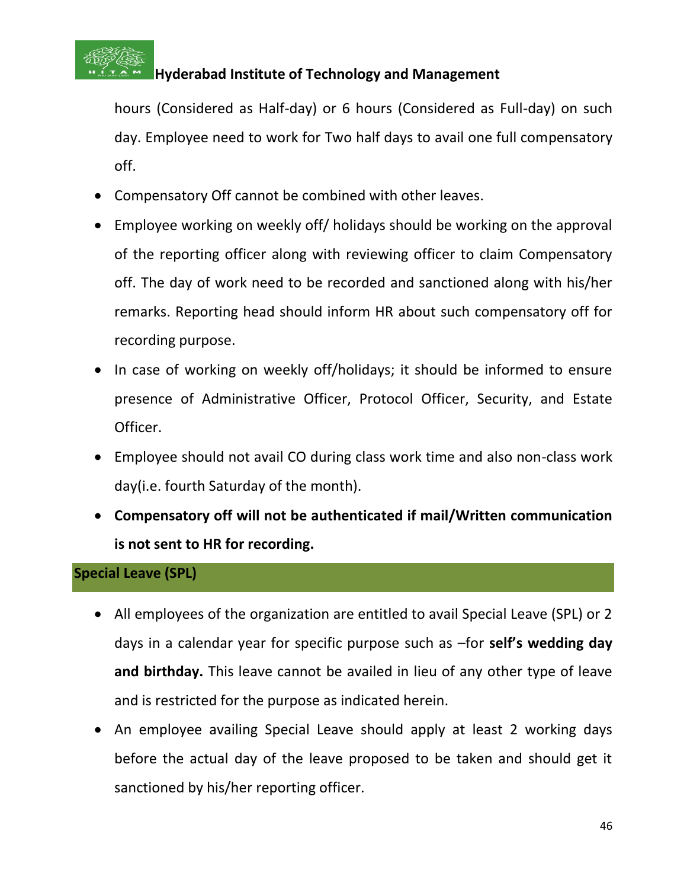hours (Considered as Half-day) or 6 hours (Considered as Full-day) on such day. Employee need to work for Two half days to avail one full compensatory off.

- Compensatory Off cannot be combined with other leaves.
- Employee working on weekly off/ holidays should be working on the approval of the reporting officer along with reviewing officer to claim Compensatory off. The day of work need to be recorded and sanctioned along with his/her remarks. Reporting head should inform HR about such compensatory off for recording purpose.
- In case of working on weekly off/holidays; it should be informed to ensure presence of Administrative Officer, Protocol Officer, Security, and Estate Officer.
- Employee should not avail CO during class work time and also non-class work day(i.e. fourth Saturday of the month).
- **Compensatory off will not be authenticated if mail/Written communication is not sent to HR for recording.**

## Special Leave (SPL)

- All employees of the organization are entitled to avail Special Leave (SPL) or 2 days in a calendar year for specific purpose such as –for **self's wedding day and birthday.** This leave cannot be availed in lieu of any other type of leave and is restricted for the purpose as indicated herein.
- An employee availing Special Leave should apply at least 2 working days before the actual day of the leave proposed to be taken and should get it sanctioned by his/her reporting officer.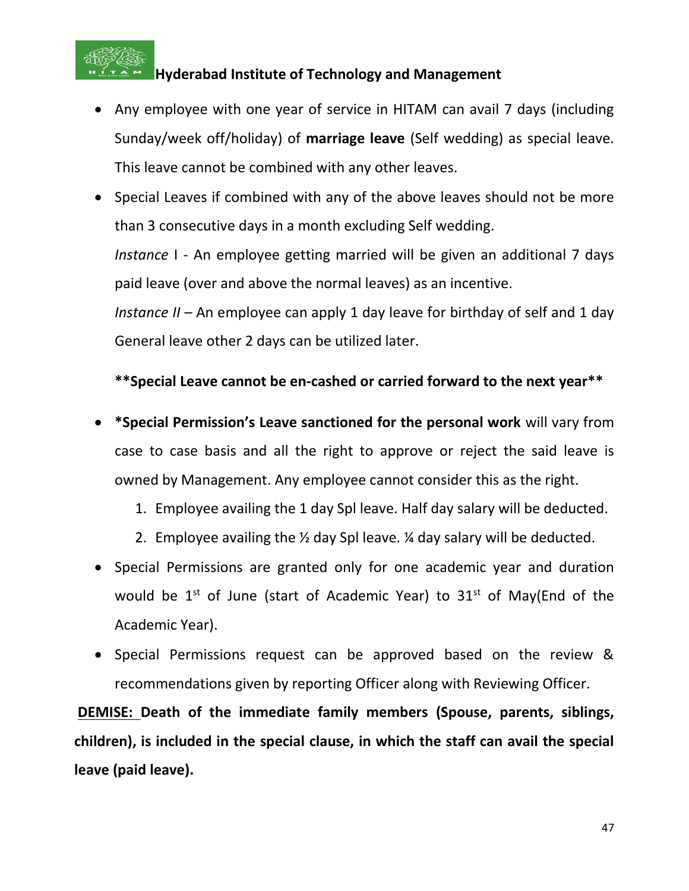- Any employee with one year of service in HITAM can avail 7 days (including Sunday/week off/holiday) of **marriage leave** (Self wedding) as special leave. This leave cannot be combined with any other leaves.
- Special Leaves if combined with any of the above leaves should not be more than 3 consecutive days in a month excluding Self wedding.

  *Instance* I - An employee getting married will be given an additional 7 days paid leave (over and above the normal leaves) as an incentive.

  *Instance II* – An employee can apply 1 day leave for birthday of self and 1 day General leave other 2 days can be utilized later.

  **\*\*Special Leave cannot be en-cashed or carried forward to the next year\*\***

- **\*Special Permission's Leave sanctioned for the personal work** will vary from case to case basis and all the right to approve or reject the said leave is owned by Management. Any employee cannot consider this as the right.
  1. Employee availing the 1 day Spl leave. Half day salary will be deducted.
  2. Employee availing the ½ day Spl leave. ¼ day salary will be deducted.
- Special Permissions are granted only for one academic year and duration would be 1st of June (start of Academic Year) to 31st of May(End of the Academic Year).
- Special Permissions request can be approved based on the review & recommendations given by reporting Officer along with Reviewing Officer.

**DEMISE: Death of the immediate family members (Spouse, parents, siblings, children), is included in the special clause, in which the staff can avail the special leave (paid leave).**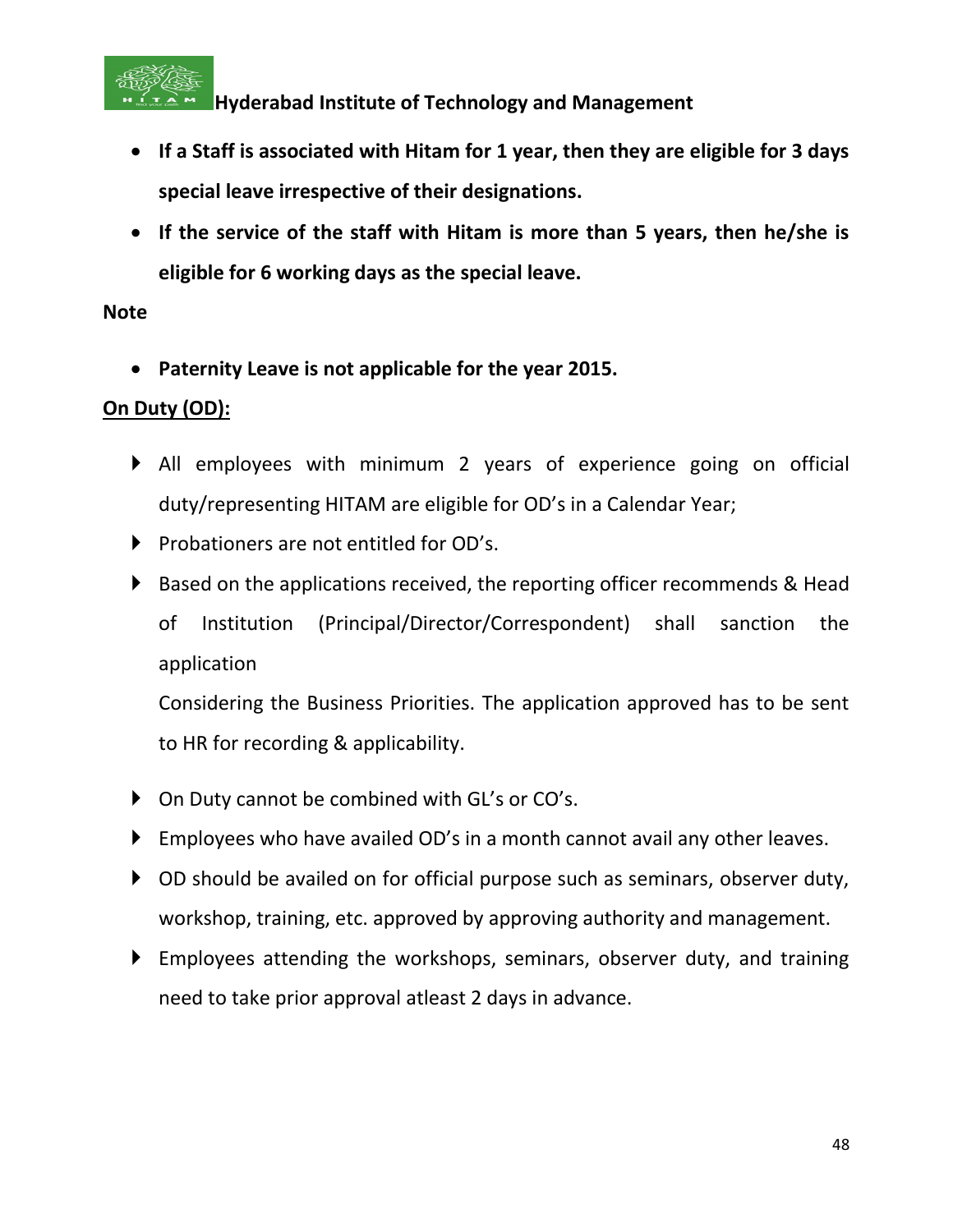- **If a Staff is associated with Hitam for 1 year, then they are eligible for 3 days special leave irrespective of their designations.**
- **If the service of the staff with Hitam is more than 5 years, then he/she is eligible for 6 working days as the special leave.**

**Note**

- **Paternity Leave is not applicable for the year 2015.**

**<u>On Duty (OD):</u>**

- All employees with minimum 2 years of experience going on official duty/representing HITAM are eligible for OD's in a Calendar Year;
- Probationers are not entitled for OD's.
- Based on the applications received, the reporting officer recommends & Head of Institution (Principal/Director/Correspondent) shall sanction the application

  Considering the Business Priorities. The application approved has to be sent to HR for recording & applicability.

- On Duty cannot be combined with GL's or CO's.
- Employees who have availed OD's in a month cannot avail any other leaves.
- OD should be availed on for official purpose such as seminars, observer duty, workshop, training, etc. approved by approving authority and management.
- Employees attending the workshops, seminars, observer duty, and training need to take prior approval atleast 2 days in advance.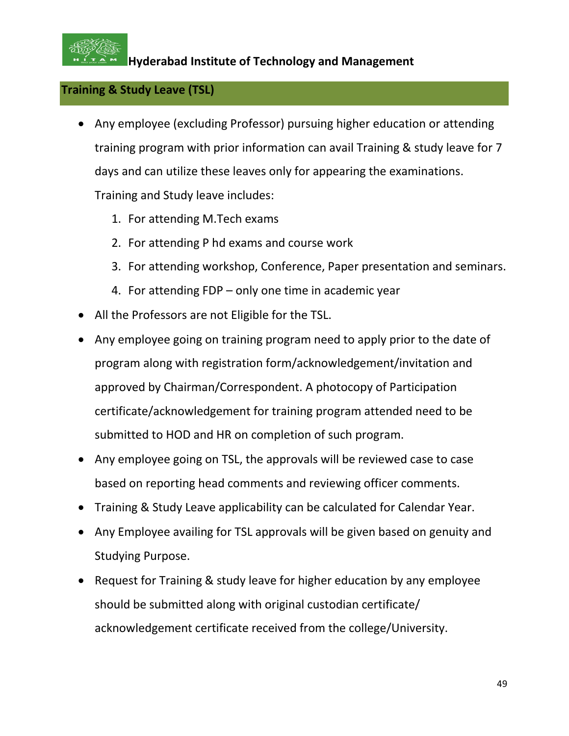## Training & Study Leave (TSL)

- Any employee (excluding Professor) pursuing higher education or attending training program with prior information can avail Training & study leave for 7 days and can utilize these leaves only for appearing the examinations.

  Training and Study leave includes:

  1. For attending M.Tech exams
  2. For attending P hd exams and course work
  3. For attending workshop, Conference, Paper presentation and seminars.
  4. For attending FDP – only one time in academic year

- All the Professors are not Eligible for the TSL.
- Any employee going on training program need to apply prior to the date of program along with registration form/acknowledgement/invitation and approved by Chairman/Correspondent. A photocopy of Participation certificate/acknowledgement for training program attended need to be submitted to HOD and HR on completion of such program.
- Any employee going on TSL, the approvals will be reviewed case to case based on reporting head comments and reviewing officer comments.
- Training & Study Leave applicability can be calculated for Calendar Year.
- Any Employee availing for TSL approvals will be given based on genuity and Studying Purpose.
- Request for Training & study leave for higher education by any employee should be submitted along with original custodian certificate/ acknowledgement certificate received from the college/University.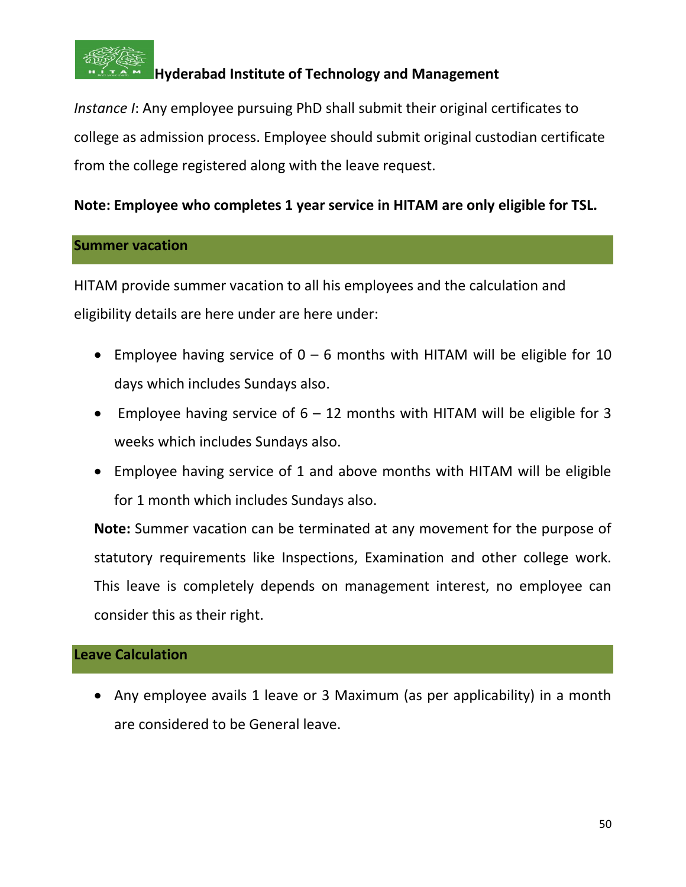*Instance I*: Any employee pursuing PhD shall submit their original certificates to college as admission process. Employee should submit original custodian certificate from the college registered along with the leave request.

**Note: Employee who completes 1 year service in HITAM are only eligible for TSL.**

## Summer vacation

HITAM provide summer vacation to all his employees and the calculation and eligibility details are here under are here under:

- Employee having service of 0 – 6 months with HITAM will be eligible for 10 days which includes Sundays also.
- Employee having service of 6 – 12 months with HITAM will be eligible for 3 weeks which includes Sundays also.
- Employee having service of 1 and above months with HITAM will be eligible for 1 month which includes Sundays also.

**Note:** Summer vacation can be terminated at any movement for the purpose of statutory requirements like Inspections, Examination and other college work. This leave is completely depends on management interest, no employee can consider this as their right.

## Leave Calculation

- Any employee avails 1 leave or 3 Maximum (as per applicability) in a month are considered to be General leave.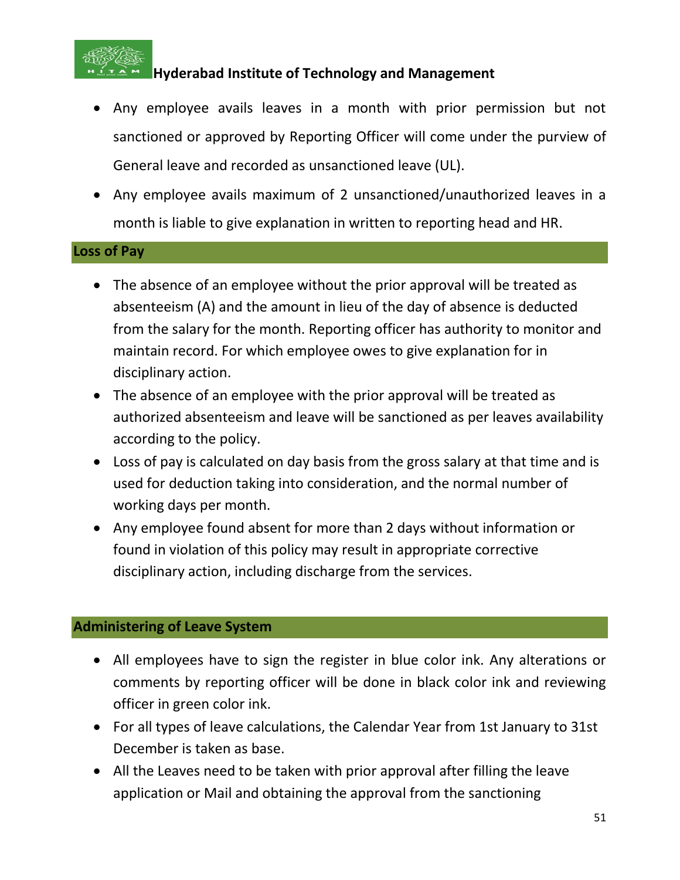- Any employee avails leaves in a month with prior permission but not sanctioned or approved by Reporting Officer will come under the purview of General leave and recorded as unsanctioned leave (UL).
- Any employee avails maximum of 2 unsanctioned/unauthorized leaves in a month is liable to give explanation in written to reporting head and HR.

## Loss of Pay

- The absence of an employee without the prior approval will be treated as absenteeism (A) and the amount in lieu of the day of absence is deducted from the salary for the month. Reporting officer has authority to monitor and maintain record. For which employee owes to give explanation for in disciplinary action.
- The absence of an employee with the prior approval will be treated as authorized absenteeism and leave will be sanctioned as per leaves availability according to the policy.
- Loss of pay is calculated on day basis from the gross salary at that time and is used for deduction taking into consideration, and the normal number of working days per month.
- Any employee found absent for more than 2 days without information or found in violation of this policy may result in appropriate corrective disciplinary action, including discharge from the services.

## Administering of Leave System

- All employees have to sign the register in blue color ink. Any alterations or comments by reporting officer will be done in black color ink and reviewing officer in green color ink.
- For all types of leave calculations, the Calendar Year from 1st January to 31st December is taken as base.
- All the Leaves need to be taken with prior approval after filling the leave application or Mail and obtaining the approval from the sanctioning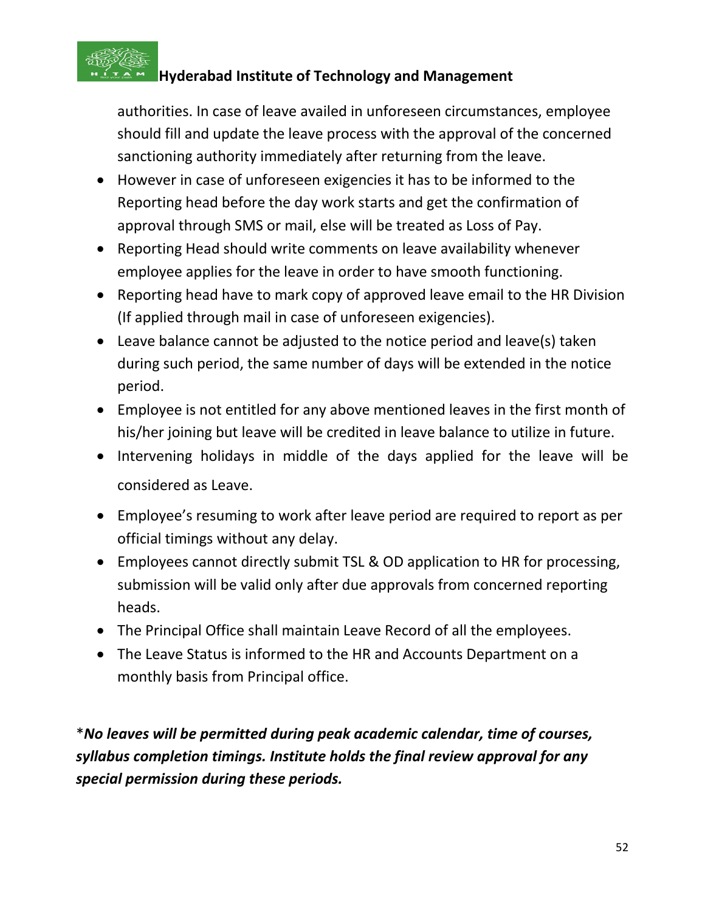authorities. In case of leave availed in unforeseen circumstances, employee should fill and update the leave process with the approval of the concerned sanctioning authority immediately after returning from the leave.

- However in case of unforeseen exigencies it has to be informed to the Reporting head before the day work starts and get the confirmation of approval through SMS or mail, else will be treated as Loss of Pay.
- Reporting Head should write comments on leave availability whenever employee applies for the leave in order to have smooth functioning.
- Reporting head have to mark copy of approved leave email to the HR Division (If applied through mail in case of unforeseen exigencies).
- Leave balance cannot be adjusted to the notice period and leave(s) taken during such period, the same number of days will be extended in the notice period.
- Employee is not entitled for any above mentioned leaves in the first month of his/her joining but leave will be credited in leave balance to utilize in future.
- Intervening holidays in middle of the days applied for the leave will be considered as Leave.
- Employee's resuming to work after leave period are required to report as per official timings without any delay.
- Employees cannot directly submit TSL & OD application to HR for processing, submission will be valid only after due approvals from concerned reporting heads.
- The Principal Office shall maintain Leave Record of all the employees.
- The Leave Status is informed to the HR and Accounts Department on a monthly basis from Principal office.

\****No leaves will be permitted during peak academic calendar, time of courses, syllabus completion timings. Institute holds the final review approval for any special permission during these periods.***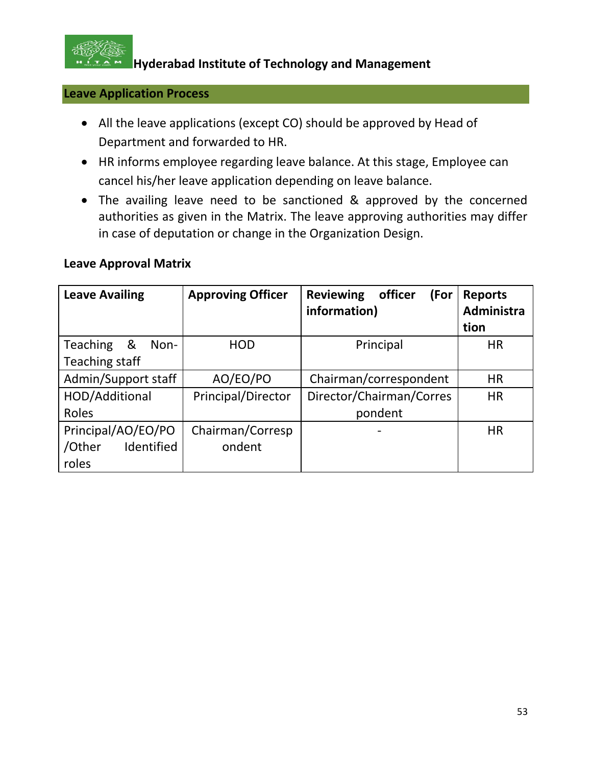## Leave Application Process

- All the leave applications (except CO) should be approved by Head of Department and forwarded to HR.
- HR informs employee regarding leave balance. At this stage, Employee can cancel his/her leave application depending on leave balance.
- The availing leave need to be sanctioned & approved by the concerned authorities as given in the Matrix. The leave approving authorities may differ in case of deputation or change in the Organization Design.

**Leave Approval Matrix**

| Leave Availing | Approving Officer | Reviewing officer (For information) | Reports Administration |
|---|---|---|---|
| Teaching & Non-Teaching staff | HOD | Principal | HR |
| Admin/Support staff | AO/EO/PO | Chairman/correspondent | HR |
| HOD/Additional Roles | Principal/Director | Director/Chairman/Correspondent | HR |
| Principal/AO/EO/PO /Other Identified roles | Chairman/Correspondent | - | HR |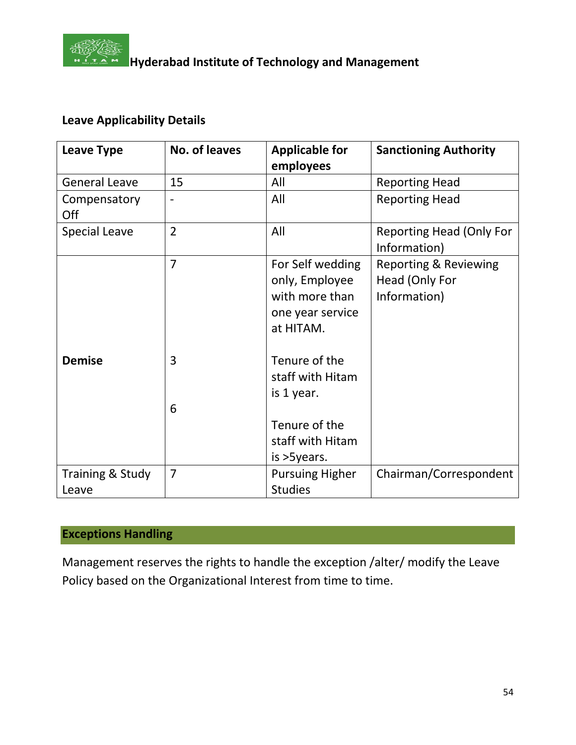Hyderabad Institute of Technology and Management

**Leave Applicability Details**

| Leave Type | No. of leaves | Applicable for employees | Sanctioning Authority |
|---|---|---|---|
| General Leave | 15 | All | Reporting Head |
| Compensatory Off | - | All | Reporting Head |
| Special Leave | 2 | All | Reporting Head (Only For Information) |
| **Demise** | 7<br><br>3<br><br>6 | For Self wedding only, Employee with more than one year service at HITAM.<br><br>Tenure of the staff with Hitam is 1 year.<br><br>Tenure of the staff with Hitam is >5years. | Reporting & Reviewing Head (Only For Information) |
| Training & Study Leave | 7 | Pursuing Higher Studies | Chairman/Correspondent |

## Exceptions Handling

Management reserves the rights to handle the exception /alter/ modify the Leave Policy based on the Organizational Interest from time to time.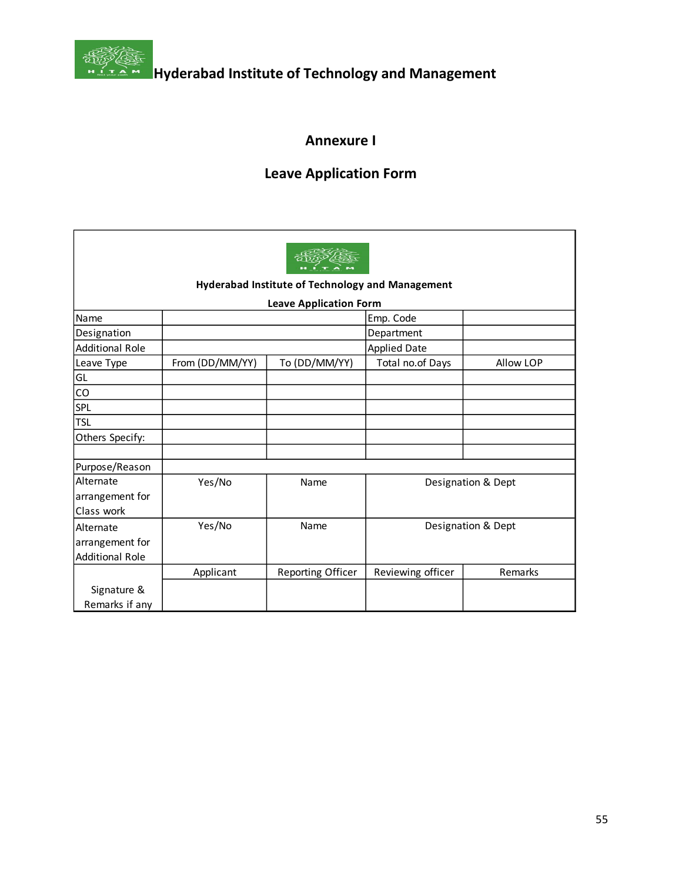Hyderabad Institute of Technology and Management

## Annexure I

## Leave Application Form

**Hyderabad Institute of Technology and Management**

**Leave Application Form**

| Name | | | Emp. Code | |
|---|---|---|---|---|
| Designation | | | Department | |
| Additional Role | | | Applied Date | |
| Leave Type | From (DD/MM/YY) | To (DD/MM/YY) | Total no.of Days | Allow LOP |
| GL | | | | |
| CO | | | | |
| SPL | | | | |
| TSL | | | | |
| Others Specify: | | | | |
| | | | | |
| Purpose/Reason | | | | |
| Alternate arrangement for Class work | Yes/No | Name | Designation & Dept | |
| Alternate arrangement for Additional Role | Yes/No | Name | Designation & Dept | |
| | Applicant | Reporting Officer | Reviewing officer | Remarks |
| Signature & Remarks if any | | | | |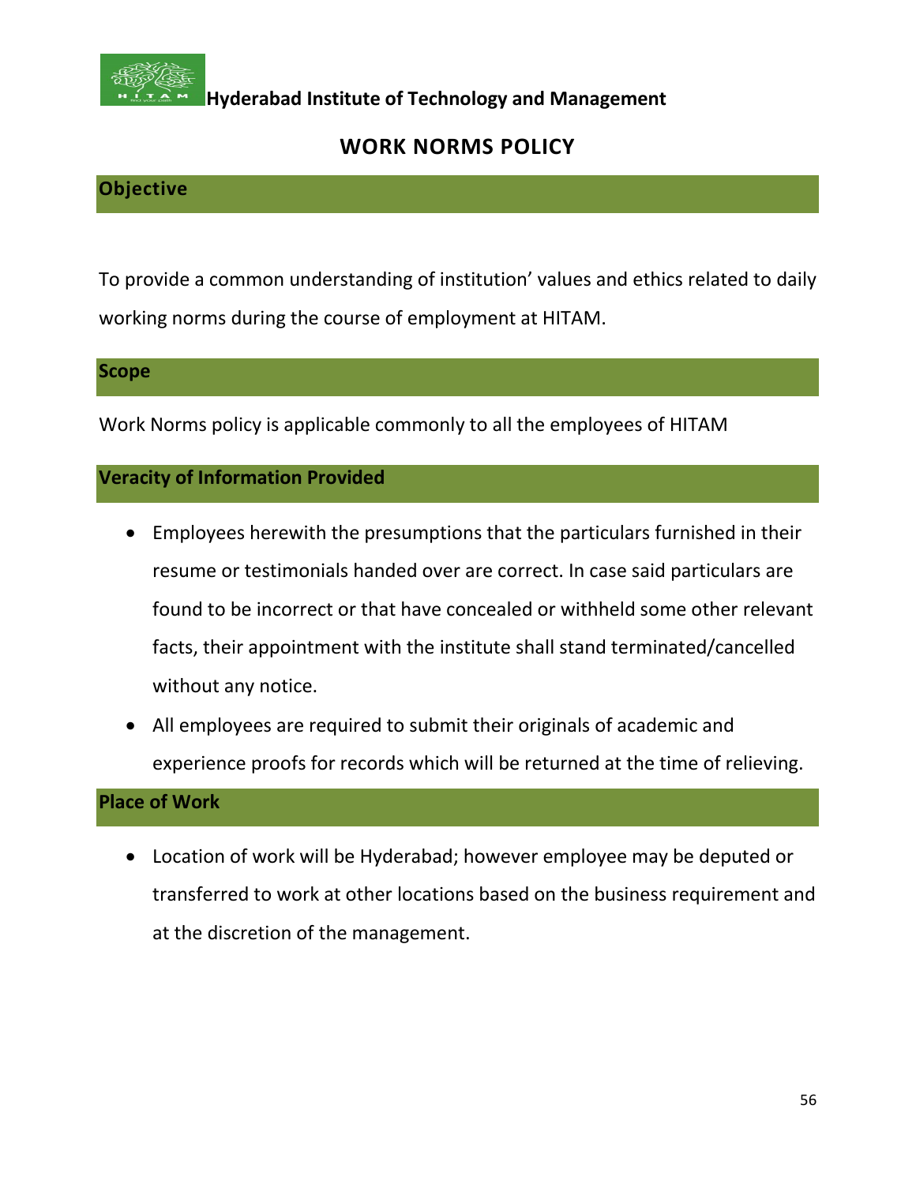**Hyderabad Institute of Technology and Management**

# WORK NORMS POLICY

## Objective

To provide a common understanding of institution' values and ethics related to daily working norms during the course of employment at HITAM.

## Scope

Work Norms policy is applicable commonly to all the employees of HITAM

## Veracity of Information Provided

- Employees herewith the presumptions that the particulars furnished in their resume or testimonials handed over are correct. In case said particulars are found to be incorrect or that have concealed or withheld some other relevant facts, their appointment with the institute shall stand terminated/cancelled without any notice.
- All employees are required to submit their originals of academic and experience proofs for records which will be returned at the time of relieving.

## Place of Work

- Location of work will be Hyderabad; however employee may be deputed or transferred to work at other locations based on the business requirement and at the discretion of the management.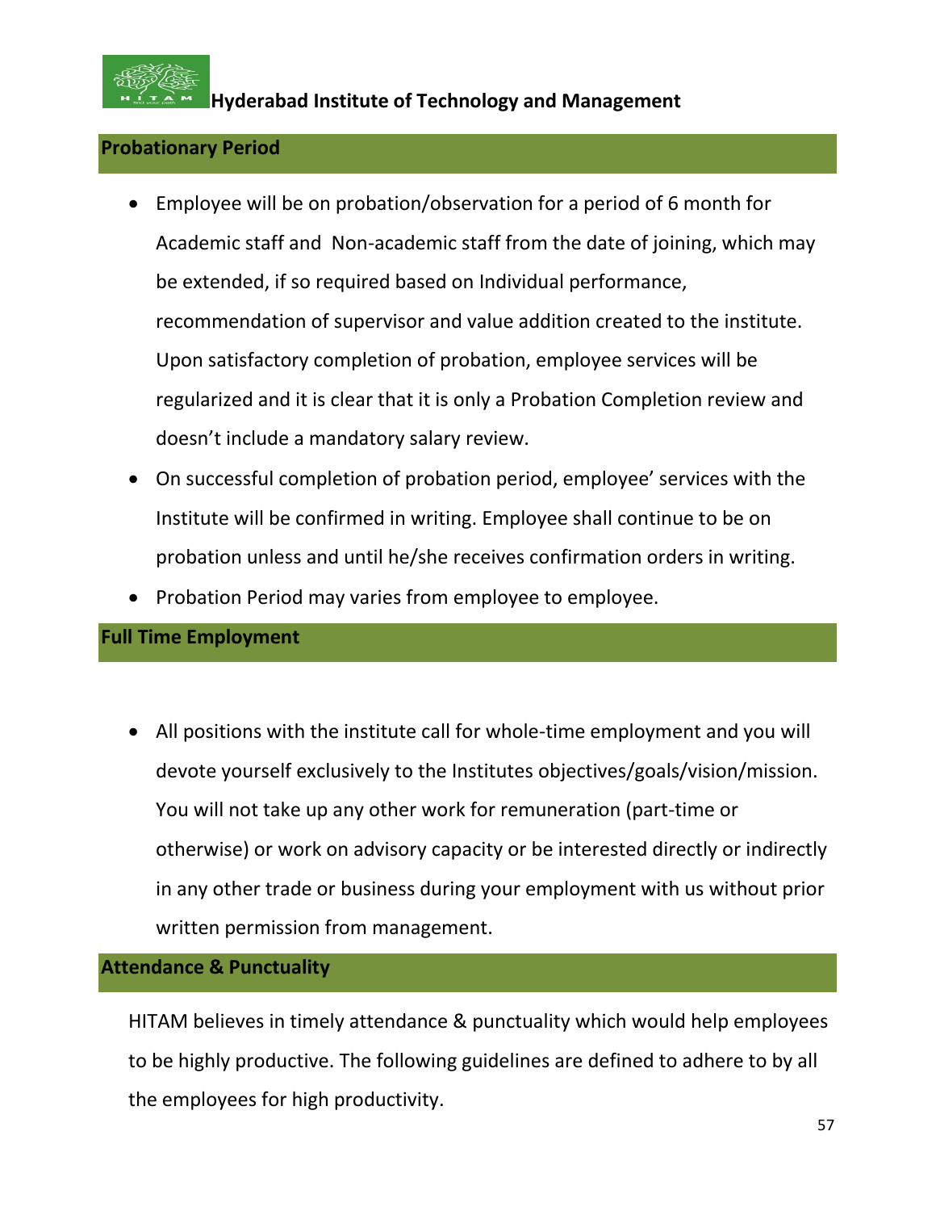## Probationary Period

- Employee will be on probation/observation for a period of 6 month for Academic staff and Non-academic staff from the date of joining, which may be extended, if so required based on Individual performance, recommendation of supervisor and value addition created to the institute. Upon satisfactory completion of probation, employee services will be regularized and it is clear that it is only a Probation Completion review and doesn't include a mandatory salary review.
- On successful completion of probation period, employee' services with the Institute will be confirmed in writing. Employee shall continue to be on probation unless and until he/she receives confirmation orders in writing.
- Probation Period may varies from employee to employee.

## Full Time Employment

- All positions with the institute call for whole-time employment and you will devote yourself exclusively to the Institutes objectives/goals/vision/mission. You will not take up any other work for remuneration (part-time or otherwise) or work on advisory capacity or be interested directly or indirectly in any other trade or business during your employment with us without prior written permission from management.

## Attendance & Punctuality

HITAM believes in timely attendance & punctuality which would help employees to be highly productive. The following guidelines are defined to adhere to by all the employees for high productivity.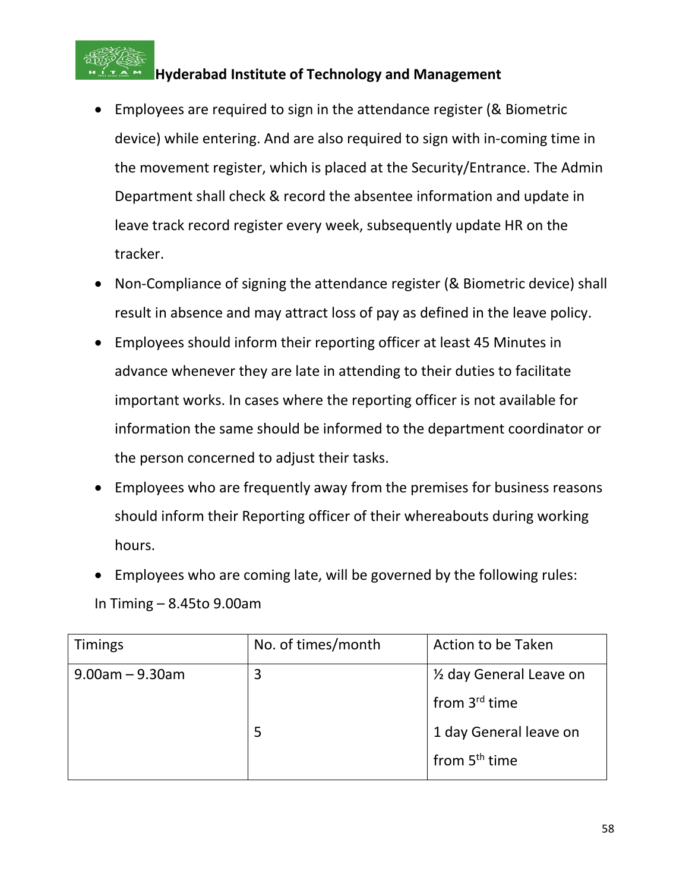- Employees are required to sign in the attendance register (& Biometric device) while entering. And are also required to sign with in-coming time in the movement register, which is placed at the Security/Entrance. The Admin Department shall check & record the absentee information and update in leave track record register every week, subsequently update HR on the tracker.
- Non-Compliance of signing the attendance register (& Biometric device) shall result in absence and may attract loss of pay as defined in the leave policy.
- Employees should inform their reporting officer at least 45 Minutes in advance whenever they are late in attending to their duties to facilitate important works. In cases where the reporting officer is not available for information the same should be informed to the department coordinator or the person concerned to adjust their tasks.
- Employees who are frequently away from the premises for business reasons should inform their Reporting officer of their whereabouts during working hours.
- Employees who are coming late, will be governed by the following rules:

In Timing – 8.45to 9.00am

| Timings | No. of times/month | Action to be Taken |
| --- | --- | --- |
| 9.00am – 9.30am | 3 | ½ day General Leave on from 3rd time |
| | 5 | 1 day General leave on from 5th time |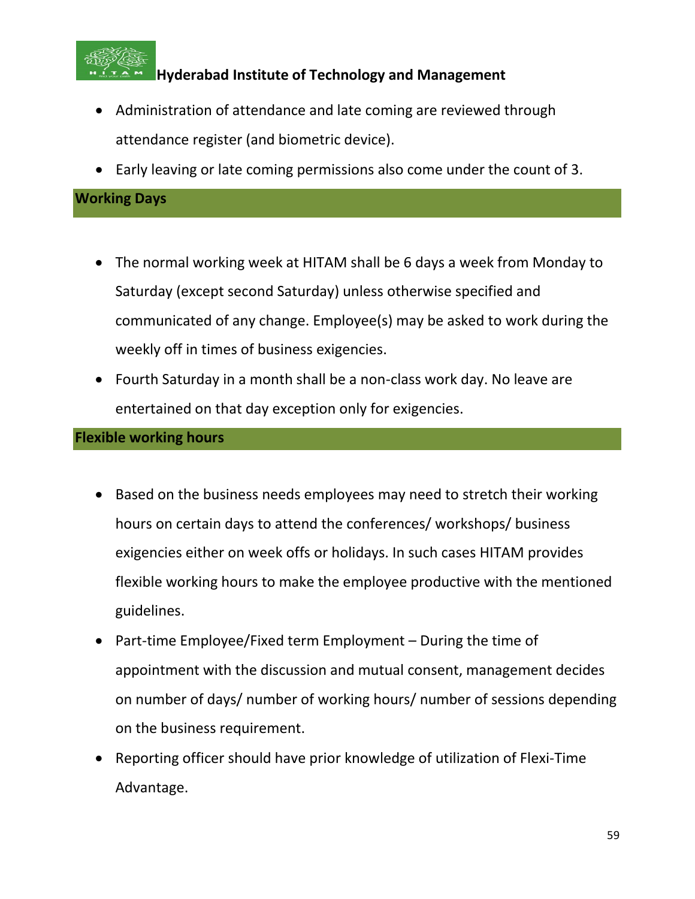- Administration of attendance and late coming are reviewed through attendance register (and biometric device).
- Early leaving or late coming permissions also come under the count of 3.

## Working Days

- The normal working week at HITAM shall be 6 days a week from Monday to Saturday (except second Saturday) unless otherwise specified and communicated of any change. Employee(s) may be asked to work during the weekly off in times of business exigencies.
- Fourth Saturday in a month shall be a non-class work day. No leave are entertained on that day exception only for exigencies.

## Flexible working hours

- Based on the business needs employees may need to stretch their working hours on certain days to attend the conferences/ workshops/ business exigencies either on week offs or holidays. In such cases HITAM provides flexible working hours to make the employee productive with the mentioned guidelines.
- Part-time Employee/Fixed term Employment – During the time of appointment with the discussion and mutual consent, management decides on number of days/ number of working hours/ number of sessions depending on the business requirement.
- Reporting officer should have prior knowledge of utilization of Flexi-Time Advantage.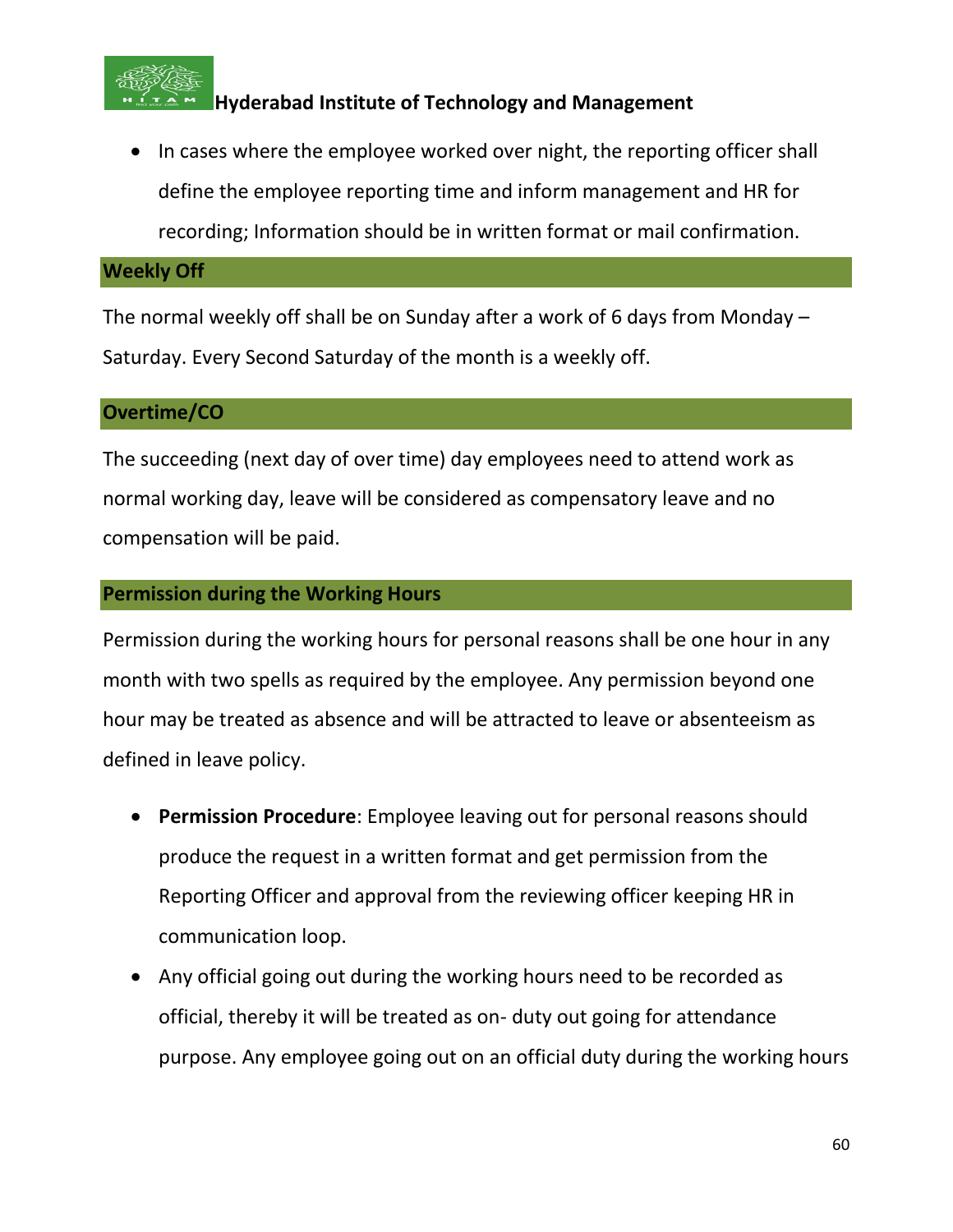- In cases where the employee worked over night, the reporting officer shall define the employee reporting time and inform management and HR for recording; Information should be in written format or mail confirmation.

## Weekly Off

The normal weekly off shall be on Sunday after a work of 6 days from Monday – Saturday. Every Second Saturday of the month is a weekly off.

## Overtime/CO

The succeeding (next day of over time) day employees need to attend work as normal working day, leave will be considered as compensatory leave and no compensation will be paid.

## Permission during the Working Hours

Permission during the working hours for personal reasons shall be one hour in any month with two spells as required by the employee. Any permission beyond one hour may be treated as absence and will be attracted to leave or absenteeism as defined in leave policy.

- **Permission Procedure**: Employee leaving out for personal reasons should produce the request in a written format and get permission from the Reporting Officer and approval from the reviewing officer keeping HR in communication loop.
- Any official going out during the working hours need to be recorded as official, thereby it will be treated as on- duty out going for attendance purpose. Any employee going out on an official duty during the working hours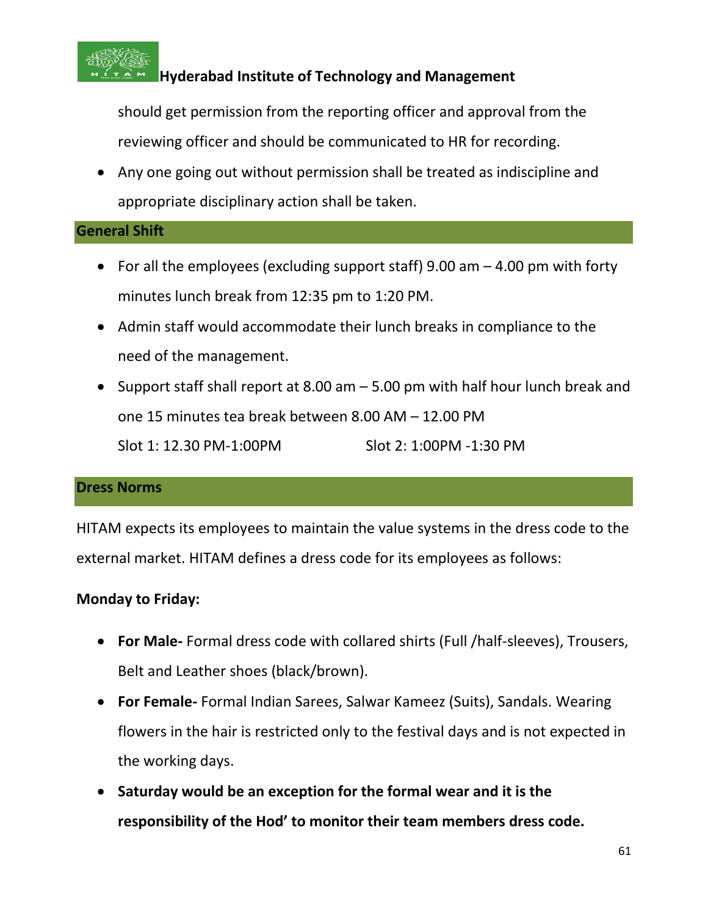should get permission from the reporting officer and approval from the reviewing officer and should be communicated to HR for recording.

- Any one going out without permission shall be treated as indiscipline and appropriate disciplinary action shall be taken.

## General Shift

- For all the employees (excluding support staff) 9.00 am – 4.00 pm with forty minutes lunch break from 12:35 pm to 1:20 PM.
- Admin staff would accommodate their lunch breaks in compliance to the need of the management.
- Support staff shall report at 8.00 am – 5.00 pm with half hour lunch break and one 15 minutes tea break between 8.00 AM – 12.00 PM
  Slot 1: 12.30 PM-1:00PM Slot 2: 1:00PM -1:30 PM

## Dress Norms

HITAM expects its employees to maintain the value systems in the dress code to the external market. HITAM defines a dress code for its employees as follows:

**Monday to Friday:**

- **For Male-** Formal dress code with collared shirts (Full /half-sleeves), Trousers, Belt and Leather shoes (black/brown).
- **For Female-** Formal Indian Sarees, Salwar Kameez (Suits), Sandals. Wearing flowers in the hair is restricted only to the festival days and is not expected in the working days.
- **Saturday would be an exception for the formal wear and it is the responsibility of the Hod' to monitor their team members dress code.**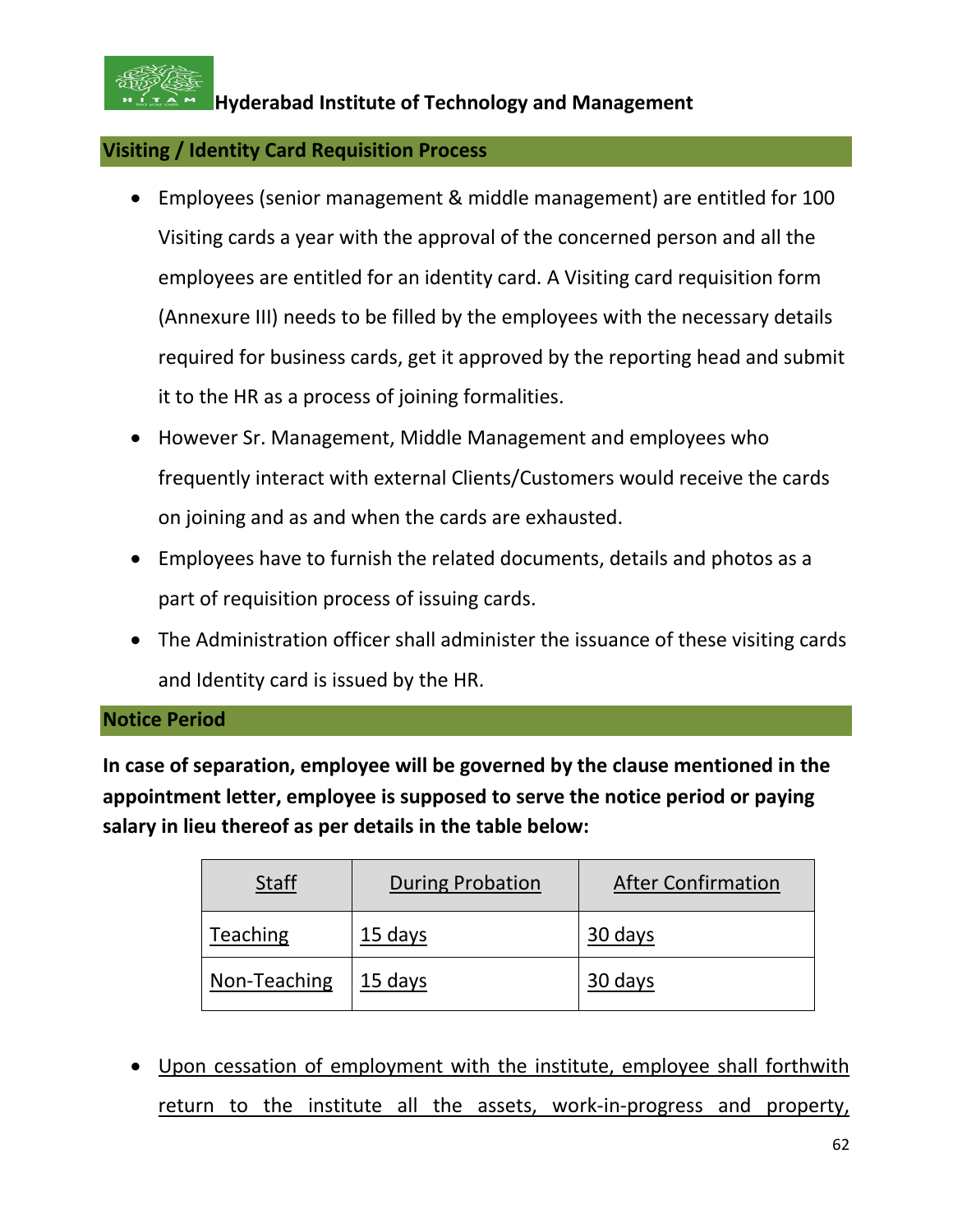## Visiting / Identity Card Requisition Process

- Employees (senior management & middle management) are entitled for 100 Visiting cards a year with the approval of the concerned person and all the employees are entitled for an identity card. A Visiting card requisition form (Annexure III) needs to be filled by the employees with the necessary details required for business cards, get it approved by the reporting head and submit it to the HR as a process of joining formalities.
- However Sr. Management, Middle Management and employees who frequently interact with external Clients/Customers would receive the cards on joining and as and when the cards are exhausted.
- Employees have to furnish the related documents, details and photos as a part of requisition process of issuing cards.
- The Administration officer shall administer the issuance of these visiting cards and Identity card is issued by the HR.

## Notice Period

**In case of separation, employee will be governed by the clause mentioned in the appointment letter, employee is supposed to serve the notice period or paying salary in lieu thereof as per details in the table below:**

| Staff | During Probation | After Confirmation |
|---|---|---|
| Teaching | 15 days | 30 days |
| Non-Teaching | 15 days | 30 days |

- Upon cessation of employment with the institute, employee shall forthwith return to the institute all the assets, work-in-progress and property,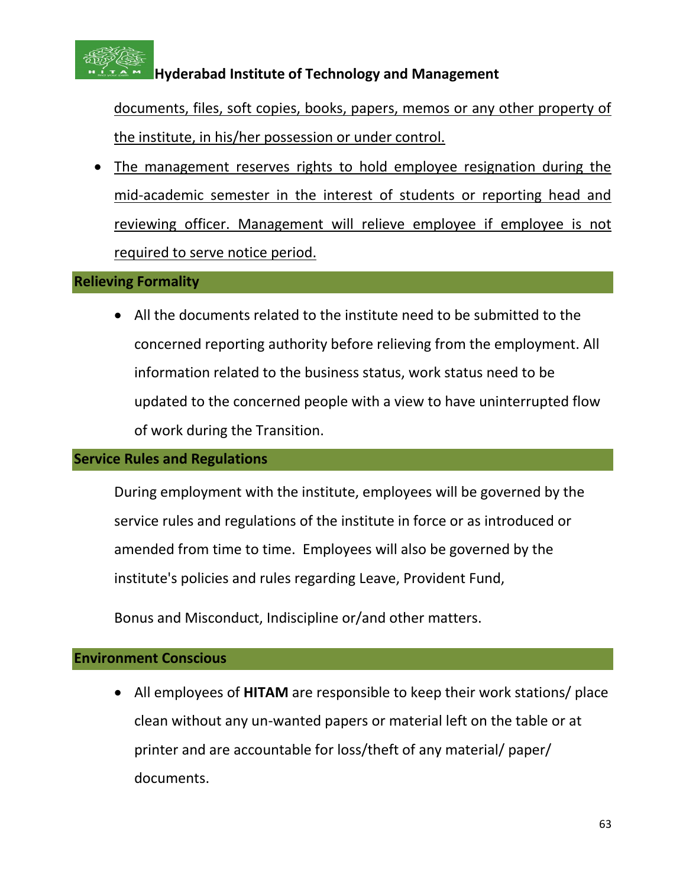documents, files, soft copies, books, papers, memos or any other property of the institute, in his/her possession or under control.

- The management reserves rights to hold employee resignation during the mid-academic semester in the interest of students or reporting head and reviewing officer. Management will relieve employee if employee is not required to serve notice period.

## Relieving Formality

- All the documents related to the institute need to be submitted to the concerned reporting authority before relieving from the employment. All information related to the business status, work status need to be updated to the concerned people with a view to have uninterrupted flow of work during the Transition.

## Service Rules and Regulations

During employment with the institute, employees will be governed by the service rules and regulations of the institute in force or as introduced or amended from time to time. Employees will also be governed by the institute's policies and rules regarding Leave, Provident Fund,

Bonus and Misconduct, Indiscipline or/and other matters.

## Environment Conscious

- All employees of **HITAM** are responsible to keep their work stations/ place clean without any un-wanted papers or material left on the table or at printer and are accountable for loss/theft of any material/ paper/ documents.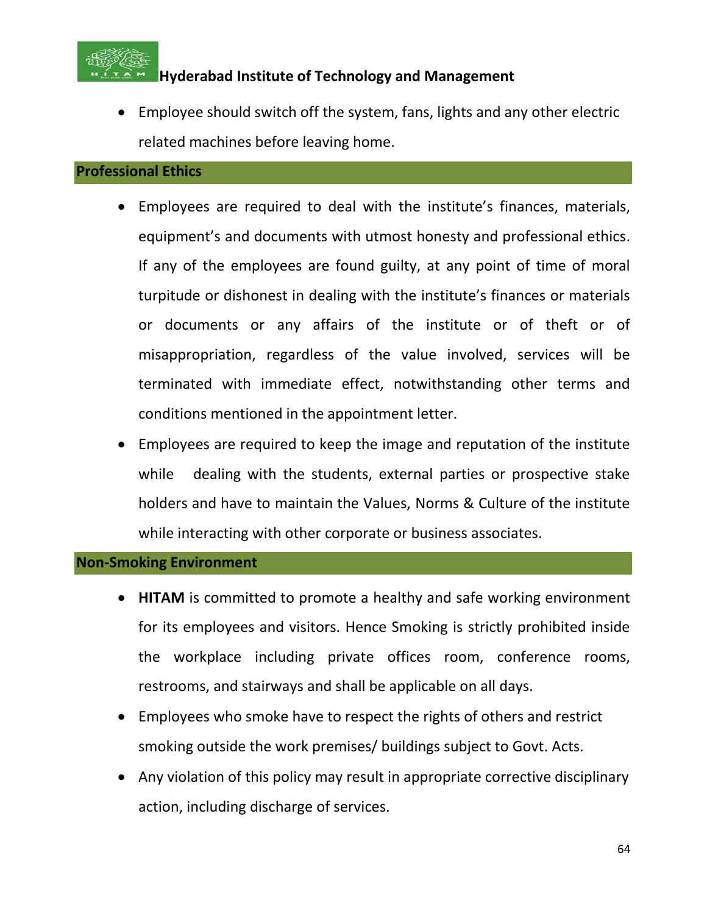- Employee should switch off the system, fans, lights and any other electric related machines before leaving home.

## Professional Ethics

- Employees are required to deal with the institute's finances, materials, equipment's and documents with utmost honesty and professional ethics. If any of the employees are found guilty, at any point of time of moral turpitude or dishonest in dealing with the institute's finances or materials or documents or any affairs of the institute or of theft or of misappropriation, regardless of the value involved, services will be terminated with immediate effect, notwithstanding other terms and conditions mentioned in the appointment letter.
- Employees are required to keep the image and reputation of the institute while dealing with the students, external parties or prospective stake holders and have to maintain the Values, Norms & Culture of the institute while interacting with other corporate or business associates.

## Non-Smoking Environment

- **HITAM** is committed to promote a healthy and safe working environment for its employees and visitors. Hence Smoking is strictly prohibited inside the workplace including private offices room, conference rooms, restrooms, and stairways and shall be applicable on all days.
- Employees who smoke have to respect the rights of others and restrict smoking outside the work premises/ buildings subject to Govt. Acts.
- Any violation of this policy may result in appropriate corrective disciplinary action, including discharge of services.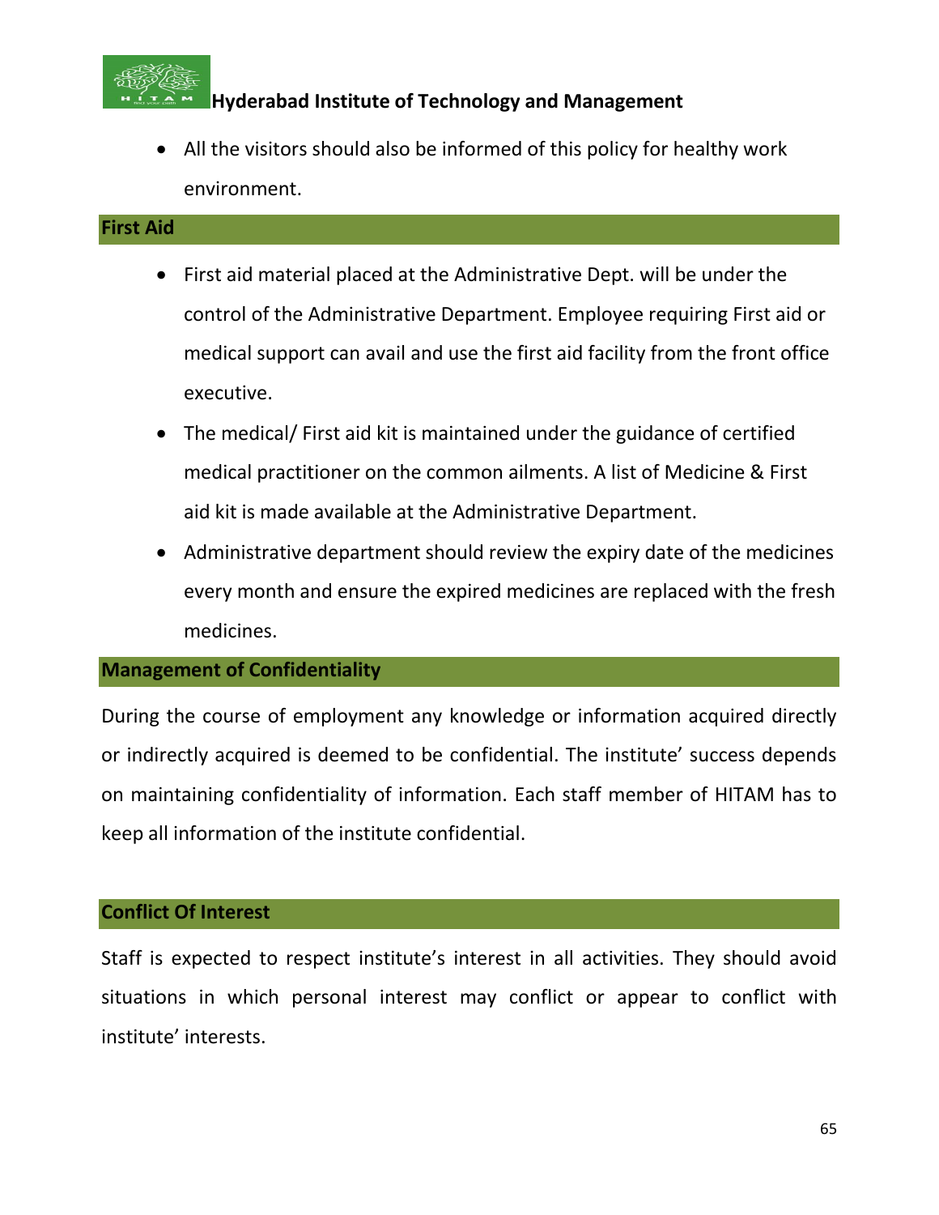- All the visitors should also be informed of this policy for healthy work environment.

## First Aid

- First aid material placed at the Administrative Dept. will be under the control of the Administrative Department. Employee requiring First aid or medical support can avail and use the first aid facility from the front office executive.
- The medical/ First aid kit is maintained under the guidance of certified medical practitioner on the common ailments. A list of Medicine & First aid kit is made available at the Administrative Department.
- Administrative department should review the expiry date of the medicines every month and ensure the expired medicines are replaced with the fresh medicines.

## Management of Confidentiality

During the course of employment any knowledge or information acquired directly or indirectly acquired is deemed to be confidential. The institute' success depends on maintaining confidentiality of information. Each staff member of HITAM has to keep all information of the institute confidential.

## Conflict Of Interest

Staff is expected to respect institute's interest in all activities. They should avoid situations in which personal interest may conflict or appear to conflict with institute' interests.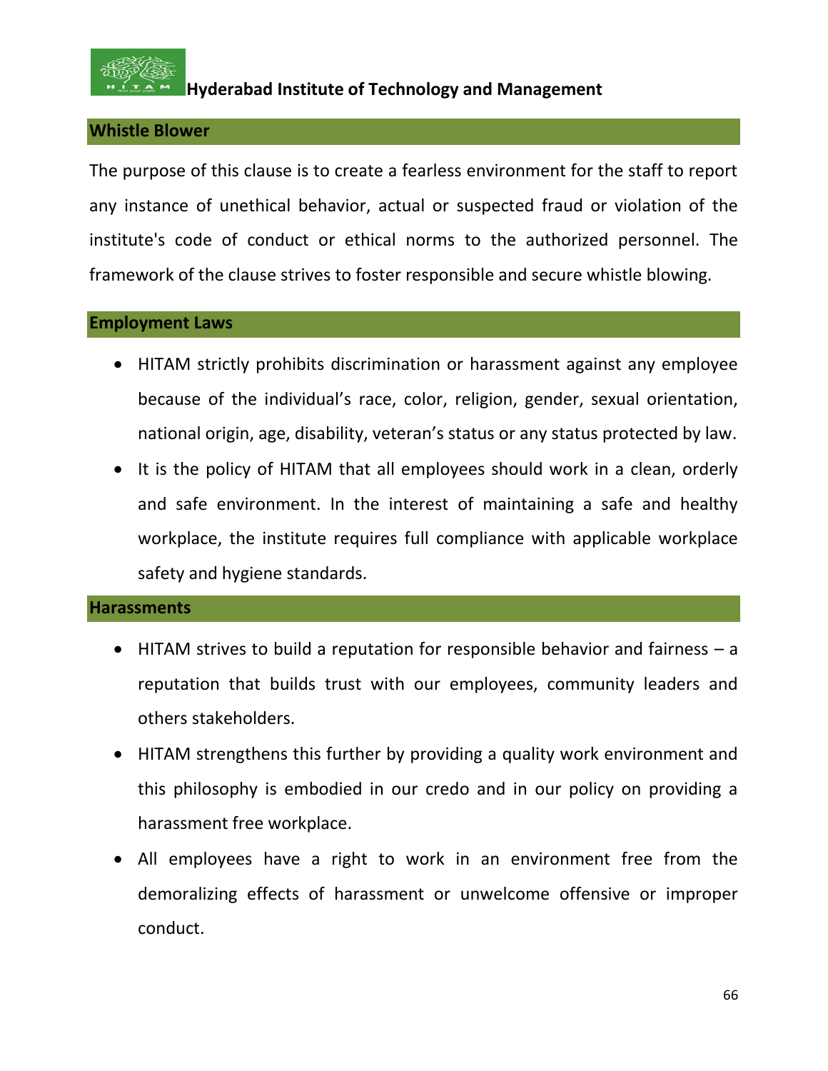## Whistle Blower

The purpose of this clause is to create a fearless environment for the staff to report any instance of unethical behavior, actual or suspected fraud or violation of the institute's code of conduct or ethical norms to the authorized personnel. The framework of the clause strives to foster responsible and secure whistle blowing.

## Employment Laws

- HITAM strictly prohibits discrimination or harassment against any employee because of the individual’s race, color, religion, gender, sexual orientation, national origin, age, disability, veteran’s status or any status protected by law.
- It is the policy of HITAM that all employees should work in a clean, orderly and safe environment. In the interest of maintaining a safe and healthy workplace, the institute requires full compliance with applicable workplace safety and hygiene standards.

## Harassments

- HITAM strives to build a reputation for responsible behavior and fairness – a reputation that builds trust with our employees, community leaders and others stakeholders.
- HITAM strengthens this further by providing a quality work environment and this philosophy is embodied in our credo and in our policy on providing a harassment free workplace.
- All employees have a right to work in an environment free from the demoralizing effects of harassment or unwelcome offensive or improper conduct.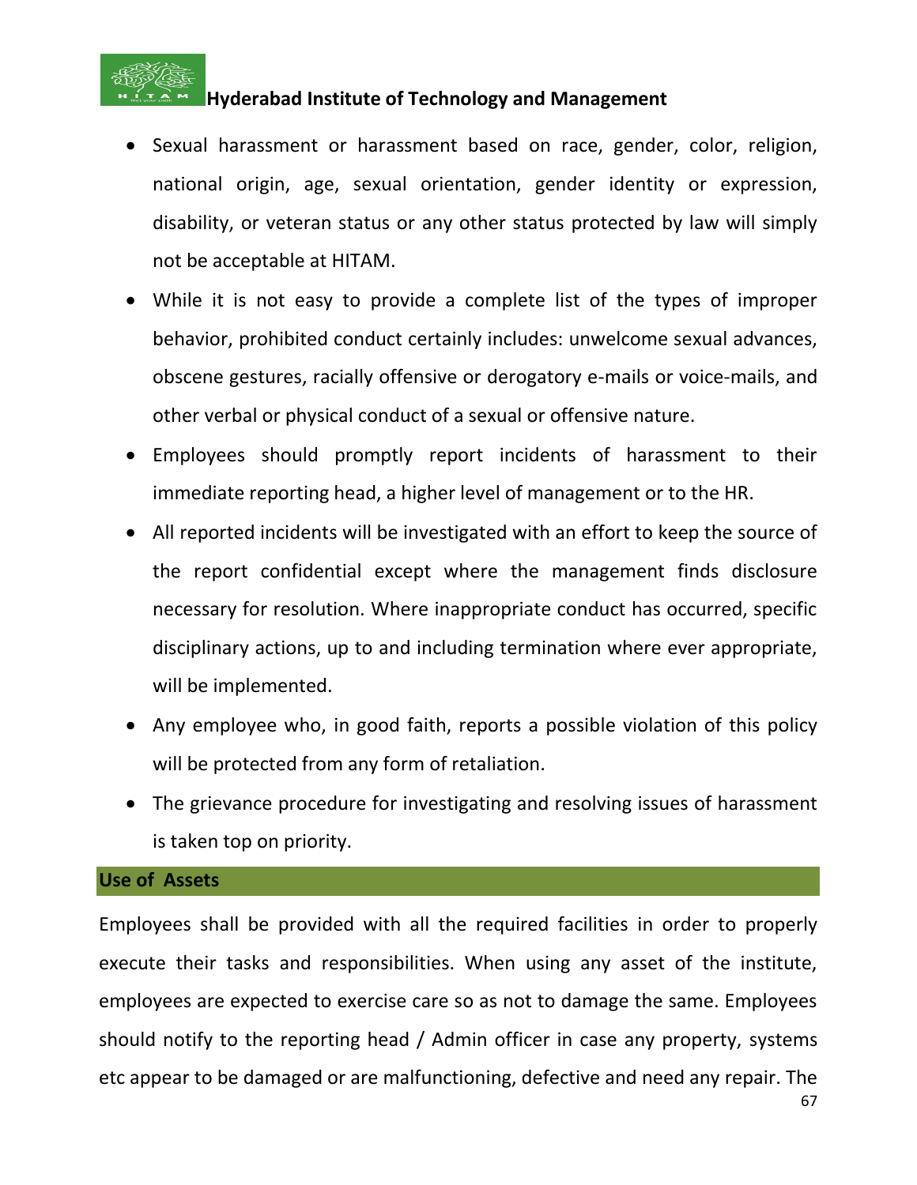- Sexual harassment or harassment based on race, gender, color, religion, national origin, age, sexual orientation, gender identity or expression, disability, or veteran status or any other status protected by law will simply not be acceptable at HITAM.
- While it is not easy to provide a complete list of the types of improper behavior, prohibited conduct certainly includes: unwelcome sexual advances, obscene gestures, racially offensive or derogatory e-mails or voice-mails, and other verbal or physical conduct of a sexual or offensive nature.
- Employees should promptly report incidents of harassment to their immediate reporting head, a higher level of management or to the HR.
- All reported incidents will be investigated with an effort to keep the source of the report confidential except where the management finds disclosure necessary for resolution. Where inappropriate conduct has occurred, specific disciplinary actions, up to and including termination where ever appropriate, will be implemented.
- Any employee who, in good faith, reports a possible violation of this policy will be protected from any form of retaliation.
- The grievance procedure for investigating and resolving issues of harassment is taken top on priority.

## Use of Assets

Employees shall be provided with all the required facilities in order to properly execute their tasks and responsibilities. When using any asset of the institute, employees are expected to exercise care so as not to damage the same. Employees should notify to the reporting head / Admin officer in case any property, systems etc appear to be damaged or are malfunctioning, defective and need any repair. The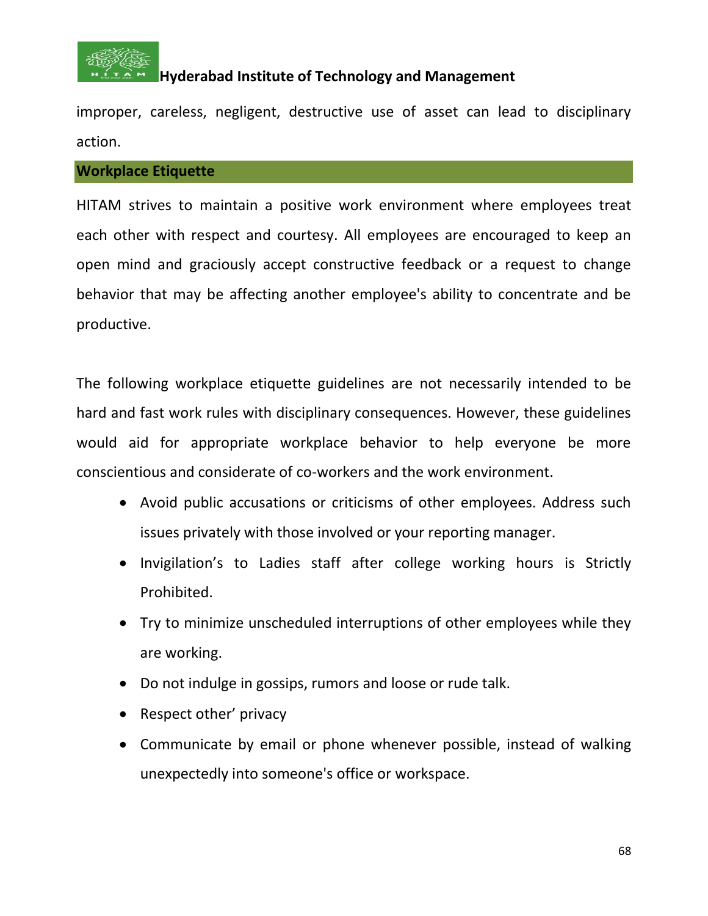improper, careless, negligent, destructive use of asset can lead to disciplinary action.

## Workplace Etiquette

HITAM strives to maintain a positive work environment where employees treat each other with respect and courtesy. All employees are encouraged to keep an open mind and graciously accept constructive feedback or a request to change behavior that may be affecting another employee's ability to concentrate and be productive.

The following workplace etiquette guidelines are not necessarily intended to be hard and fast work rules with disciplinary consequences. However, these guidelines would aid for appropriate workplace behavior to help everyone be more conscientious and considerate of co-workers and the work environment.

- Avoid public accusations or criticisms of other employees. Address such issues privately with those involved or your reporting manager.
- Invigilation's to Ladies staff after college working hours is Strictly Prohibited.
- Try to minimize unscheduled interruptions of other employees while they are working.
- Do not indulge in gossips, rumors and loose or rude talk.
- Respect other' privacy
- Communicate by email or phone whenever possible, instead of walking unexpectedly into someone's office or workspace.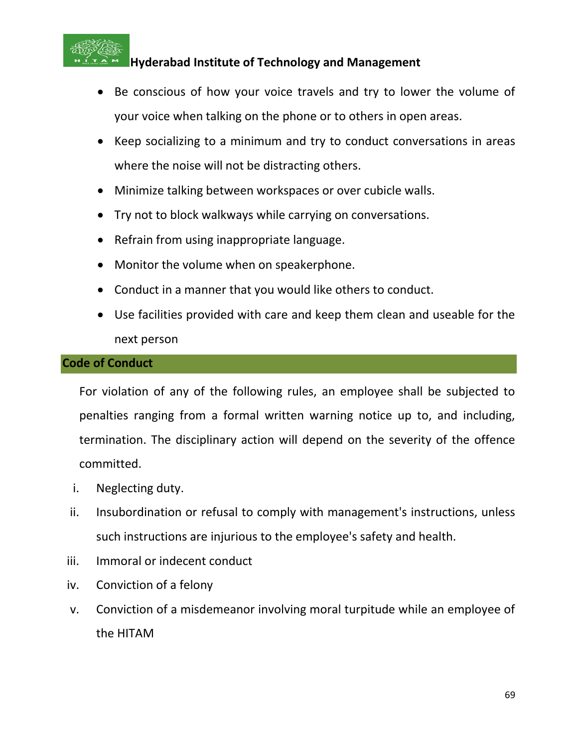- Be conscious of how your voice travels and try to lower the volume of your voice when talking on the phone or to others in open areas.
- Keep socializing to a minimum and try to conduct conversations in areas where the noise will not be distracting others.
- Minimize talking between workspaces or over cubicle walls.
- Try not to block walkways while carrying on conversations.
- Refrain from using inappropriate language.
- Monitor the volume when on speakerphone.
- Conduct in a manner that you would like others to conduct.
- Use facilities provided with care and keep them clean and useable for the next person

## Code of Conduct

For violation of any of the following rules, an employee shall be subjected to penalties ranging from a formal written warning notice up to, and including, termination. The disciplinary action will depend on the severity of the offence committed.

i. Neglecting duty.
ii. Insubordination or refusal to comply with management's instructions, unless such instructions are injurious to the employee's safety and health.
iii. Immoral or indecent conduct
iv. Conviction of a felony
v. Conviction of a misdemeanor involving moral turpitude while an employee of the HITAM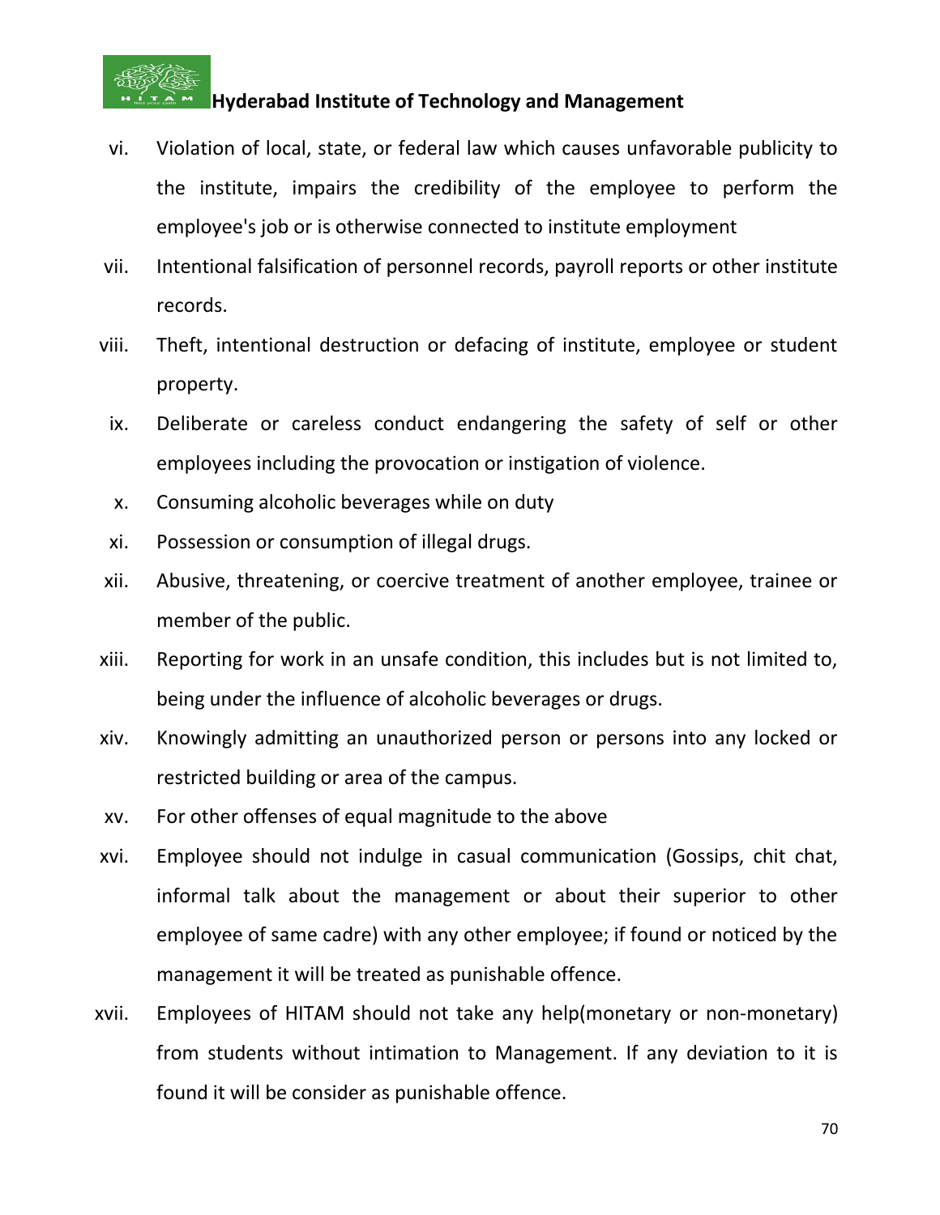vi. Violation of local, state, or federal law which causes unfavorable publicity to the institute, impairs the credibility of the employee to perform the employee's job or is otherwise connected to institute employment

vii. Intentional falsification of personnel records, payroll reports or other institute records.

viii. Theft, intentional destruction or defacing of institute, employee or student property.

ix. Deliberate or careless conduct endangering the safety of self or other employees including the provocation or instigation of violence.

x. Consuming alcoholic beverages while on duty

xi. Possession or consumption of illegal drugs.

xii. Abusive, threatening, or coercive treatment of another employee, trainee or member of the public.

xiii. Reporting for work in an unsafe condition, this includes but is not limited to, being under the influence of alcoholic beverages or drugs.

xiv. Knowingly admitting an unauthorized person or persons into any locked or restricted building or area of the campus.

xv. For other offenses of equal magnitude to the above

xvi. Employee should not indulge in casual communication (Gossips, chit chat, informal talk about the management or about their superior to other employee of same cadre) with any other employee; if found or noticed by the management it will be treated as punishable offence.

xvii. Employees of HITAM should not take any help(monetary or non-monetary) from students without intimation to Management. If any deviation to it is found it will be consider as punishable offence.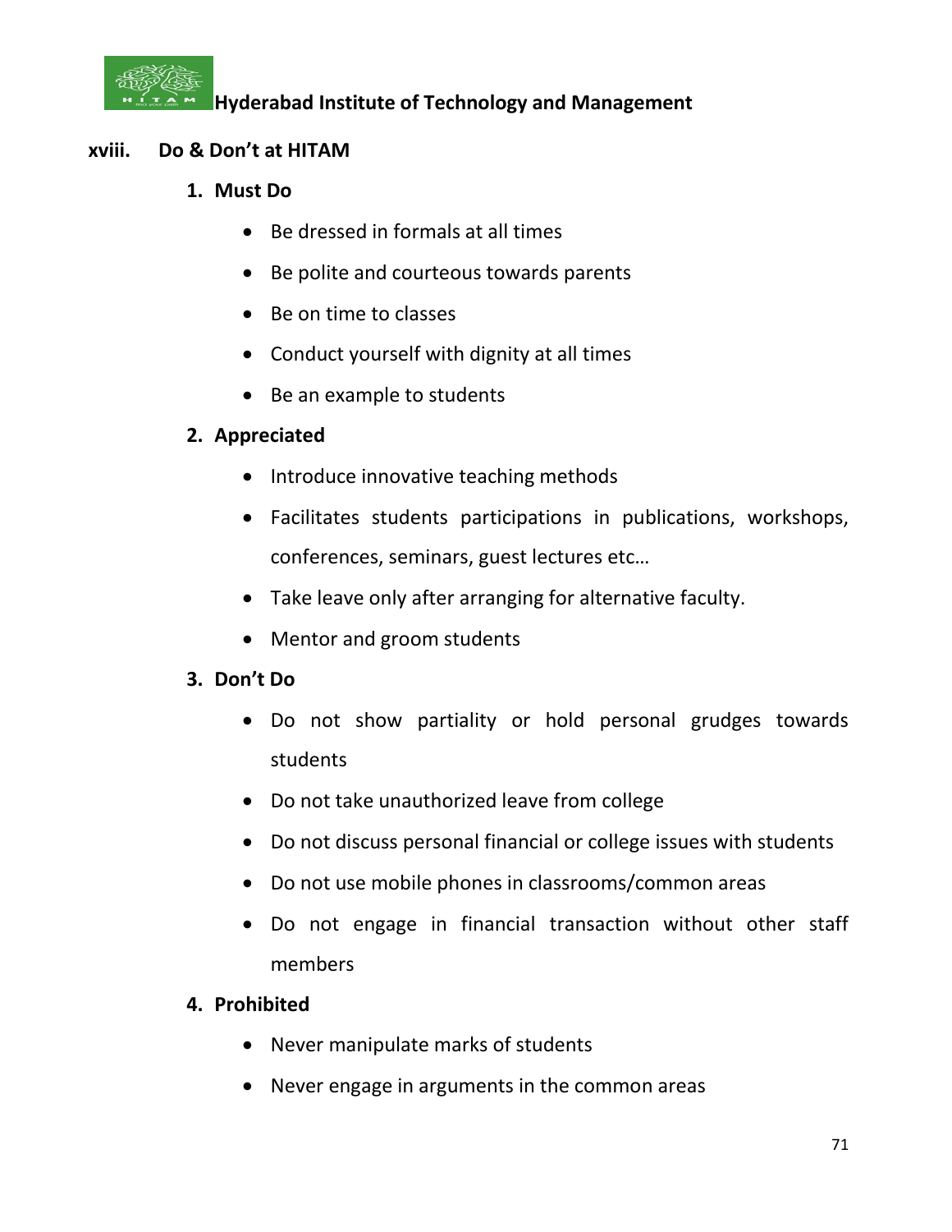## xviii. Do & Don't at HITAM

### 1. Must Do

- Be dressed in formals at all times
- Be polite and courteous towards parents
- Be on time to classes
- Conduct yourself with dignity at all times
- Be an example to students

### 2. Appreciated

- Introduce innovative teaching methods
- Facilitates students participations in publications, workshops, conferences, seminars, guest lectures etc…
- Take leave only after arranging for alternative faculty.
- Mentor and groom students

### 3. Don't Do

- Do not show partiality or hold personal grudges towards students
- Do not take unauthorized leave from college
- Do not discuss personal financial or college issues with students
- Do not use mobile phones in classrooms/common areas
- Do not engage in financial transaction without other staff members

### 4. Prohibited

- Never manipulate marks of students
- Never engage in arguments in the common areas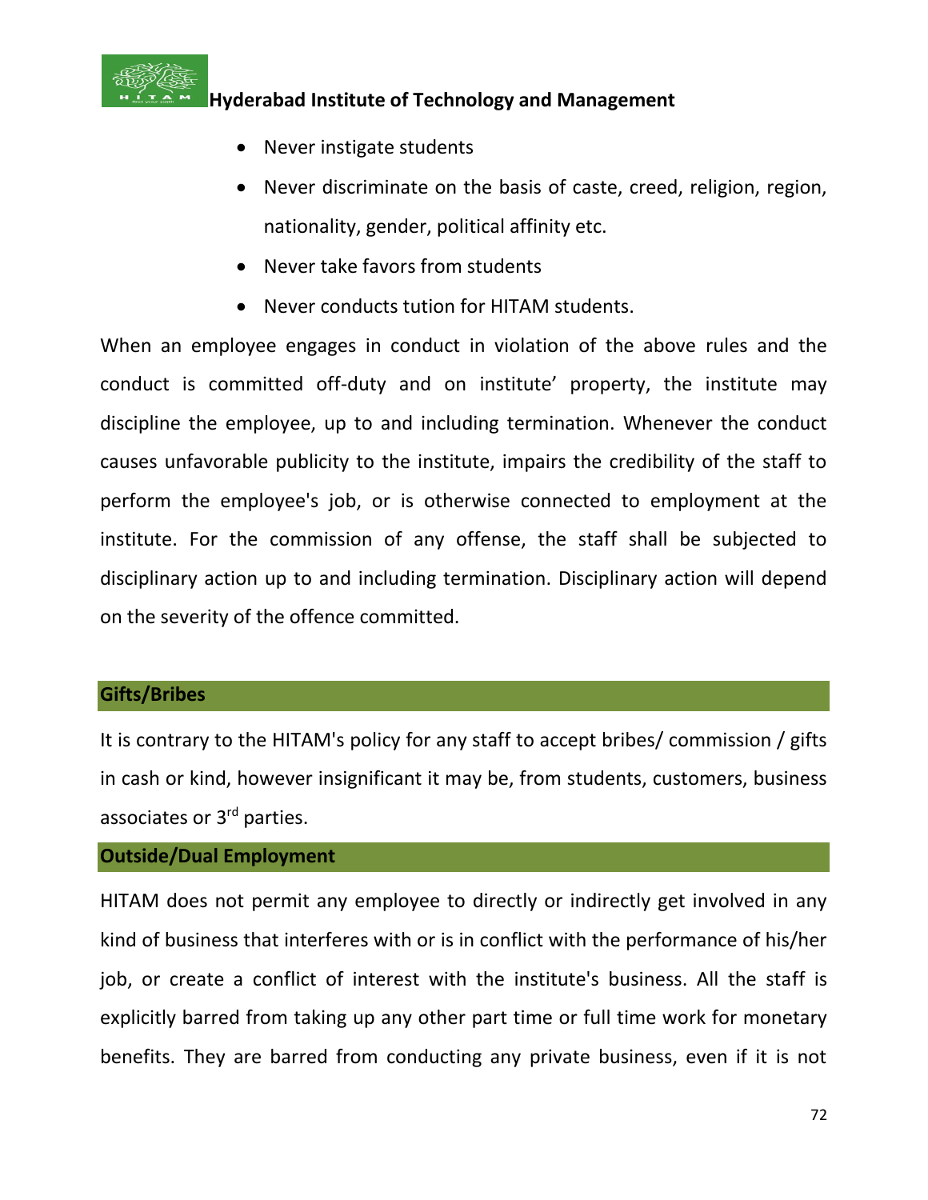- Never instigate students
- Never discriminate on the basis of caste, creed, religion, region, nationality, gender, political affinity etc.
- Never take favors from students
- Never conducts tution for HITAM students.

When an employee engages in conduct in violation of the above rules and the conduct is committed off-duty and on institute' property, the institute may discipline the employee, up to and including termination. Whenever the conduct causes unfavorable publicity to the institute, impairs the credibility of the staff to perform the employee's job, or is otherwise connected to employment at the institute. For the commission of any offense, the staff shall be subjected to disciplinary action up to and including termination. Disciplinary action will depend on the severity of the offence committed.

## Gifts/Bribes

It is contrary to the HITAM's policy for any staff to accept bribes/ commission / gifts in cash or kind, however insignificant it may be, from students, customers, business associates or 3rd parties.

## Outside/Dual Employment

HITAM does not permit any employee to directly or indirectly get involved in any kind of business that interferes with or is in conflict with the performance of his/her job, or create a conflict of interest with the institute's business. All the staff is explicitly barred from taking up any other part time or full time work for monetary benefits. They are barred from conducting any private business, even if it is not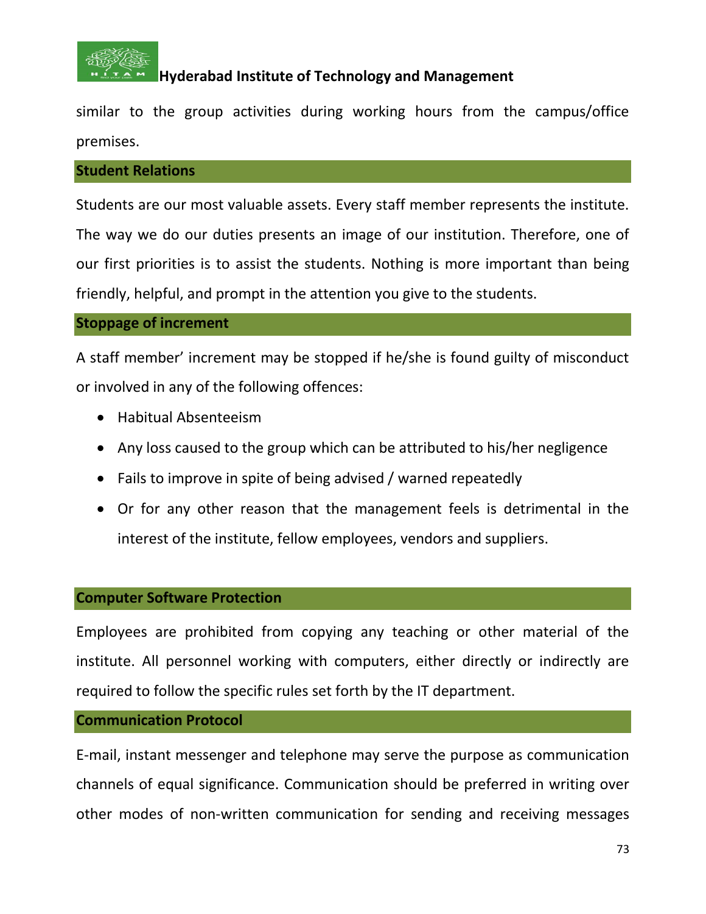similar to the group activities during working hours from the campus/office premises.

## Student Relations

Students are our most valuable assets. Every staff member represents the institute. The way we do our duties presents an image of our institution. Therefore, one of our first priorities is to assist the students. Nothing is more important than being friendly, helpful, and prompt in the attention you give to the students.

## Stoppage of increment

A staff member' increment may be stopped if he/she is found guilty of misconduct or involved in any of the following offences:

- Habitual Absenteeism
- Any loss caused to the group which can be attributed to his/her negligence
- Fails to improve in spite of being advised / warned repeatedly
- Or for any other reason that the management feels is detrimental in the interest of the institute, fellow employees, vendors and suppliers.

## Computer Software Protection

Employees are prohibited from copying any teaching or other material of the institute. All personnel working with computers, either directly or indirectly are required to follow the specific rules set forth by the IT department.

## Communication Protocol

E-mail, instant messenger and telephone may serve the purpose as communication channels of equal significance. Communication should be preferred in writing over other modes of non-written communication for sending and receiving messages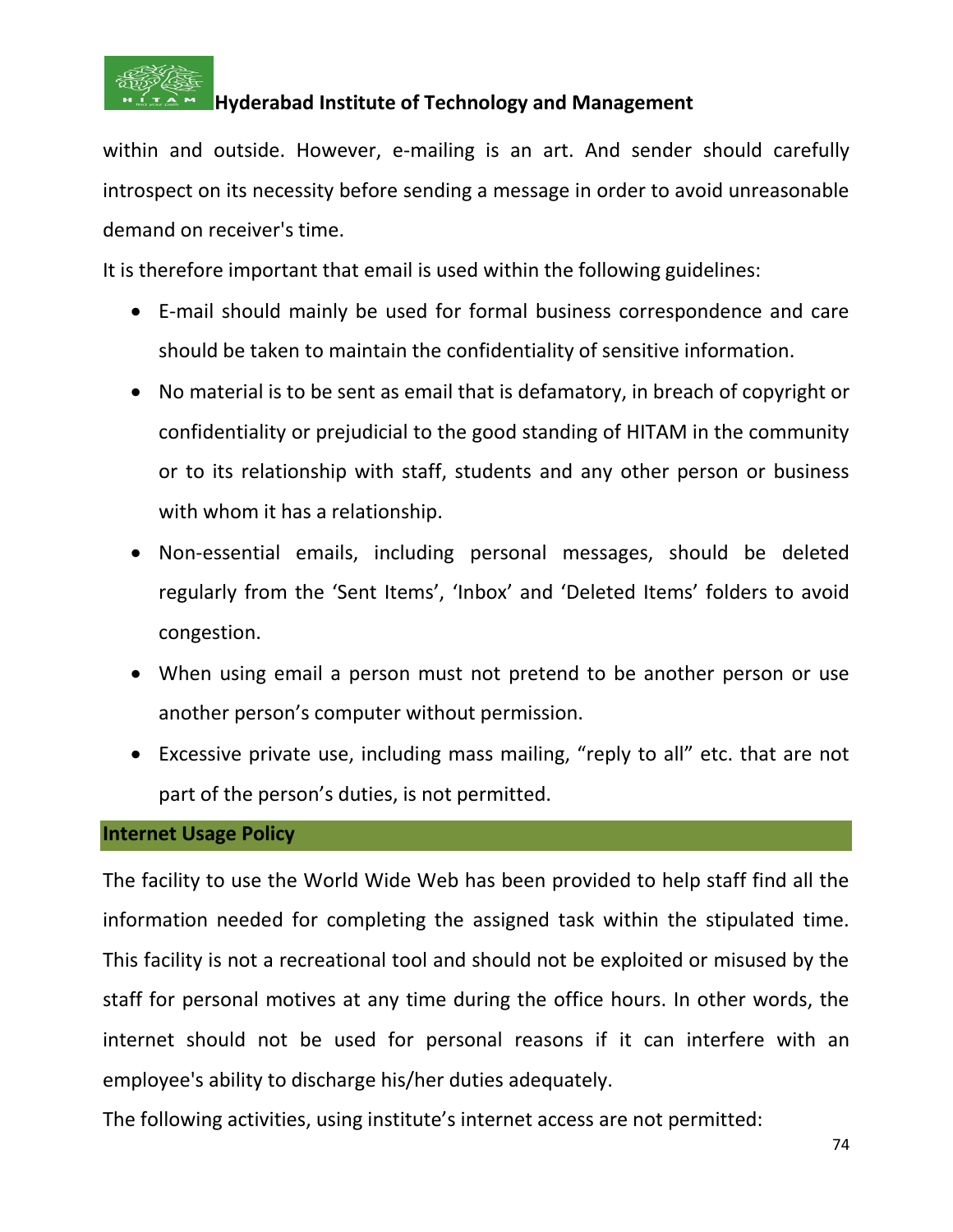within and outside. However, e-mailing is an art. And sender should carefully introspect on its necessity before sending a message in order to avoid unreasonable demand on receiver's time.

It is therefore important that email is used within the following guidelines:

- E-mail should mainly be used for formal business correspondence and care should be taken to maintain the confidentiality of sensitive information.
- No material is to be sent as email that is defamatory, in breach of copyright or confidentiality or prejudicial to the good standing of HITAM in the community or to its relationship with staff, students and any other person or business with whom it has a relationship.
- Non-essential emails, including personal messages, should be deleted regularly from the 'Sent Items', 'Inbox' and 'Deleted Items' folders to avoid congestion.
- When using email a person must not pretend to be another person or use another person's computer without permission.
- Excessive private use, including mass mailing, "reply to all" etc. that are not part of the person's duties, is not permitted.

## Internet Usage Policy

The facility to use the World Wide Web has been provided to help staff find all the information needed for completing the assigned task within the stipulated time. This facility is not a recreational tool and should not be exploited or misused by the staff for personal motives at any time during the office hours. In other words, the internet should not be used for personal reasons if it can interfere with an employee's ability to discharge his/her duties adequately.

The following activities, using institute's internet access are not permitted: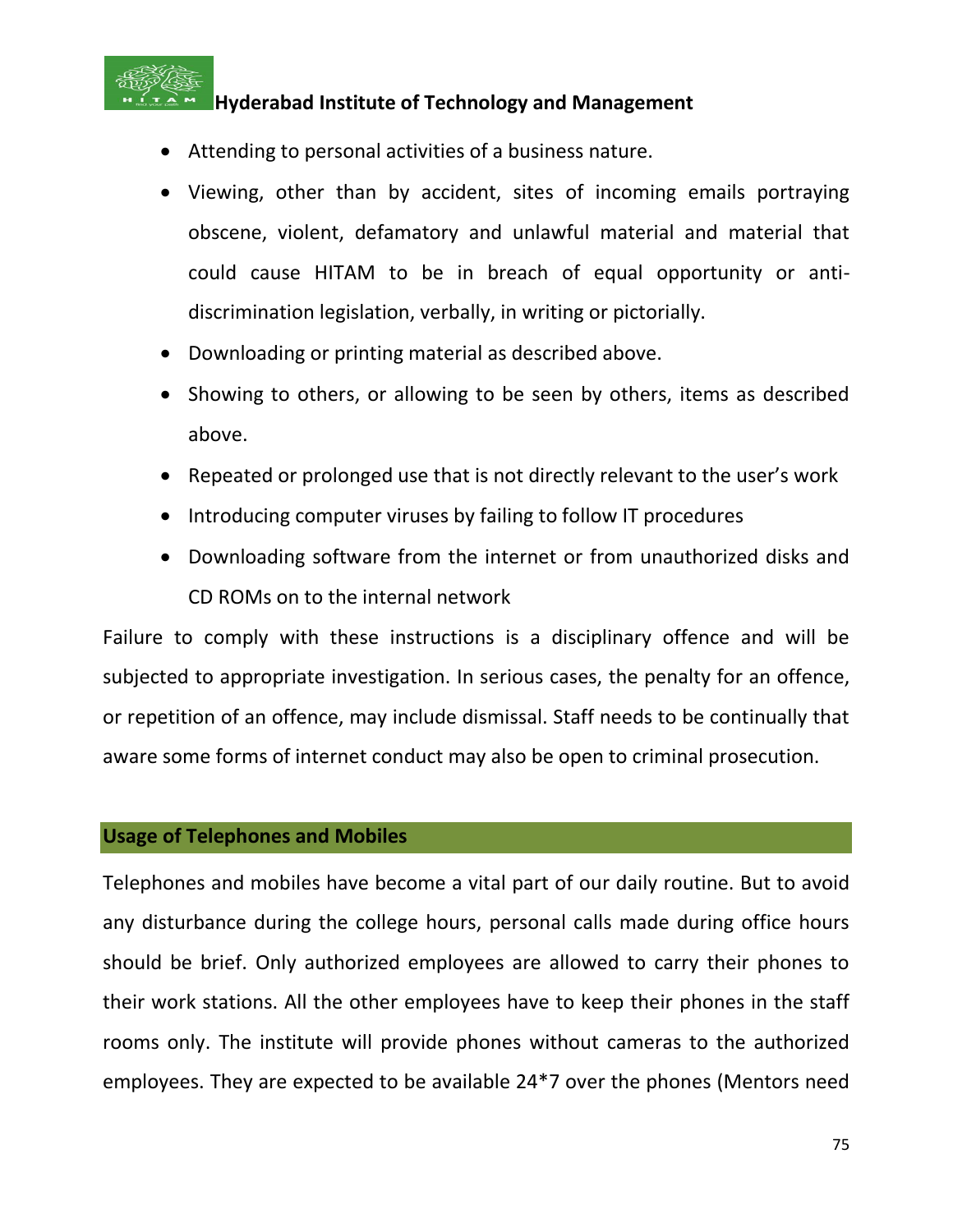- Attending to personal activities of a business nature.
- Viewing, other than by accident, sites of incoming emails portraying obscene, violent, defamatory and unlawful material and material that could cause HITAM to be in breach of equal opportunity or anti-discrimination legislation, verbally, in writing or pictorially.
- Downloading or printing material as described above.
- Showing to others, or allowing to be seen by others, items as described above.
- Repeated or prolonged use that is not directly relevant to the user's work
- Introducing computer viruses by failing to follow IT procedures
- Downloading software from the internet or from unauthorized disks and CD ROMs on to the internal network

Failure to comply with these instructions is a disciplinary offence and will be subjected to appropriate investigation. In serious cases, the penalty for an offence, or repetition of an offence, may include dismissal. Staff needs to be continually that aware some forms of internet conduct may also be open to criminal prosecution.

## Usage of Telephones and Mobiles

Telephones and mobiles have become a vital part of our daily routine. But to avoid any disturbance during the college hours, personal calls made during office hours should be brief. Only authorized employees are allowed to carry their phones to their work stations. All the other employees have to keep their phones in the staff rooms only. The institute will provide phones without cameras to the authorized employees. They are expected to be available 24*7 over the phones (Mentors need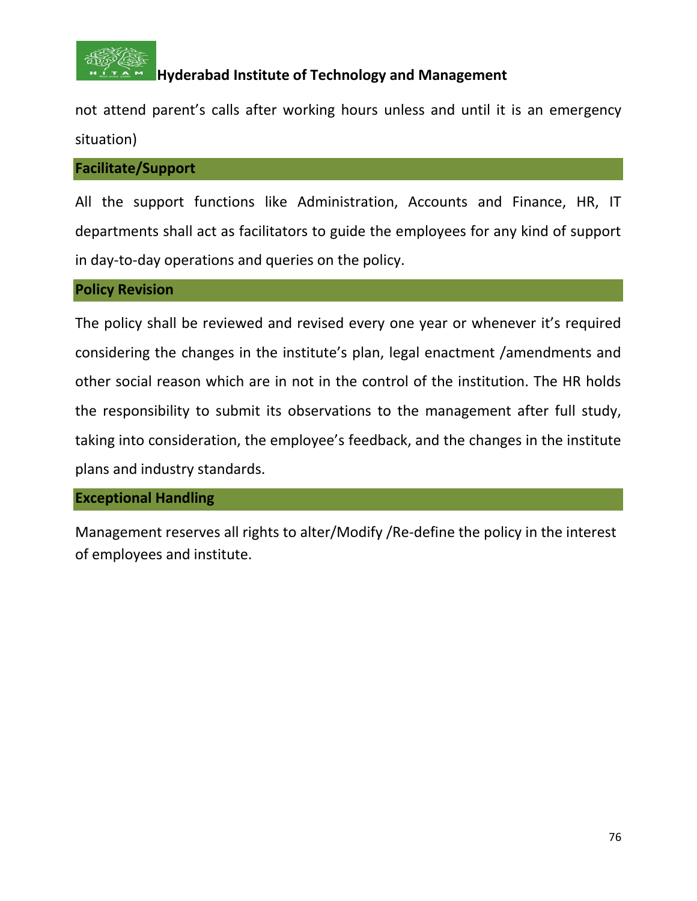not attend parent's calls after working hours unless and until it is an emergency situation)

### Facilitate/Support

All the support functions like Administration, Accounts and Finance, HR, IT departments shall act as facilitators to guide the employees for any kind of support in day-to-day operations and queries on the policy.

### Policy Revision

The policy shall be reviewed and revised every one year or whenever it's required considering the changes in the institute's plan, legal enactment /amendments and other social reason which are in not in the control of the institution. The HR holds the responsibility to submit its observations to the management after full study, taking into consideration, the employee's feedback, and the changes in the institute plans and industry standards.

### Exceptional Handling

Management reserves all rights to alter/Modify /Re-define the policy in the interest of employees and institute.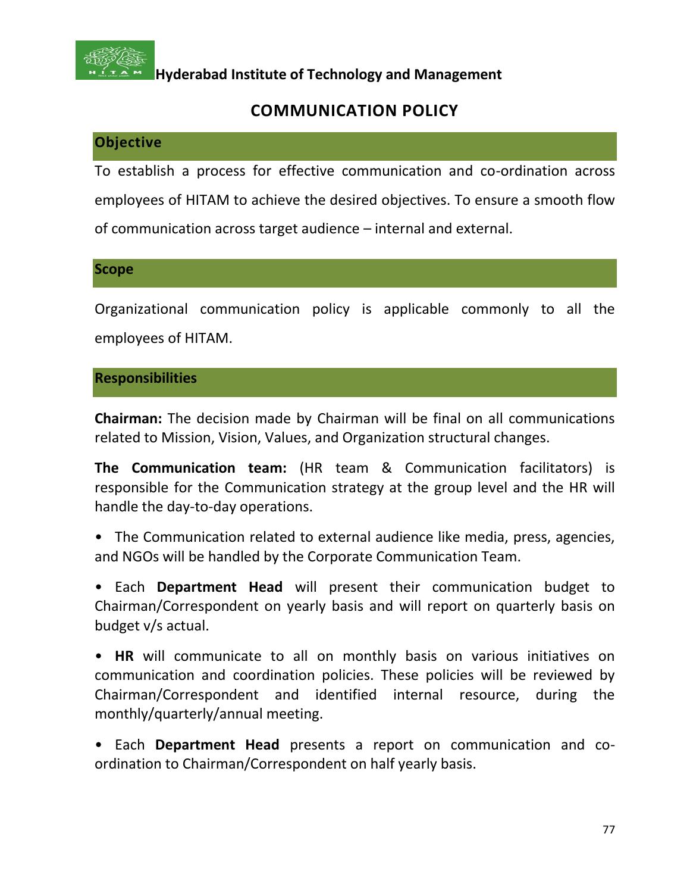Hyderabad Institute of Technology and Management

# COMMUNICATION POLICY

## Objective

To establish a process for effective communication and co-ordination across employees of HITAM to achieve the desired objectives. To ensure a smooth flow of communication across target audience – internal and external.

## Scope

Organizational communication policy is applicable commonly to all the employees of HITAM.

## Responsibilities

**Chairman:** The decision made by Chairman will be final on all communications related to Mission, Vision, Values, and Organization structural changes.

**The Communication team:** (HR team & Communication facilitators) is responsible for the Communication strategy at the group level and the HR will handle the day-to-day operations.

- The Communication related to external audience like media, press, agencies, and NGOs will be handled by the Corporate Communication Team.
- Each **Department Head** will present their communication budget to Chairman/Correspondent on yearly basis and will report on quarterly basis on budget v/s actual.
- **HR** will communicate to all on monthly basis on various initiatives on communication and coordination policies. These policies will be reviewed by Chairman/Correspondent and identified internal resource, during the monthly/quarterly/annual meeting.
- Each **Department Head** presents a report on communication and co-ordination to Chairman/Correspondent on half yearly basis.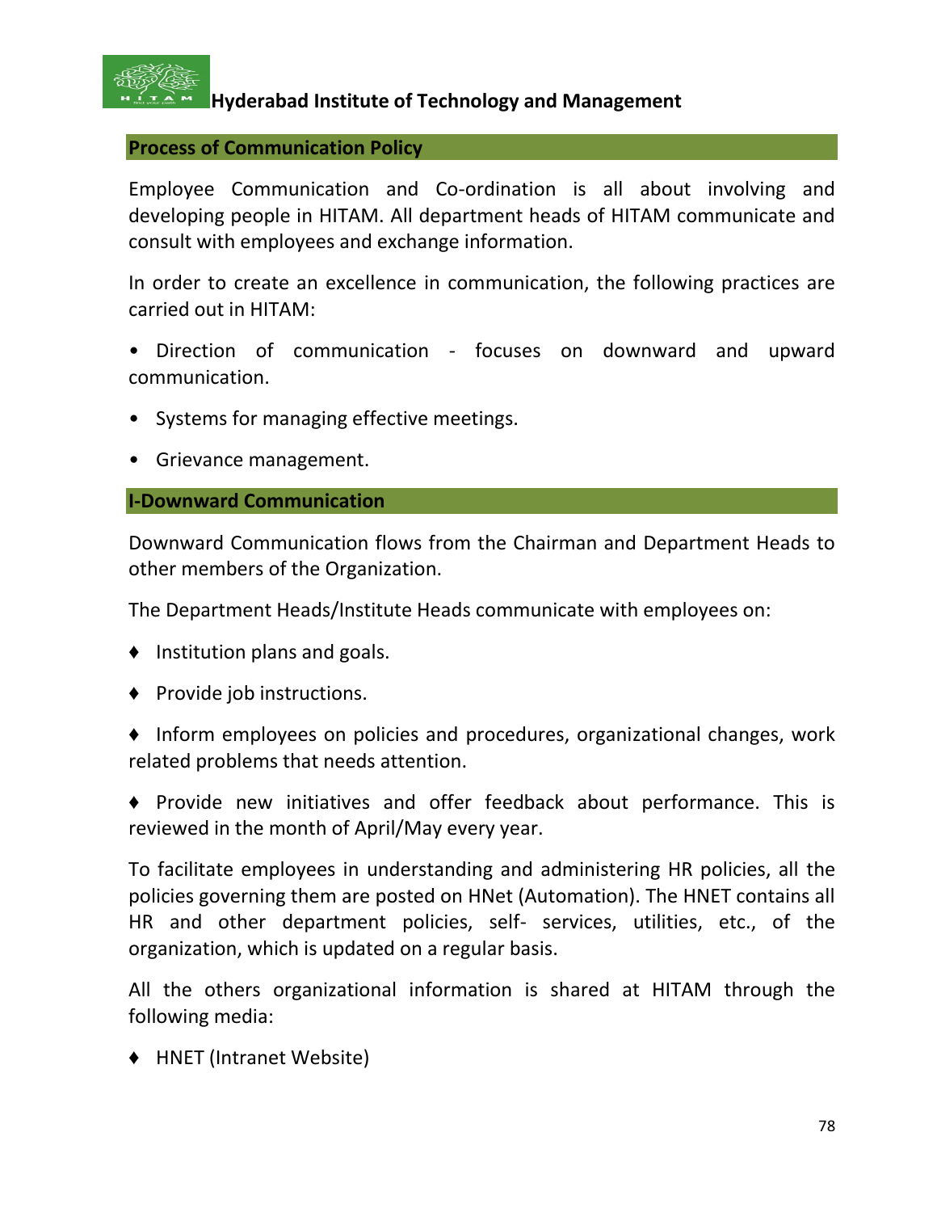## Process of Communication Policy

Employee Communication and Co-ordination is all about involving and developing people in HITAM. All department heads of HITAM communicate and consult with employees and exchange information.

In order to create an excellence in communication, the following practices are carried out in HITAM:

- Direction of communication - focuses on downward and upward communication.
- Systems for managing effective meetings.
- Grievance management.

## I-Downward Communication

Downward Communication flows from the Chairman and Department Heads to other members of the Organization.

The Department Heads/Institute Heads communicate with employees on:

- ♦ Institution plans and goals.
- ♦ Provide job instructions.
- ♦ Inform employees on policies and procedures, organizational changes, work related problems that needs attention.
- ♦ Provide new initiatives and offer feedback about performance. This is reviewed in the month of April/May every year.

To facilitate employees in understanding and administering HR policies, all the policies governing them are posted on HNet (Automation). The HNET contains all HR and other department policies, self- services, utilities, etc., of the organization, which is updated on a regular basis.

All the others organizational information is shared at HITAM through the following media:

- ♦ HNET (Intranet Website)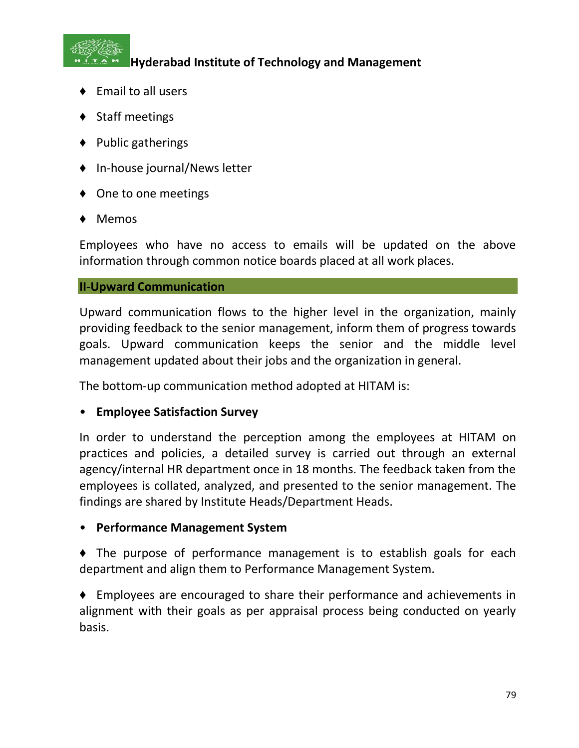- ♦ Email to all users
- ♦ Staff meetings
- ♦ Public gatherings
- ♦ In-house journal/News letter
- ♦ One to one meetings
- ♦ Memos

Employees who have no access to emails will be updated on the above information through common notice boards placed at all work places.

## II-Upward Communication

Upward communication flows to the higher level in the organization, mainly providing feedback to the senior management, inform them of progress towards goals. Upward communication keeps the senior and the middle level management updated about their jobs and the organization in general.

The bottom-up communication method adopted at HITAM is:

- **Employee Satisfaction Survey**

In order to understand the perception among the employees at HITAM on practices and policies, a detailed survey is carried out through an external agency/internal HR department once in 18 months. The feedback taken from the employees is collated, analyzed, and presented to the senior management. The findings are shared by Institute Heads/Department Heads.

- **Performance Management System**

♦ The purpose of performance management is to establish goals for each department and align them to Performance Management System.

♦ Employees are encouraged to share their performance and achievements in alignment with their goals as per appraisal process being conducted on yearly basis.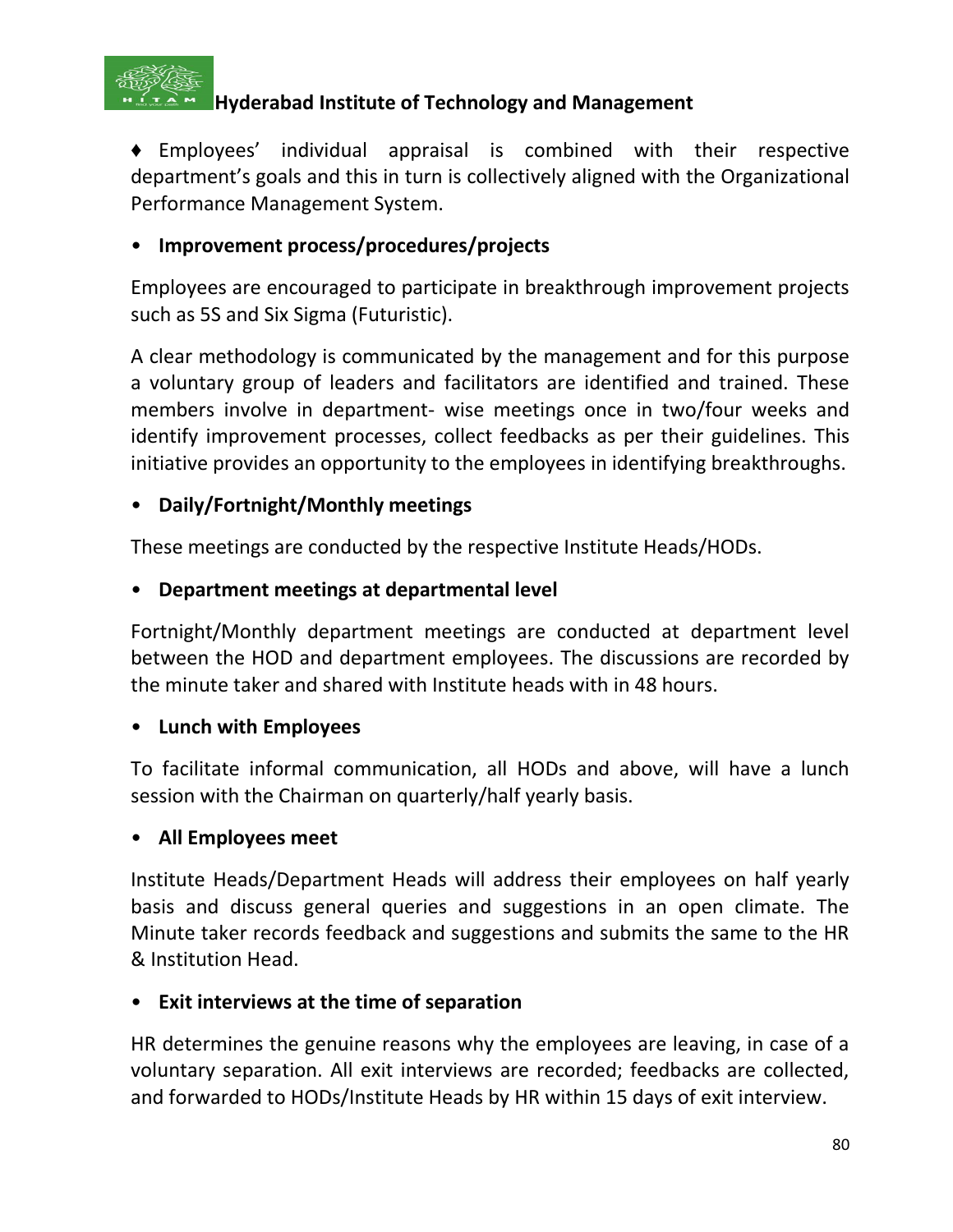♦ Employees' individual appraisal is combined with their respective department's goals and this in turn is collectively aligned with the Organizational Performance Management System.

- **Improvement process/procedures/projects**

Employees are encouraged to participate in breakthrough improvement projects such as 5S and Six Sigma (Futuristic).

A clear methodology is communicated by the management and for this purpose a voluntary group of leaders and facilitators are identified and trained. These members involve in department- wise meetings once in two/four weeks and identify improvement processes, collect feedbacks as per their guidelines. This initiative provides an opportunity to the employees in identifying breakthroughs.

- **Daily/Fortnight/Monthly meetings**

These meetings are conducted by the respective Institute Heads/HODs.

- **Department meetings at departmental level**

Fortnight/Monthly department meetings are conducted at department level between the HOD and department employees. The discussions are recorded by the minute taker and shared with Institute heads with in 48 hours.

- **Lunch with Employees**

To facilitate informal communication, all HODs and above, will have a lunch session with the Chairman on quarterly/half yearly basis.

- **All Employees meet**

Institute Heads/Department Heads will address their employees on half yearly basis and discuss general queries and suggestions in an open climate. The Minute taker records feedback and suggestions and submits the same to the HR & Institution Head.

- **Exit interviews at the time of separation**

HR determines the genuine reasons why the employees are leaving, in case of a voluntary separation. All exit interviews are recorded; feedbacks are collected, and forwarded to HODs/Institute Heads by HR within 15 days of exit interview.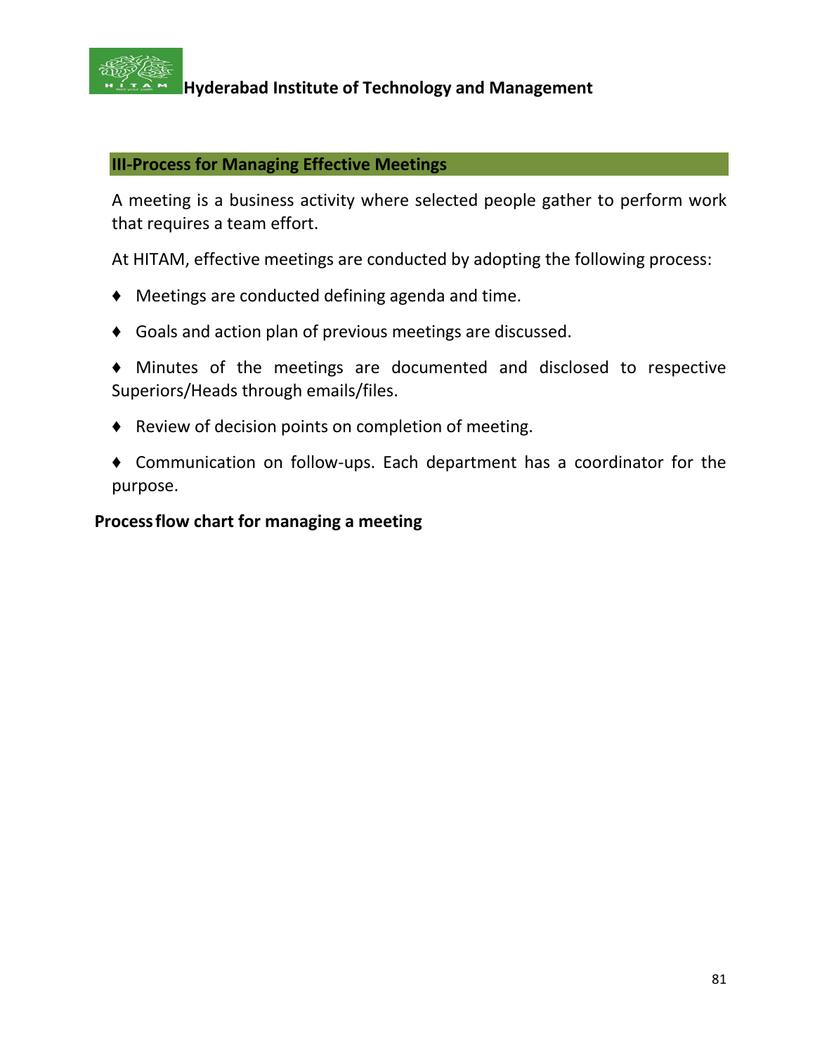## III-Process for Managing Effective Meetings

A meeting is a business activity where selected people gather to perform work that requires a team effort.

At HITAM, effective meetings are conducted by adopting the following process:

- Meetings are conducted defining agenda and time.
- Goals and action plan of previous meetings are discussed.
- Minutes of the meetings are documented and disclosed to respective Superiors/Heads through emails/files.
- Review of decision points on completion of meeting.
- Communication on follow-ups. Each department has a coordinator for the purpose.

**Process flow chart for managing a meeting**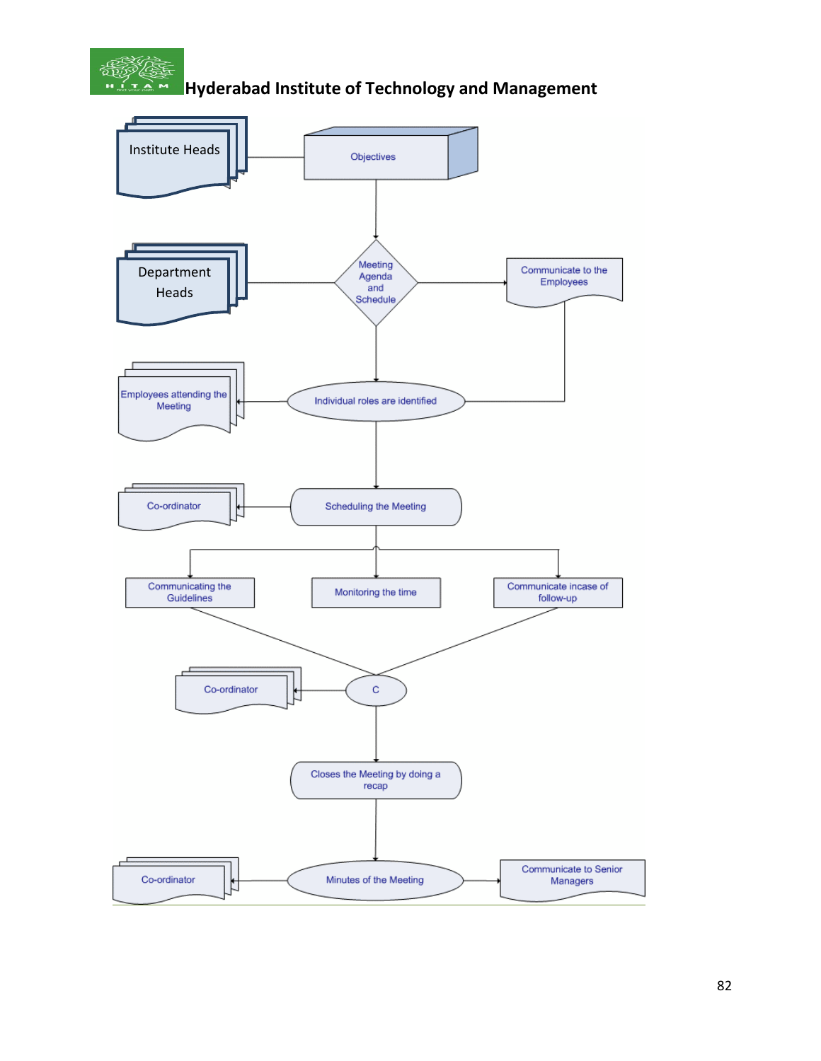Institute Heads

Objectives

Department Heads

Meeting Agenda and Schedule

Communicate to the Employees

Employees attending the Meeting

Individual roles are identified

Co-ordinator

Scheduling the Meeting

Communicating the Guidelines

Monitoring the time

Communicate incase of follow-up

Co-ordinator

C

Closes the Meeting by doing a recap

Co-ordinator

Minutes of the Meeting

Communicate to Senior Managers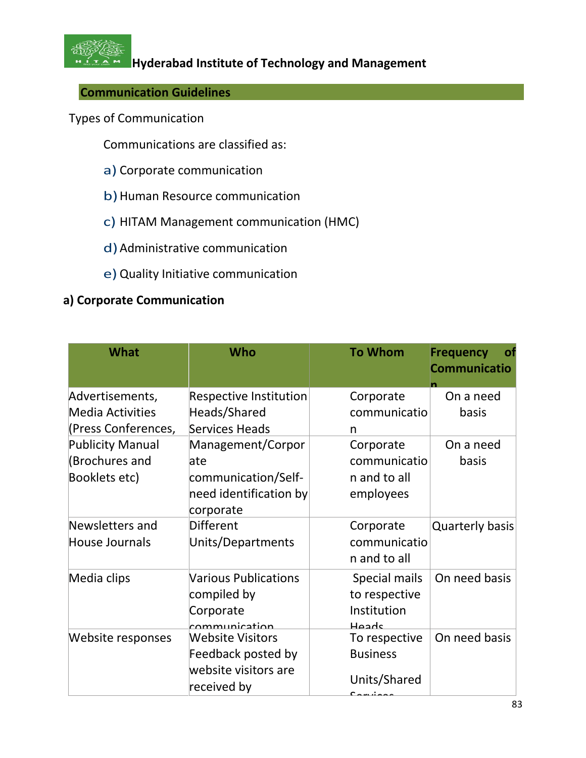Hyderabad Institute of Technology and Management

## Communication Guidelines

Types of Communication

Communications are classified as:

a) Corporate communication

b) Human Resource communication

c) HITAM Management communication (HMC)

d) Administrative communication

e) Quality Initiative communication

### a) Corporate Communication

| What | Who | To Whom | Frequency of Communication |
|---|---|---|---|
| Advertisements, Media Activities (Press Conferences, | Respective Institution Heads/Shared Services Heads | Corporate communication | On a need basis |
| Publicity Manual (Brochures and Booklets etc) | Management/Corporate communication/Self-need identification by corporate | Corporate communication and to all employees | On a need basis |
| Newsletters and House Journals | Different Units/Departments | Corporate communication and to all | Quarterly basis |
| Media clips | Various Publications compiled by Corporate communication | Special mails to respective Institution Heads | On need basis |
| Website responses | Website Visitors Feedback posted by website visitors are received by | To respective Business Units/Shared Services | On need basis |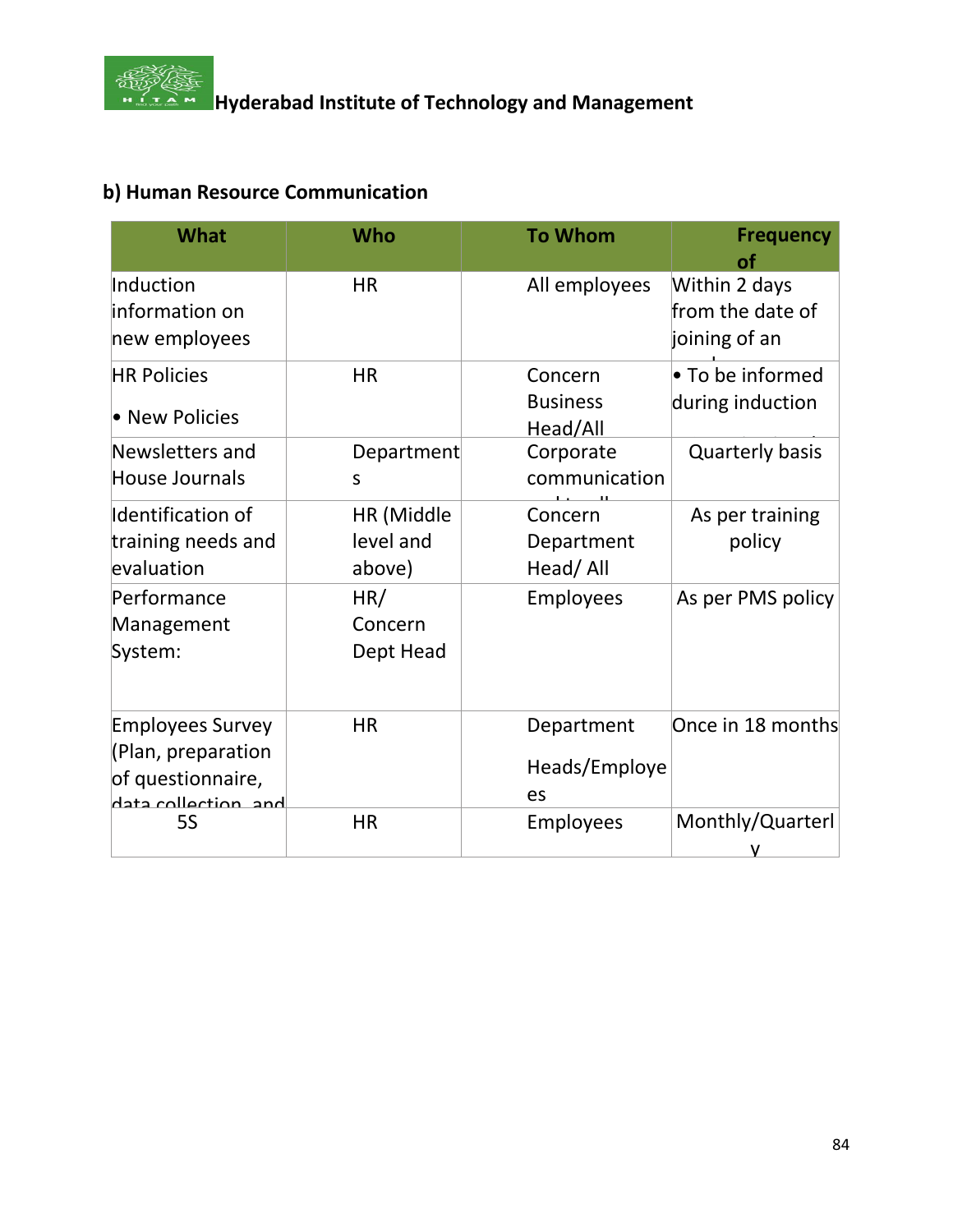### b) Human Resource Communication

| What | Who | To Whom | Frequency of |
|---|---|---|---|
| Induction information on new employees | HR | All employees | Within 2 days from the date of joining of an |
| HR Policies<br>• New Policies | HR | Concern Business Head/All | • To be informed during induction |
| Newsletters and House Journals | Departments | Corporate communication | Quarterly basis |
| Identification of training needs and evaluation | HR (Middle level and above) | Concern Department Head/ All | As per training policy |
| Performance Management System: | HR/ Concern Dept Head | Employees | As per PMS policy |
| Employees Survey (Plan, preparation of questionnaire, data collection and | HR | Department Heads/Employees | Once in 18 months |
| 5S | HR | Employees | Monthly/Quarterly |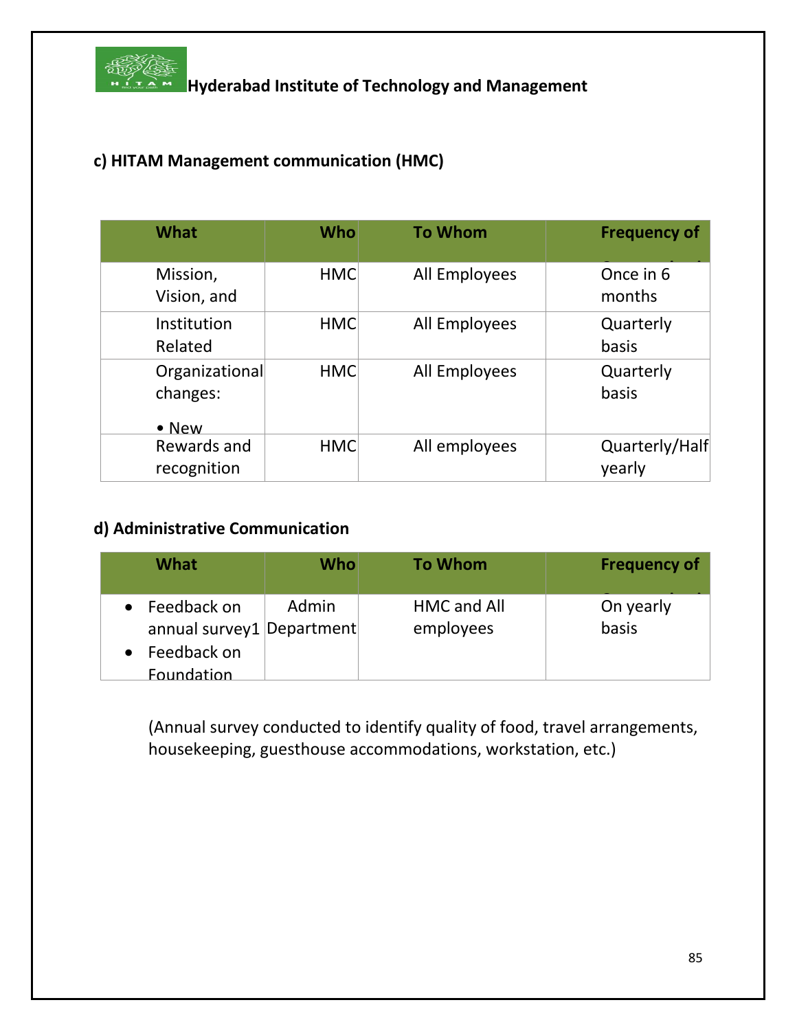### c) HITAM Management communication (HMC)

| What | Who | To Whom | Frequency of |
|---|---|---|---|
| Mission, Vision, and | HMC | All Employees | Once in 6 months |
| Institution Related | HMC | All Employees | Quarterly basis |
| Organizational changes:<br>• New | HMC | All Employees | Quarterly basis |
| Rewards and recognition | HMC | All employees | Quarterly/Half yearly |

### d) Administrative Communication

| What | Who | To Whom | Frequency of |
|---|---|---|---|
| • Feedback on annual survey1<br>• Feedback on Foundation | Admin Department | HMC and All employees | On yearly basis |

(Annual survey conducted to identify quality of food, travel arrangements, housekeeping, guesthouse accommodations, workstation, etc.)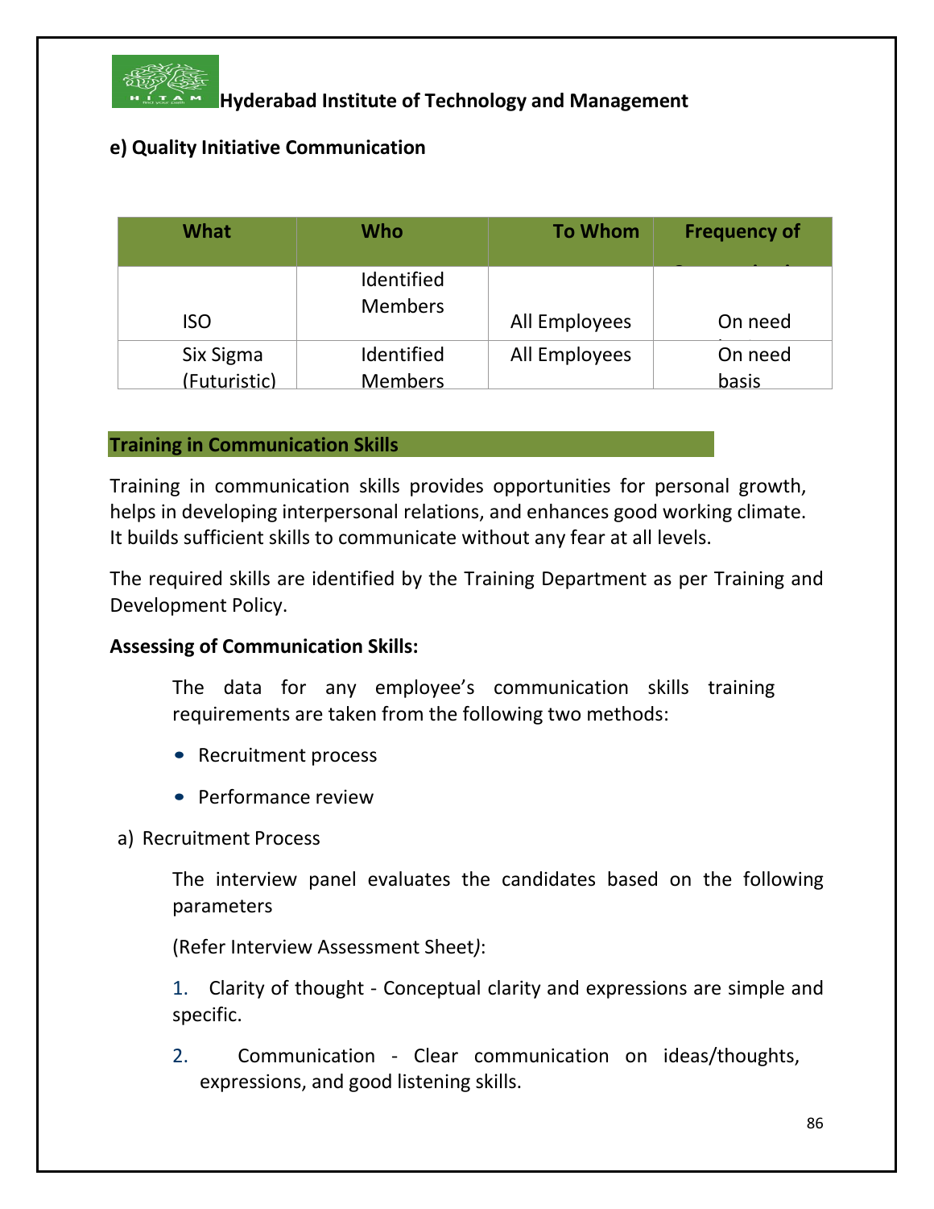## e) Quality Initiative Communication

| What | Who | To Whom | Frequency of Communication |
|---|---|---|---|
| ISO | Identified Members | All Employees | On need basis |
| Six Sigma (Futuristic) | Identified Members | All Employees | On need basis |

### Training in Communication Skills

Training in communication skills provides opportunities for personal growth, helps in developing interpersonal relations, and enhances good working climate. It builds sufficient skills to communicate without any fear at all levels.

The required skills are identified by the Training Department as per Training and Development Policy.

**Assessing of Communication Skills:**

The data for any employee's communication skills training requirements are taken from the following two methods:

- Recruitment process
- Performance review

a) Recruitment Process

The interview panel evaluates the candidates based on the following parameters

(Refer Interview Assessment Sheet):

1. Clarity of thought - Conceptual clarity and expressions are simple and specific.
2. Communication - Clear communication on ideas/thoughts, expressions, and good listening skills.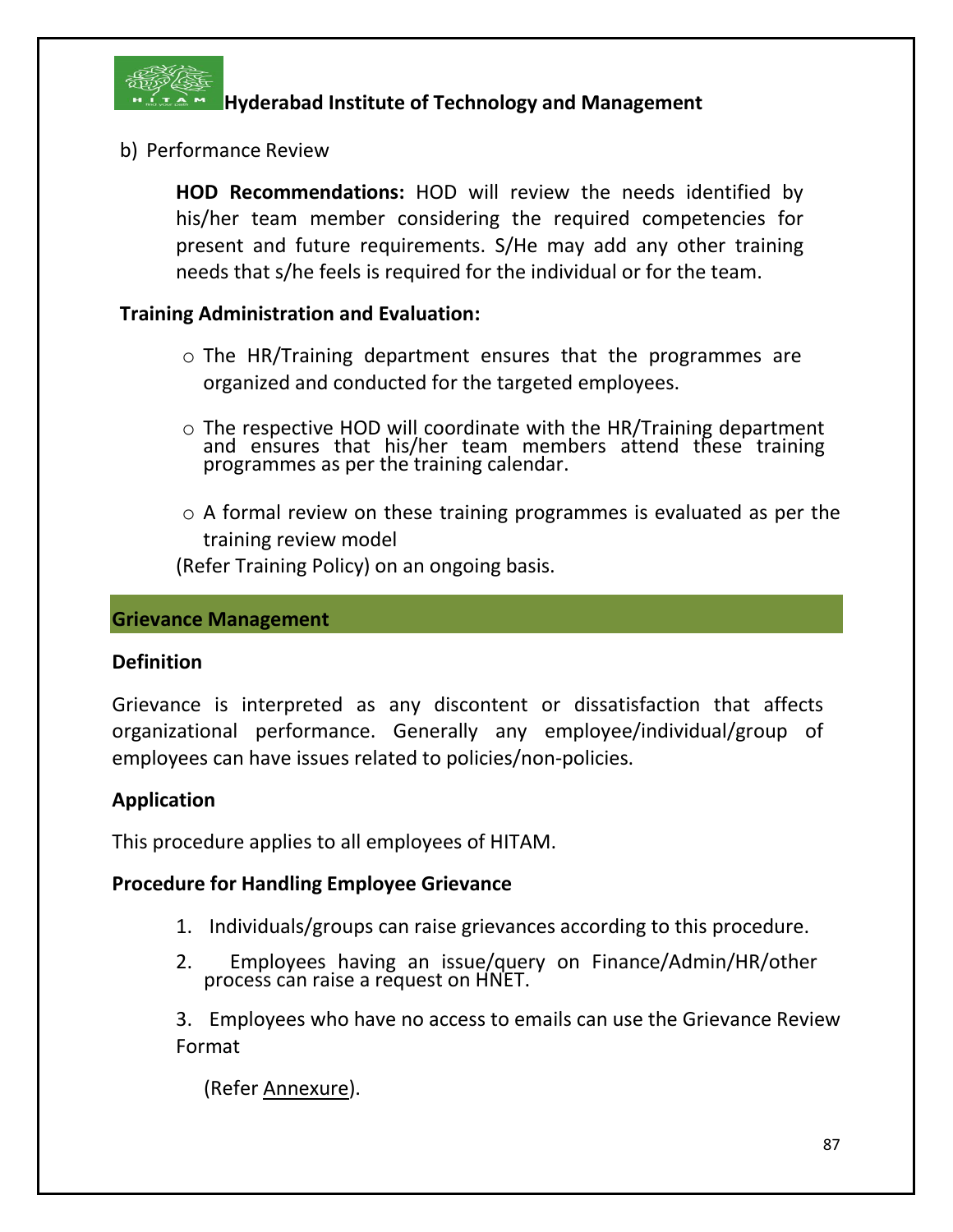b) Performance Review

**HOD Recommendations:** HOD will review the needs identified by his/her team member considering the required competencies for present and future requirements. S/He may add any other training needs that s/he feels is required for the individual or for the team.

**Training Administration and Evaluation:**

- The HR/Training department ensures that the programmes are organized and conducted for the targeted employees.
- The respective HOD will coordinate with the HR/Training department and ensures that his/her team members attend these training programmes as per the training calendar.
- A formal review on these training programmes is evaluated as per the training review model

(Refer Training Policy) on an ongoing basis.

## Grievance Management

**Definition**

Grievance is interpreted as any discontent or dissatisfaction that affects organizational performance. Generally any employee/individual/group of employees can have issues related to policies/non-policies.

**Application**

This procedure applies to all employees of HITAM.

**Procedure for Handling Employee Grievance**

1. Individuals/groups can raise grievances according to this procedure.
2. Employees having an issue/query on Finance/Admin/HR/other process can raise a request on HNET.
3. Employees who have no access to emails can use the Grievance Review Format

   (Refer Annexure).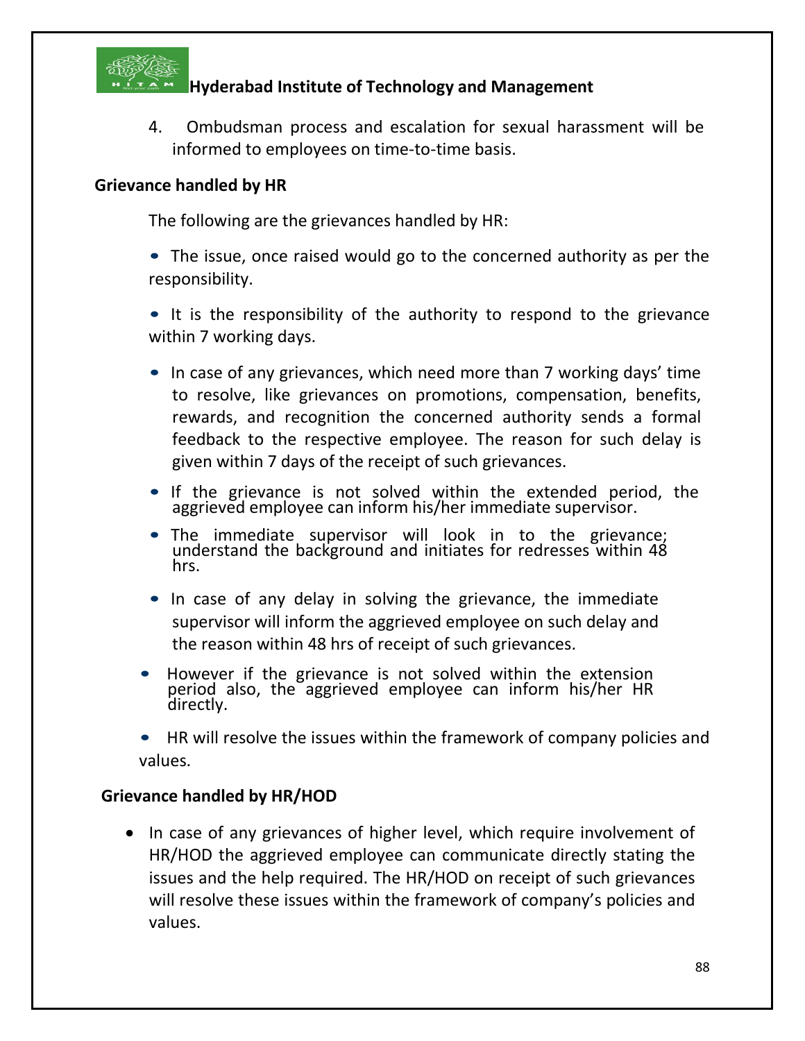4. Ombudsman process and escalation for sexual harassment will be informed to employees on time-to-time basis.

**Grievance handled by HR**

The following are the grievances handled by HR:

- The issue, once raised would go to the concerned authority as per the responsibility.
- It is the responsibility of the authority to respond to the grievance within 7 working days.
- In case of any grievances, which need more than 7 working days' time to resolve, like grievances on promotions, compensation, benefits, rewards, and recognition the concerned authority sends a formal feedback to the respective employee. The reason for such delay is given within 7 days of the receipt of such grievances.
- If the grievance is not solved within the extended period, the aggrieved employee can inform his/her immediate supervisor.
- The immediate supervisor will look in to the grievance; understand the background and initiates for redresses within 48 hrs.
- In case of any delay in solving the grievance, the immediate supervisor will inform the aggrieved employee on such delay and the reason within 48 hrs of receipt of such grievances.
- However if the grievance is not solved within the extension period also, the aggrieved employee can inform his/her HR directly.
- HR will resolve the issues within the framework of company policies and values.

**Grievance handled by HR/HOD**

- In case of any grievances of higher level, which require involvement of HR/HOD the aggrieved employee can communicate directly stating the issues and the help required. The HR/HOD on receipt of such grievances will resolve these issues within the framework of company's policies and values.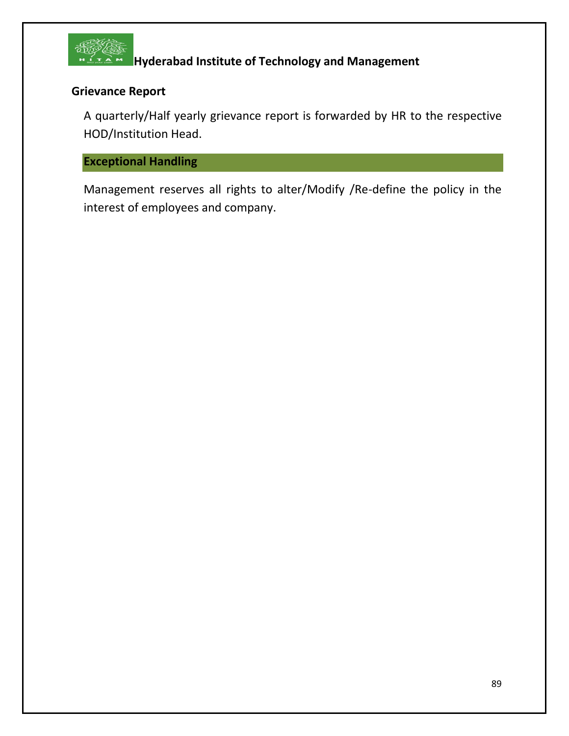## Grievance Report

A quarterly/Half yearly grievance report is forwarded by HR to the respective HOD/Institution Head.

## Exceptional Handling

Management reserves all rights to alter/Modify /Re-define the policy in the interest of employees and company.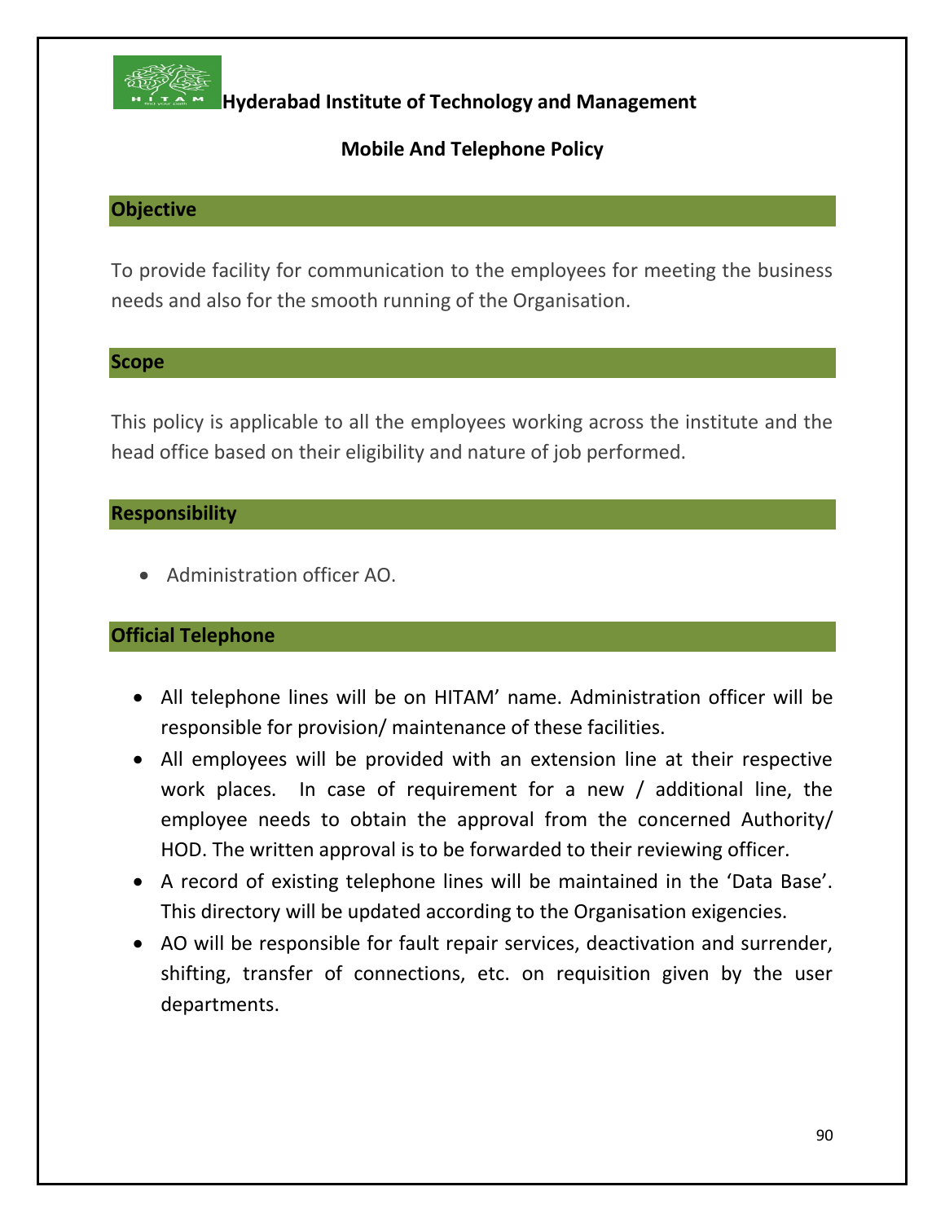**Hyderabad Institute of Technology and Management**

# Mobile And Telephone Policy

## Objective

To provide facility for communication to the employees for meeting the business needs and also for the smooth running of the Organisation.

## Scope

This policy is applicable to all the employees working across the institute and the head office based on their eligibility and nature of job performed.

## Responsibility

- Administration officer AO.

## Official Telephone

- All telephone lines will be on HITAM' name. Administration officer will be responsible for provision/ maintenance of these facilities.
- All employees will be provided with an extension line at their respective work places. In case of requirement for a new / additional line, the employee needs to obtain the approval from the concerned Authority/ HOD. The written approval is to be forwarded to their reviewing officer.
- A record of existing telephone lines will be maintained in the 'Data Base'. This directory will be updated according to the Organisation exigencies.
- AO will be responsible for fault repair services, deactivation and surrender, shifting, transfer of connections, etc. on requisition given by the user departments.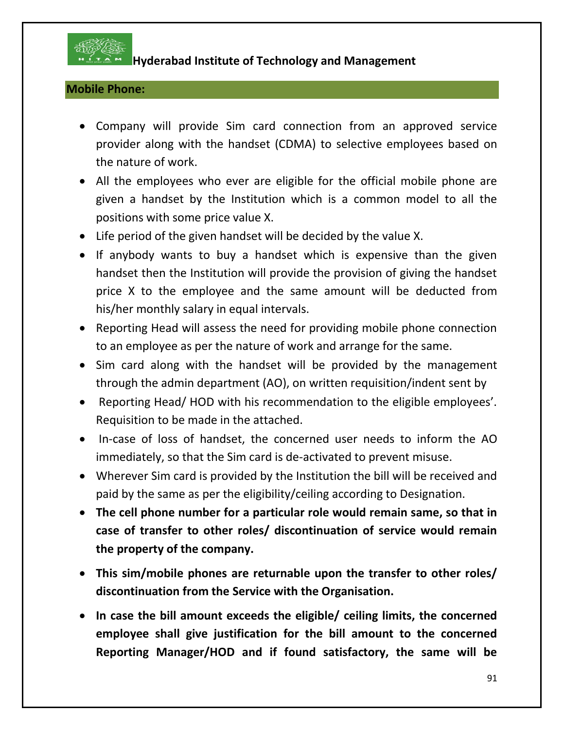**Mobile Phone:**

- Company will provide Sim card connection from an approved service provider along with the handset (CDMA) to selective employees based on the nature of work.
- All the employees who ever are eligible for the official mobile phone are given a handset by the Institution which is a common model to all the positions with some price value X.
- Life period of the given handset will be decided by the value X.
- If anybody wants to buy a handset which is expensive than the given handset then the Institution will provide the provision of giving the handset price X to the employee and the same amount will be deducted from his/her monthly salary in equal intervals.
- Reporting Head will assess the need for providing mobile phone connection to an employee as per the nature of work and arrange for the same.
- Sim card along with the handset will be provided by the management through the admin department (AO), on written requisition/indent sent by
- Reporting Head/ HOD with his recommendation to the eligible employees'. Requisition to be made in the attached.
- In-case of loss of handset, the concerned user needs to inform the AO immediately, so that the Sim card is de-activated to prevent misuse.
- Wherever Sim card is provided by the Institution the bill will be received and paid by the same as per the eligibility/ceiling according to Designation.
- **The cell phone number for a particular role would remain same, so that in case of transfer to other roles/ discontinuation of service would remain the property of the company.**
- **This sim/mobile phones are returnable upon the transfer to other roles/ discontinuation from the Service with the Organisation.**
- **In case the bill amount exceeds the eligible/ ceiling limits, the concerned employee shall give justification for the bill amount to the concerned Reporting Manager/HOD and if found satisfactory, the same will be**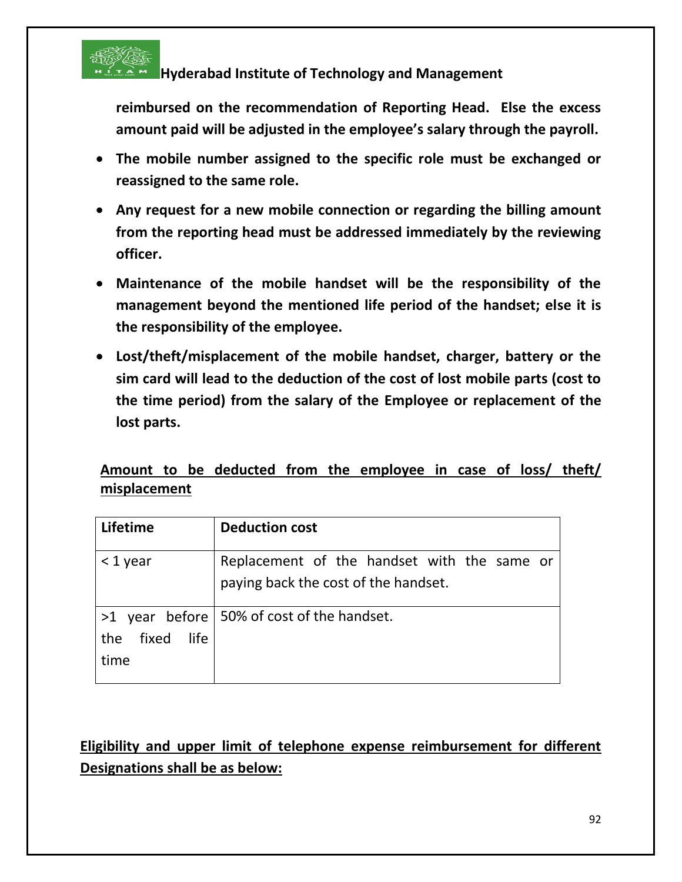**reimbursed on the recommendation of Reporting Head. Else the excess amount paid will be adjusted in the employee's salary through the payroll.**

- **The mobile number assigned to the specific role must be exchanged or reassigned to the same role.**
- **Any request for a new mobile connection or regarding the billing amount from the reporting head must be addressed immediately by the reviewing officer.**
- **Maintenance of the mobile handset will be the responsibility of the management beyond the mentioned life period of the handset; else it is the responsibility of the employee.**
- **Lost/theft/misplacement of the mobile handset, charger, battery or the sim card will lead to the deduction of the cost of lost mobile parts (cost to the time period) from the salary of the Employee or replacement of the lost parts.**

**<u>Amount to be deducted from the employee in case of loss/ theft/ misplacement</u>**

| Lifetime | Deduction cost |
|---|---|
| < 1 year | Replacement of the handset with the same or paying back the cost of the handset. |
| >1 year before the fixed life time | 50% of cost of the handset. |

**<u>Eligibility and upper limit of telephone expense reimbursement for different Designations shall be as below:</u>**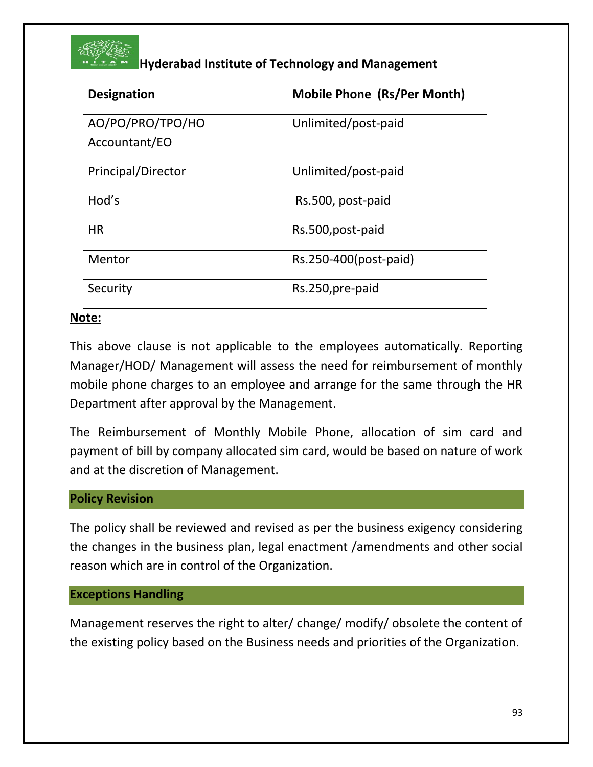| Designation | Mobile Phone (Rs/Per Month) |
|---|---|
| AO/PO/PRO/TPO/HO Accountant/EO | Unlimited/post-paid |
| Principal/Director | Unlimited/post-paid |
| Hod's | Rs.500, post-paid |
| HR | Rs.500,post-paid |
| Mentor | Rs.250-400(post-paid) |
| Security | Rs.250,pre-paid |

**Note:**

This above clause is not applicable to the employees automatically. Reporting Manager/HOD/ Management will assess the need for reimbursement of monthly mobile phone charges to an employee and arrange for the same through the HR Department after approval by the Management.

The Reimbursement of Monthly Mobile Phone, allocation of sim card and payment of bill by company allocated sim card, would be based on nature of work and at the discretion of Management.

## Policy Revision

The policy shall be reviewed and revised as per the business exigency considering the changes in the business plan, legal enactment /amendments and other social reason which are in control of the Organization.

## Exceptions Handling

Management reserves the right to alter/ change/ modify/ obsolete the content of the existing policy based on the Business needs and priorities of the Organization.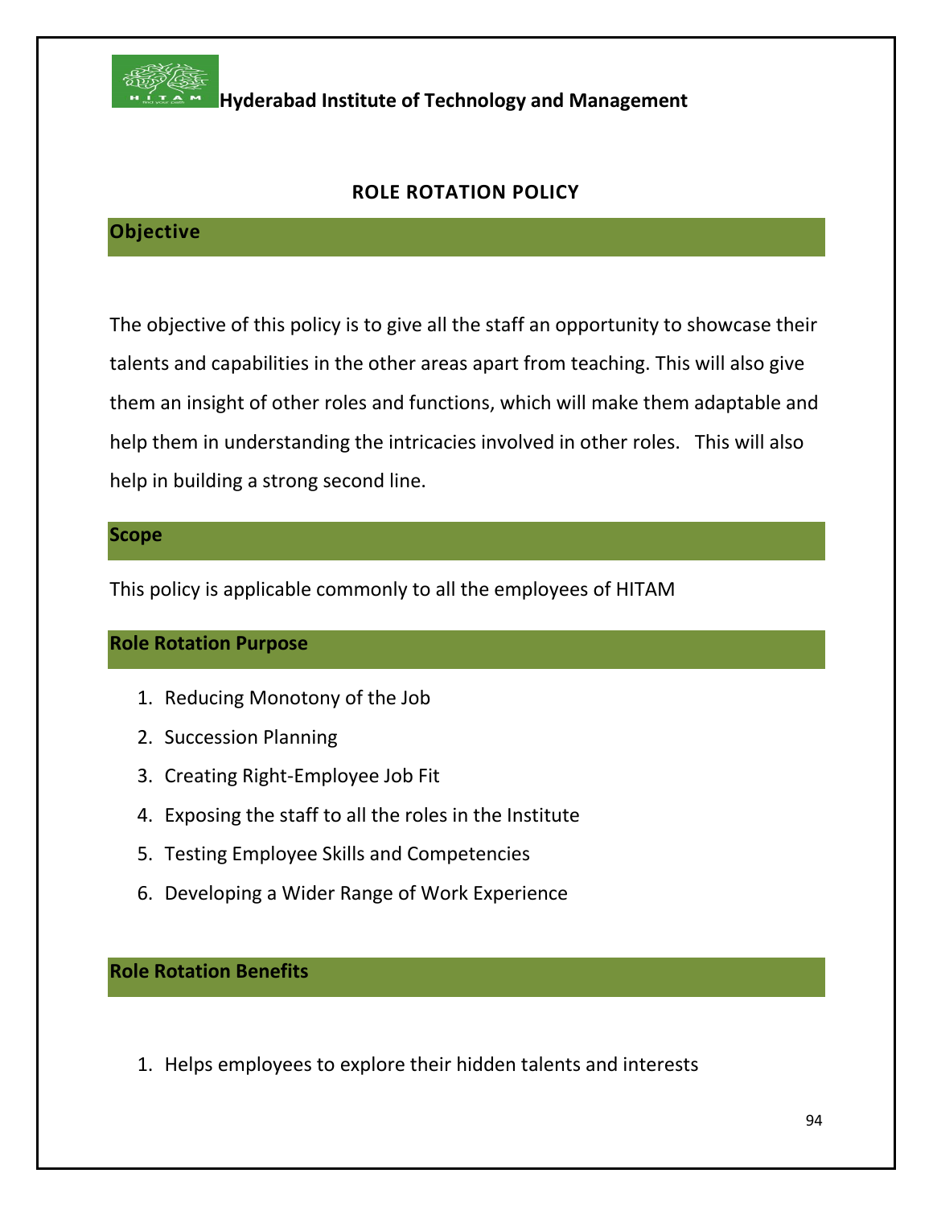**Hyderabad Institute of Technology and Management**

## ROLE ROTATION POLICY

### Objective

The objective of this policy is to give all the staff an opportunity to showcase their talents and capabilities in the other areas apart from teaching. This will also give them an insight of other roles and functions, which will make them adaptable and help them in understanding the intricacies involved in other roles. This will also help in building a strong second line.

### Scope

This policy is applicable commonly to all the employees of HITAM

### Role Rotation Purpose

1. Reducing Monotony of the Job
2. Succession Planning
3. Creating Right-Employee Job Fit
4. Exposing the staff to all the roles in the Institute
5. Testing Employee Skills and Competencies
6. Developing a Wider Range of Work Experience

### Role Rotation Benefits

1. Helps employees to explore their hidden talents and interests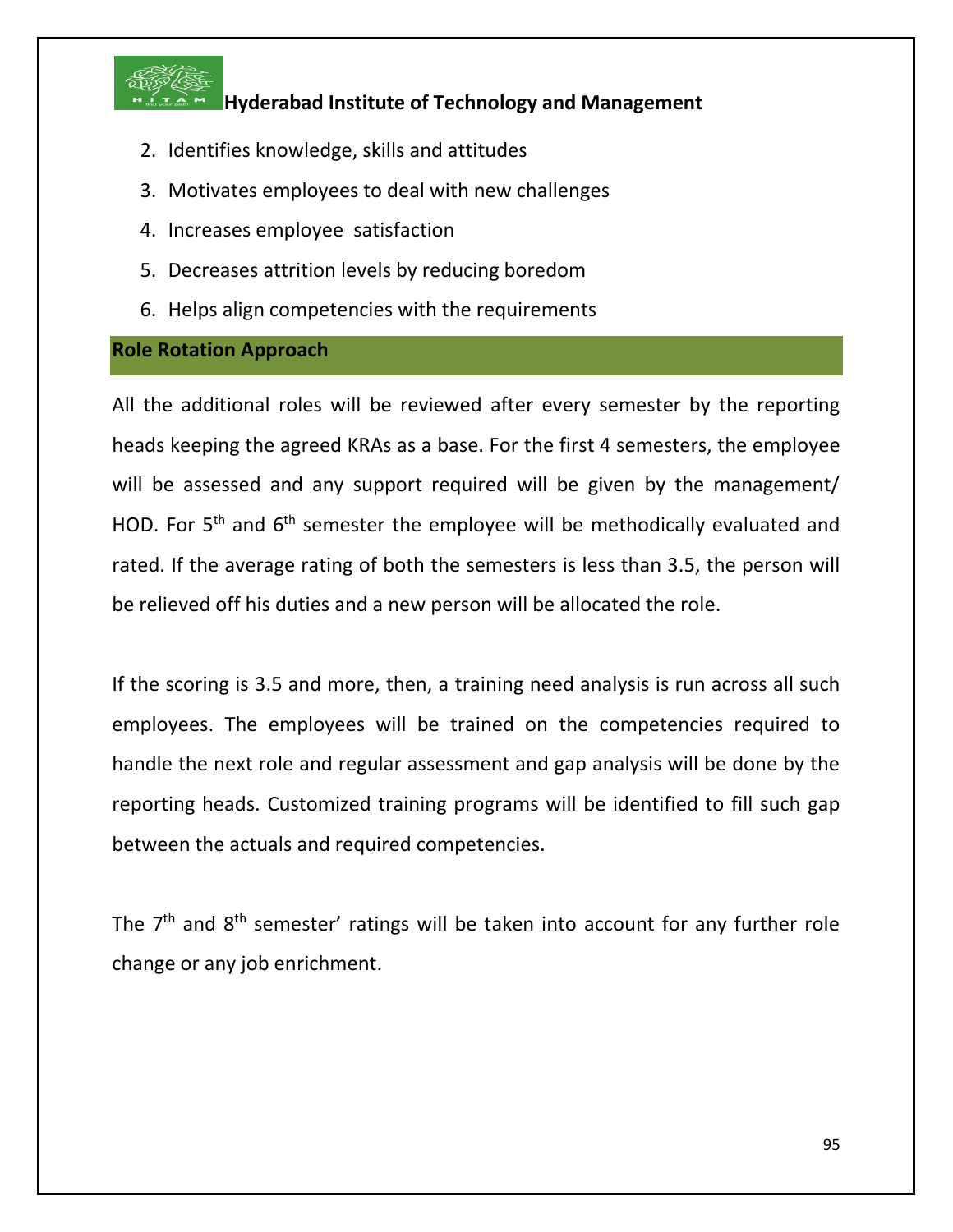2. Identifies knowledge, skills and attitudes
3. Motivates employees to deal with new challenges
4. Increases employee satisfaction
5. Decreases attrition levels by reducing boredom
6. Helps align competencies with the requirements

## Role Rotation Approach

All the additional roles will be reviewed after every semester by the reporting heads keeping the agreed KRAs as a base. For the first 4 semesters, the employee will be assessed and any support required will be given by the management/ HOD. For 5$^{th}$ and 6$^{th}$ semester the employee will be methodically evaluated and rated. If the average rating of both the semesters is less than 3.5, the person will be relieved off his duties and a new person will be allocated the role.

If the scoring is 3.5 and more, then, a training need analysis is run across all such employees. The employees will be trained on the competencies required to handle the next role and regular assessment and gap analysis will be done by the reporting heads. Customized training programs will be identified to fill such gap between the actuals and required competencies.

The 7$^{th}$ and 8$^{th}$ semester' ratings will be taken into account for any further role change or any job enrichment.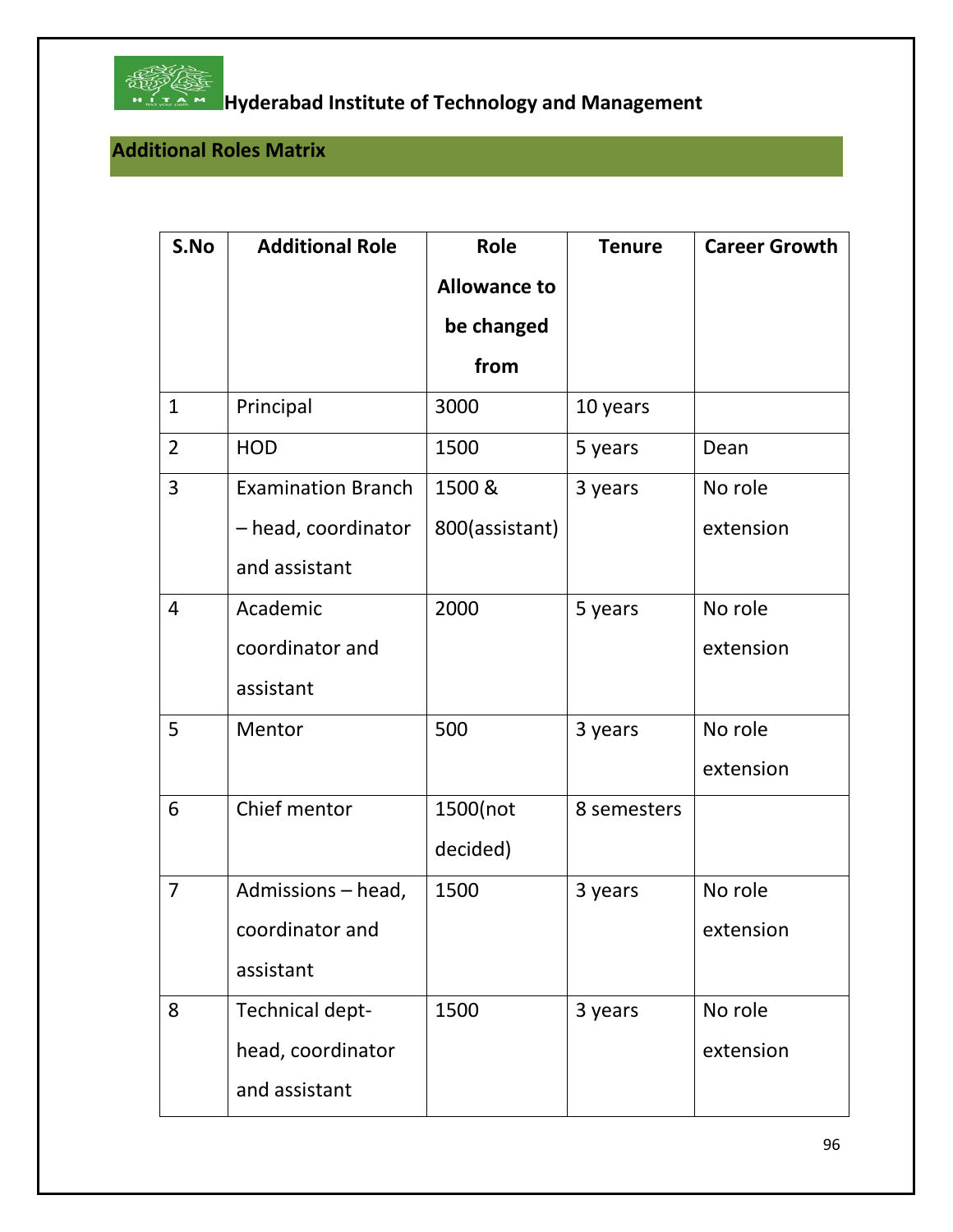**Hyderabad Institute of Technology and Management**

## Additional Roles Matrix

| S.No | Additional Role | Role Allowance to be changed from | Tenure | Career Growth |
|---|---|---|---|---|
| 1 | Principal | 3000 | 10 years | |
| 2 | HOD | 1500 | 5 years | Dean |
| 3 | Examination Branch – head, coordinator and assistant | 1500 & 800(assistant) | 3 years | No role extension |
| 4 | Academic coordinator and assistant | 2000 | 5 years | No role extension |
| 5 | Mentor | 500 | 3 years | No role extension |
| 6 | Chief mentor | 1500(not decided) | 8 semesters | |
| 7 | Admissions – head, coordinator and assistant | 1500 | 3 years | No role extension |
| 8 | Technical dept- head, coordinator and assistant | 1500 | 3 years | No role extension |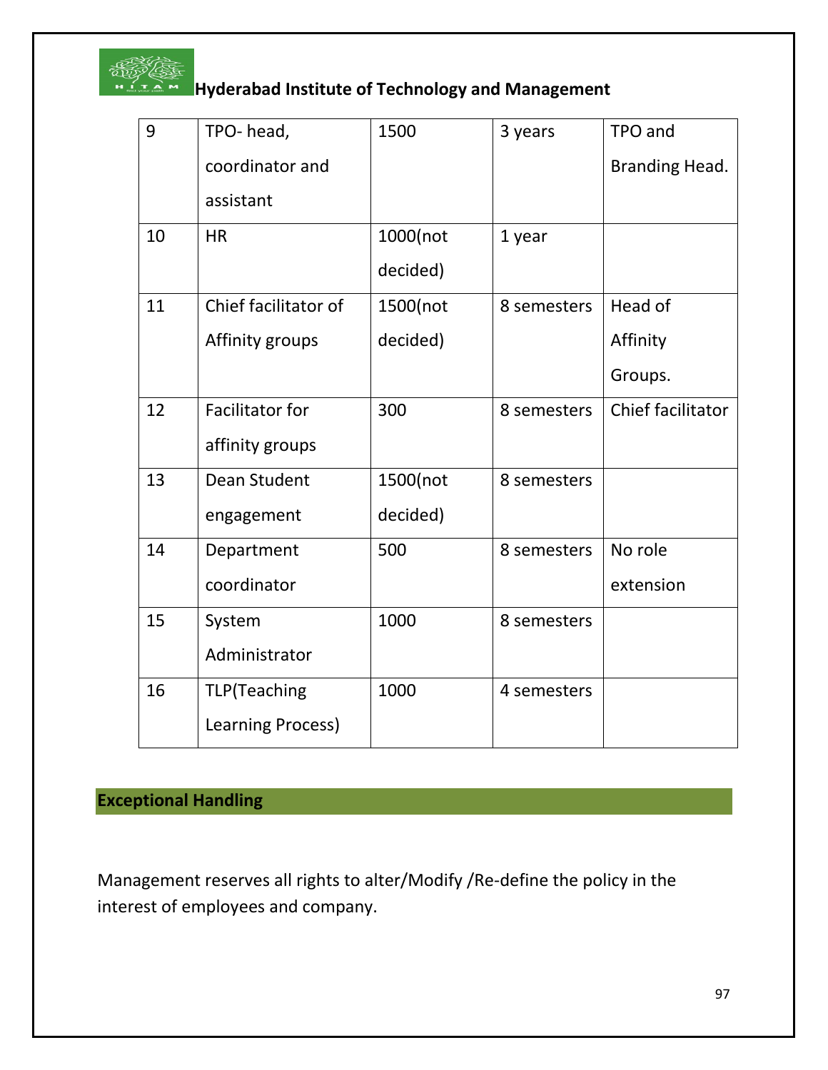| 9 | TPO- head, coordinator and assistant | 1500 | 3 years | TPO and Branding Head. |
|---|---|---|---|---|
| 10 | HR | 1000(not decided) | 1 year | |
| 11 | Chief facilitator of Affinity groups | 1500(not decided) | 8 semesters | Head of Affinity Groups. |
| 12 | Facilitator for affinity groups | 300 | 8 semesters | Chief facilitator |
| 13 | Dean Student engagement | 1500(not decided) | 8 semesters | |
| 14 | Department coordinator | 500 | 8 semesters | No role extension |
| 15 | System Administrator | 1000 | 8 semesters | |
| 16 | TLP(Teaching Learning Process) | 1000 | 4 semesters | |

## Exceptional Handling

Management reserves all rights to alter/Modify /Re-define the policy in the interest of employees and company.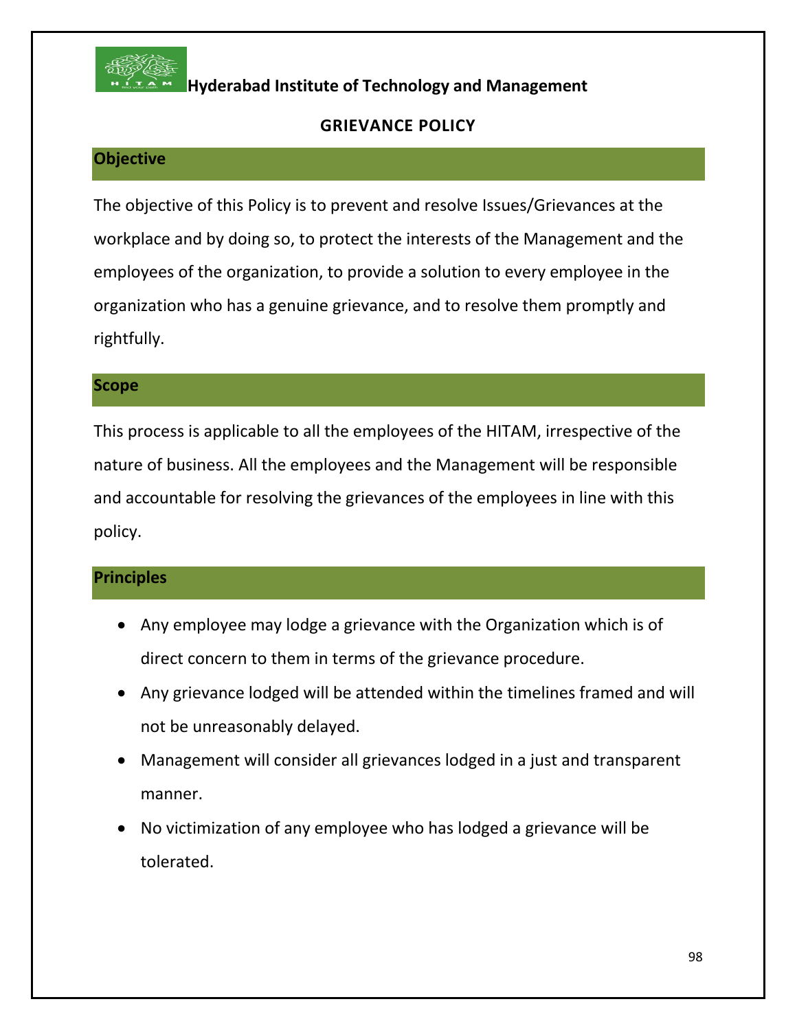**Hyderabad Institute of Technology and Management**

# GRIEVANCE POLICY

## Objective

The objective of this Policy is to prevent and resolve Issues/Grievances at the workplace and by doing so, to protect the interests of the Management and the employees of the organization, to provide a solution to every employee in the organization who has a genuine grievance, and to resolve them promptly and rightfully.

## Scope

This process is applicable to all the employees of the HITAM, irrespective of the nature of business. All the employees and the Management will be responsible and accountable for resolving the grievances of the employees in line with this policy.

## Principles

- Any employee may lodge a grievance with the Organization which is of direct concern to them in terms of the grievance procedure.
- Any grievance lodged will be attended within the timelines framed and will not be unreasonably delayed.
- Management will consider all grievances lodged in a just and transparent manner.
- No victimization of any employee who has lodged a grievance will be tolerated.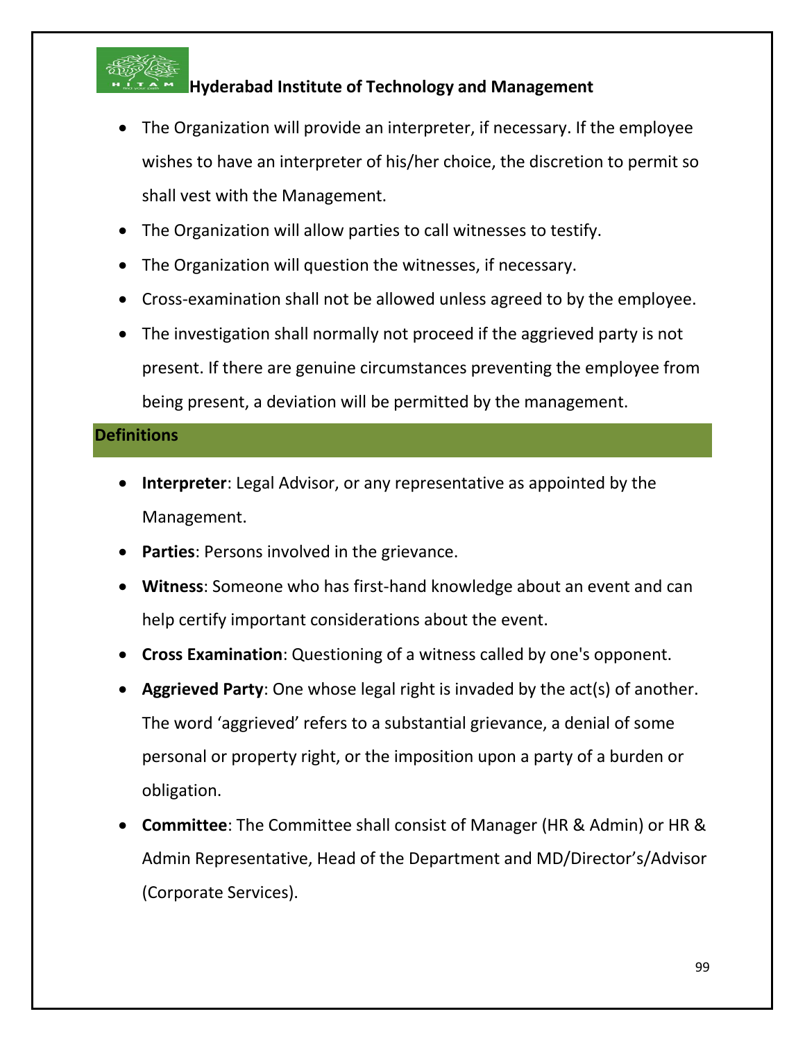- The Organization will provide an interpreter, if necessary. If the employee wishes to have an interpreter of his/her choice, the discretion to permit so shall vest with the Management.
- The Organization will allow parties to call witnesses to testify.
- The Organization will question the witnesses, if necessary.
- Cross-examination shall not be allowed unless agreed to by the employee.
- The investigation shall normally not proceed if the aggrieved party is not present. If there are genuine circumstances preventing the employee from being present, a deviation will be permitted by the management.

## Definitions

- **Interpreter**: Legal Advisor, or any representative as appointed by the Management.
- **Parties**: Persons involved in the grievance.
- **Witness**: Someone who has first-hand knowledge about an event and can help certify important considerations about the event.
- **Cross Examination**: Questioning of a witness called by one's opponent.
- **Aggrieved Party**: One whose legal right is invaded by the act(s) of another. The word 'aggrieved' refers to a substantial grievance, a denial of some personal or property right, or the imposition upon a party of a burden or obligation.
- **Committee**: The Committee shall consist of Manager (HR & Admin) or HR & Admin Representative, Head of the Department and MD/Director's/Advisor (Corporate Services).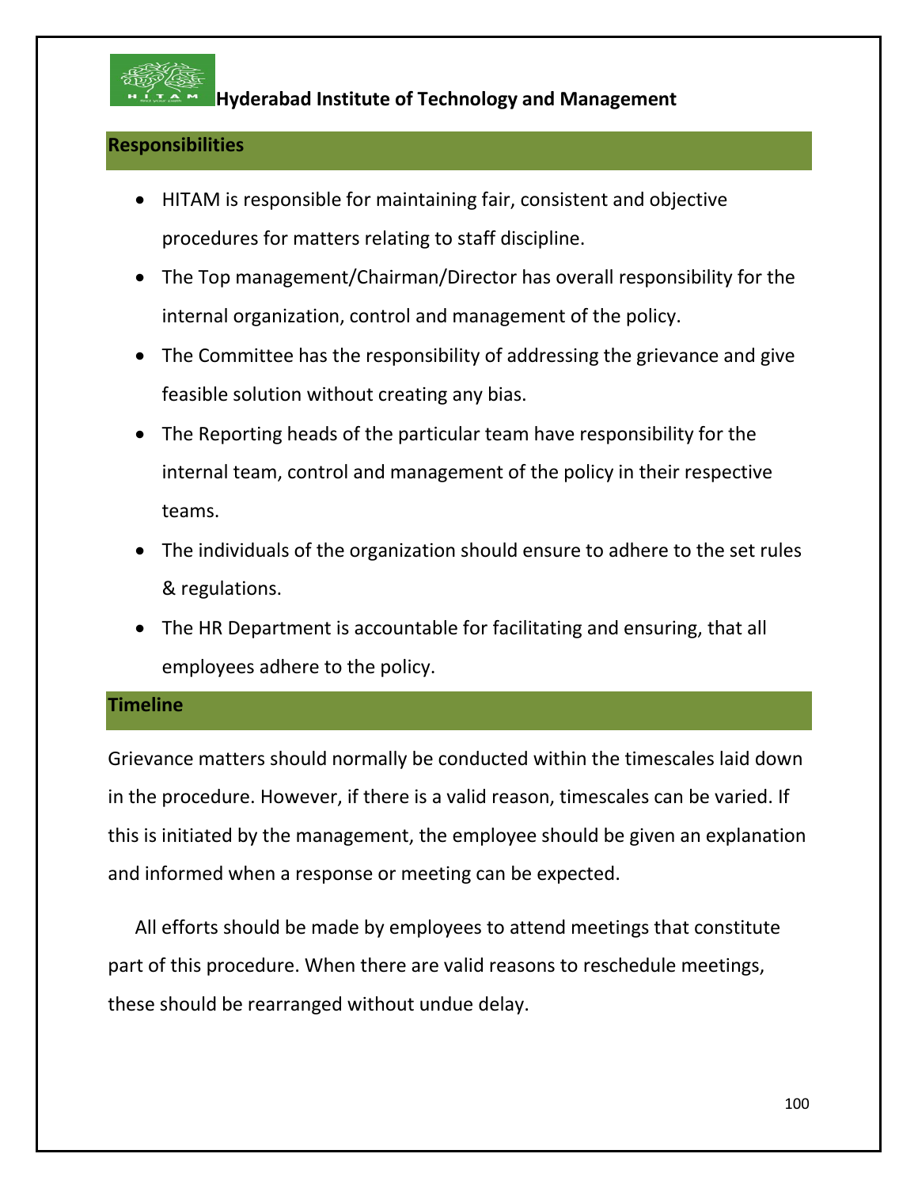## Responsibilities

- HITAM is responsible for maintaining fair, consistent and objective procedures for matters relating to staff discipline.
- The Top management/Chairman/Director has overall responsibility for the internal organization, control and management of the policy.
- The Committee has the responsibility of addressing the grievance and give feasible solution without creating any bias.
- The Reporting heads of the particular team have responsibility for the internal team, control and management of the policy in their respective teams.
- The individuals of the organization should ensure to adhere to the set rules & regulations.
- The HR Department is accountable for facilitating and ensuring, that all employees adhere to the policy.

## Timeline

Grievance matters should normally be conducted within the timescales laid down in the procedure. However, if there is a valid reason, timescales can be varied. If this is initiated by the management, the employee should be given an explanation and informed when a response or meeting can be expected.

All efforts should be made by employees to attend meetings that constitute part of this procedure. When there are valid reasons to reschedule meetings, these should be rearranged without undue delay.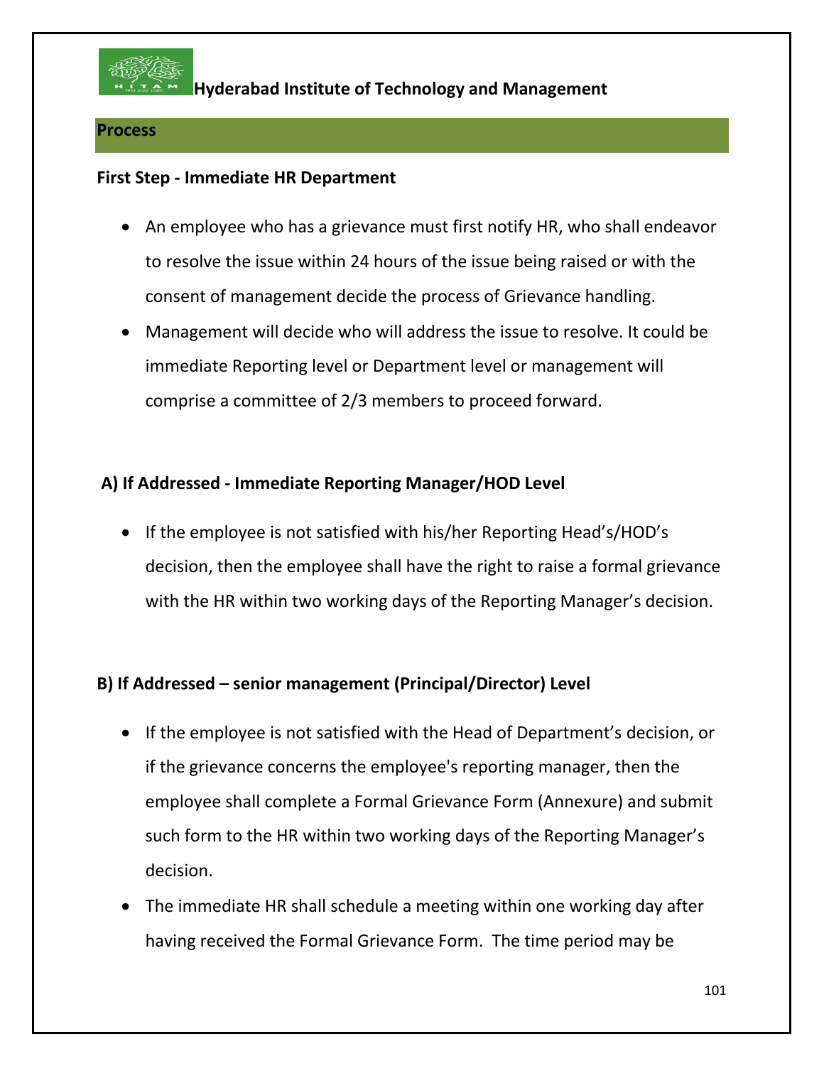## Process

**First Step - Immediate HR Department**

- An employee who has a grievance must first notify HR, who shall endeavor to resolve the issue within 24 hours of the issue being raised or with the consent of management decide the process of Grievance handling.
- Management will decide who will address the issue to resolve. It could be immediate Reporting level or Department level or management will comprise a committee of 2/3 members to proceed forward.

**A) If Addressed - Immediate Reporting Manager/HOD Level**

- If the employee is not satisfied with his/her Reporting Head's/HOD's decision, then the employee shall have the right to raise a formal grievance with the HR within two working days of the Reporting Manager's decision.

**B) If Addressed – senior management (Principal/Director) Level**

- If the employee is not satisfied with the Head of Department's decision, or if the grievance concerns the employee's reporting manager, then the employee shall complete a Formal Grievance Form (Annexure) and submit such form to the HR within two working days of the Reporting Manager's decision.
- The immediate HR shall schedule a meeting within one working day after having received the Formal Grievance Form. The time period may be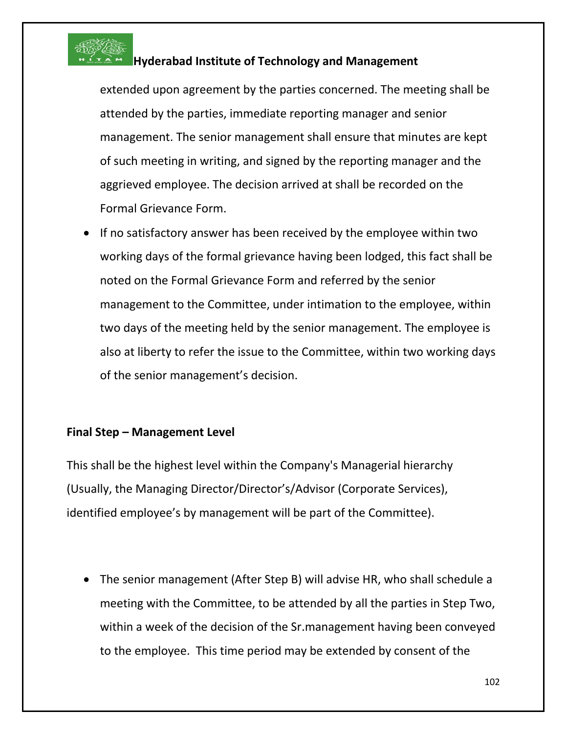extended upon agreement by the parties concerned. The meeting shall be attended by the parties, immediate reporting manager and senior management. The senior management shall ensure that minutes are kept of such meeting in writing, and signed by the reporting manager and the aggrieved employee. The decision arrived at shall be recorded on the Formal Grievance Form.

- If no satisfactory answer has been received by the employee within two working days of the formal grievance having been lodged, this fact shall be noted on the Formal Grievance Form and referred by the senior management to the Committee, under intimation to the employee, within two days of the meeting held by the senior management. The employee is also at liberty to refer the issue to the Committee, within two working days of the senior management's decision.

**Final Step – Management Level**

This shall be the highest level within the Company's Managerial hierarchy (Usually, the Managing Director/Director's/Advisor (Corporate Services), identified employee's by management will be part of the Committee).

- The senior management (After Step B) will advise HR, who shall schedule a meeting with the Committee, to be attended by all the parties in Step Two, within a week of the decision of the Sr.management having been conveyed to the employee. This time period may be extended by consent of the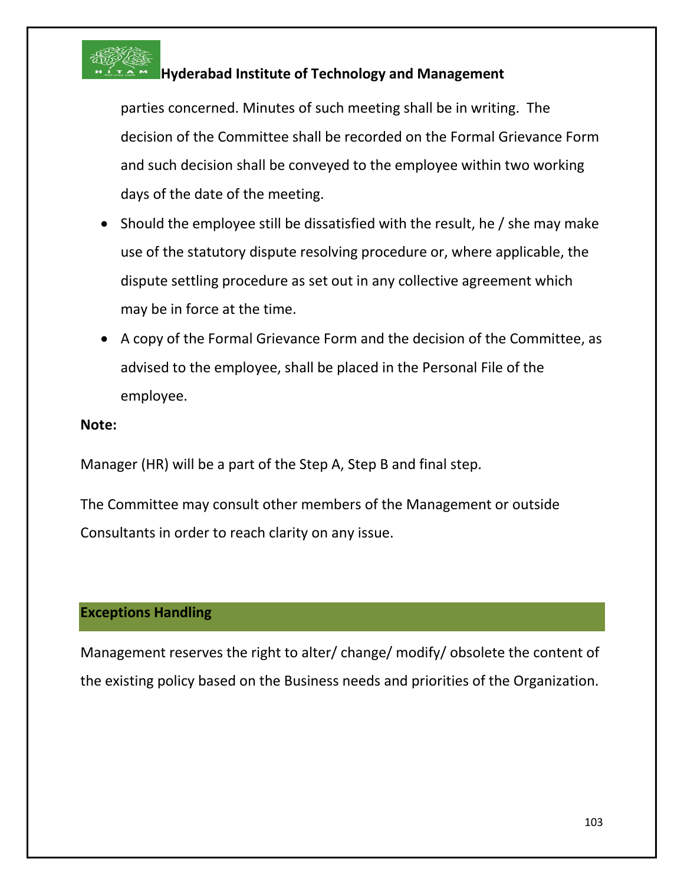parties concerned. Minutes of such meeting shall be in writing. The decision of the Committee shall be recorded on the Formal Grievance Form and such decision shall be conveyed to the employee within two working days of the date of the meeting.

- Should the employee still be dissatisfied with the result, he / she may make use of the statutory dispute resolving procedure or, where applicable, the dispute settling procedure as set out in any collective agreement which may be in force at the time.
- A copy of the Formal Grievance Form and the decision of the Committee, as advised to the employee, shall be placed in the Personal File of the employee.

**Note:**

Manager (HR) will be a part of the Step A, Step B and final step.

The Committee may consult other members of the Management or outside Consultants in order to reach clarity on any issue.

## Exceptions Handling

Management reserves the right to alter/ change/ modify/ obsolete the content of the existing policy based on the Business needs and priorities of the Organization.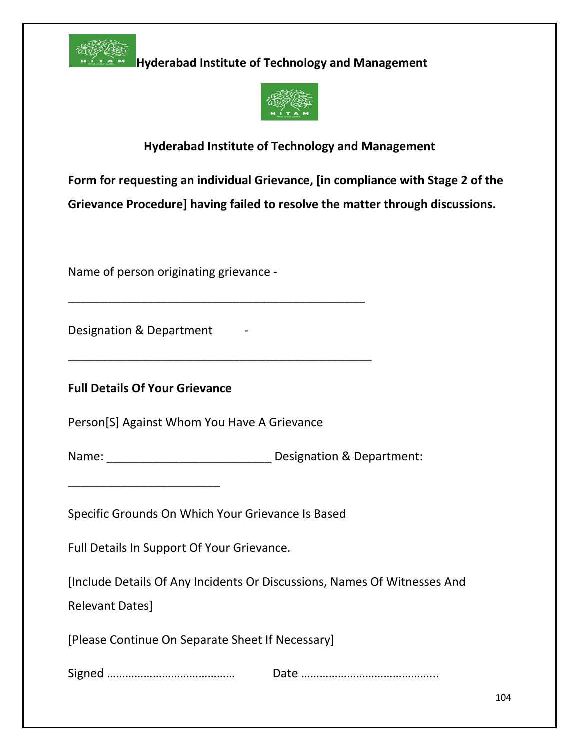**Hyderabad Institute of Technology and Management**

**Hyderabad Institute of Technology and Management**

**Form for requesting an individual Grievance, [in compliance with Stage 2 of the Grievance Procedure] having failed to resolve the matter through discussions.**

Name of person originating grievance -

_______________________________________________

Designation & Department -

________________________________________________

**Full Details Of Your Grievance**

Person[S] Against Whom You Have A Grievance

Name: __________________________ Designation & Department:

________________________

Specific Grounds On Which Your Grievance Is Based

Full Details In Support Of Your Grievance.

[Include Details Of Any Incidents Or Discussions, Names Of Witnesses And Relevant Dates]

[Please Continue On Separate Sheet If Necessary]

Signed …………………………………… Date ……………………………………..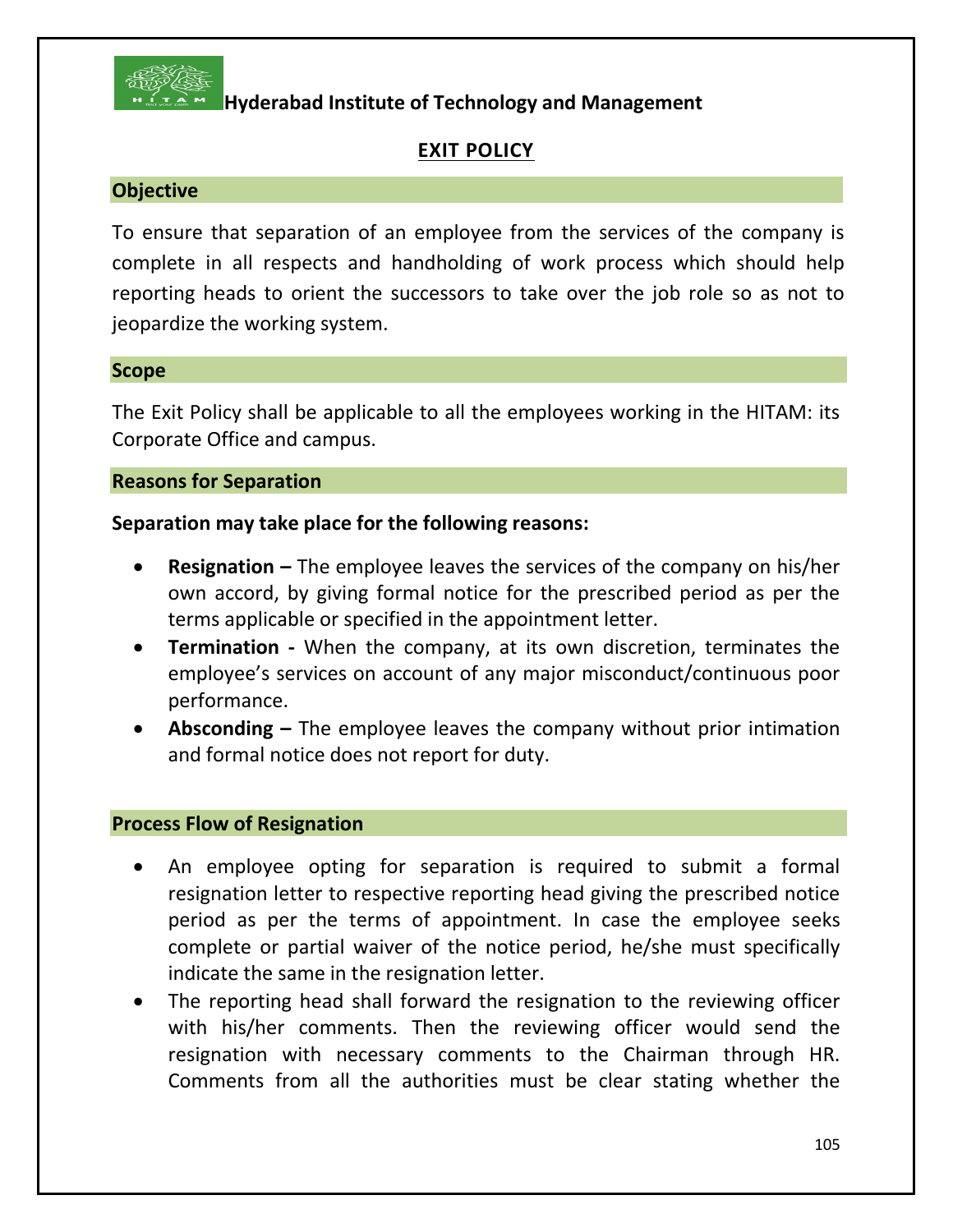**Hyderabad Institute of Technology and Management**

# EXIT POLICY

## Objective

To ensure that separation of an employee from the services of the company is complete in all respects and handholding of work process which should help reporting heads to orient the successors to take over the job role so as not to jeopardize the working system.

## Scope

The Exit Policy shall be applicable to all the employees working in the HITAM: its Corporate Office and campus.

## Reasons for Separation

**Separation may take place for the following reasons:**

- **Resignation –** The employee leaves the services of the company on his/her own accord, by giving formal notice for the prescribed period as per the terms applicable or specified in the appointment letter.
- **Termination -** When the company, at its own discretion, terminates the employee's services on account of any major misconduct/continuous poor performance.
- **Absconding –** The employee leaves the company without prior intimation and formal notice does not report for duty.

## Process Flow of Resignation

- An employee opting for separation is required to submit a formal resignation letter to respective reporting head giving the prescribed notice period as per the terms of appointment. In case the employee seeks complete or partial waiver of the notice period, he/she must specifically indicate the same in the resignation letter.
- The reporting head shall forward the resignation to the reviewing officer with his/her comments. Then the reviewing officer would send the resignation with necessary comments to the Chairman through HR. Comments from all the authorities must be clear stating whether the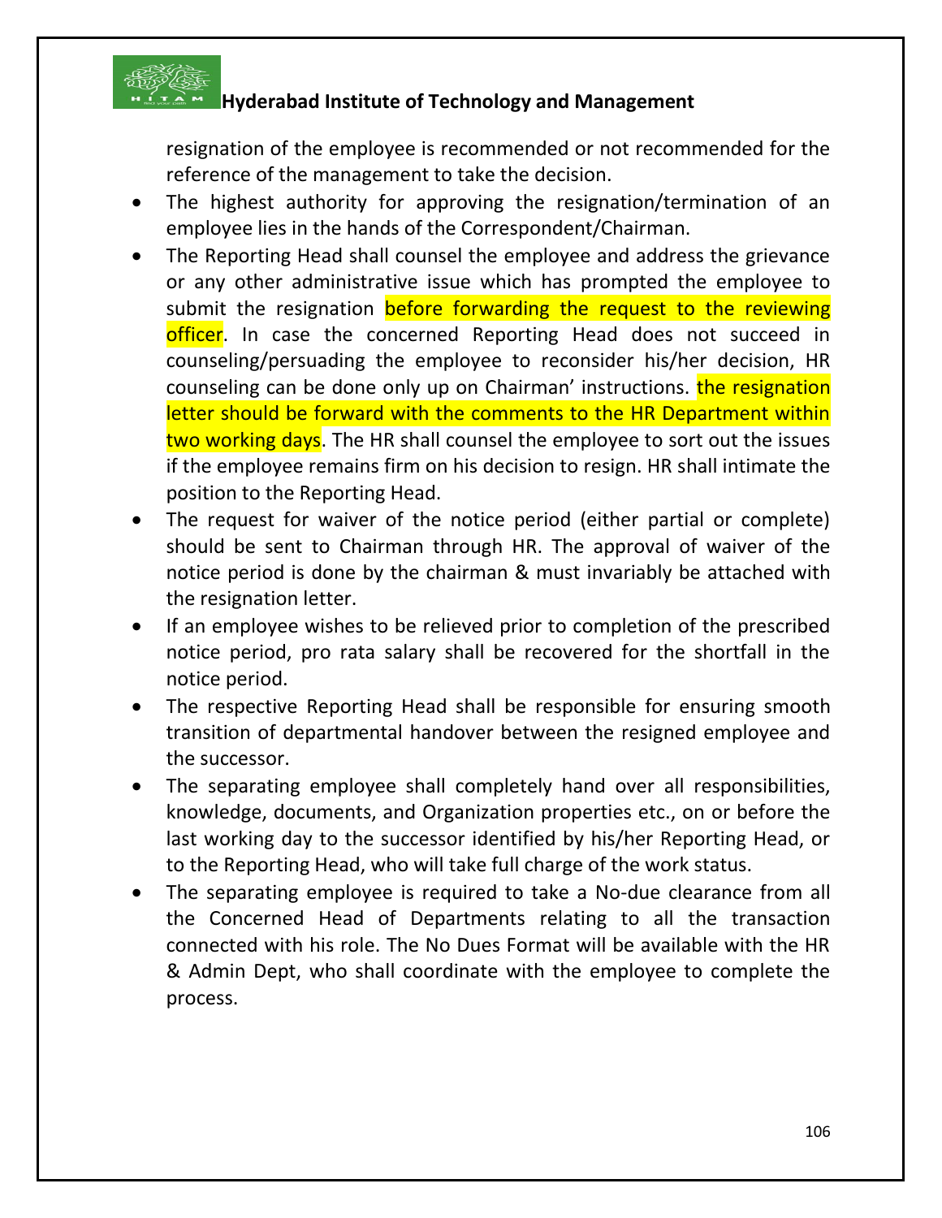resignation of the employee is recommended or not recommended for the reference of the management to take the decision.

- The highest authority for approving the resignation/termination of an employee lies in the hands of the Correspondent/Chairman.
- The Reporting Head shall counsel the employee and address the grievance or any other administrative issue which has prompted the employee to submit the resignation before forwarding the request to the reviewing officer. In case the concerned Reporting Head does not succeed in counseling/persuading the employee to reconsider his/her decision, HR counseling can be done only up on Chairman' instructions. the resignation letter should be forward with the comments to the HR Department within two working days. The HR shall counsel the employee to sort out the issues if the employee remains firm on his decision to resign. HR shall intimate the position to the Reporting Head.
- The request for waiver of the notice period (either partial or complete) should be sent to Chairman through HR. The approval of waiver of the notice period is done by the chairman & must invariably be attached with the resignation letter.
- If an employee wishes to be relieved prior to completion of the prescribed notice period, pro rata salary shall be recovered for the shortfall in the notice period.
- The respective Reporting Head shall be responsible for ensuring smooth transition of departmental handover between the resigned employee and the successor.
- The separating employee shall completely hand over all responsibilities, knowledge, documents, and Organization properties etc., on or before the last working day to the successor identified by his/her Reporting Head, or to the Reporting Head, who will take full charge of the work status.
- The separating employee is required to take a No-due clearance from all the Concerned Head of Departments relating to all the transaction connected with his role. The No Dues Format will be available with the HR & Admin Dept, who shall coordinate with the employee to complete the process.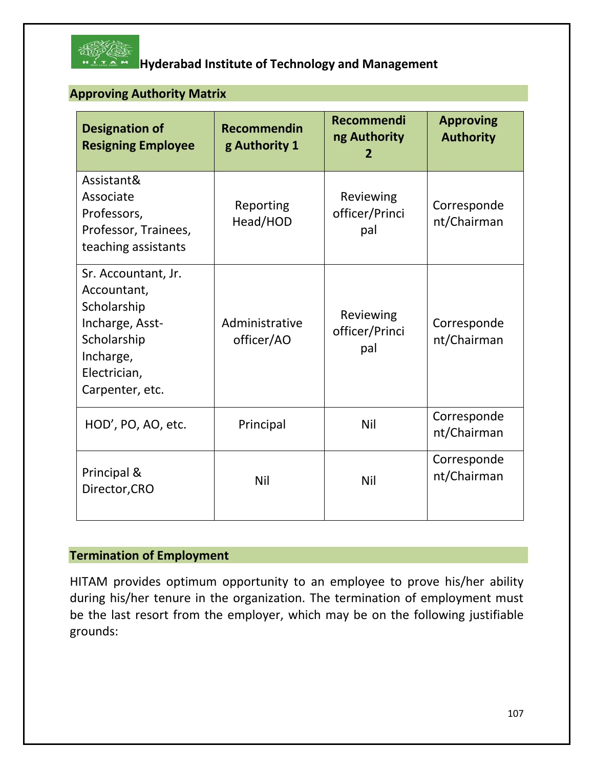Hyderabad Institute of Technology and Management

## Approving Authority Matrix

| Designation of Resigning Employee | Recommending Authority 1 | Recommending Authority 2 | Approving Authority |
|---|---|---|---|
| Assistant& Associate Professors, Professor, Trainees, teaching assistants | Reporting Head/HOD | Reviewing officer/Principal | Correspondent/Chairman |
| Sr. Accountant, Jr. Accountant, Scholarship Incharge, Asst-Scholarship Incharge, Electrician, Carpenter, etc. | Administrative officer/AO | Reviewing officer/Principal | Correspondent/Chairman |
| HOD', PO, AO, etc. | Principal | Nil | Correspondent/Chairman |
| Principal & Director,CRO | Nil | Nil | Correspondent/Chairman |

## Termination of Employment

HITAM provides optimum opportunity to an employee to prove his/her ability during his/her tenure in the organization. The termination of employment must be the last resort from the employer, which may be on the following justifiable grounds: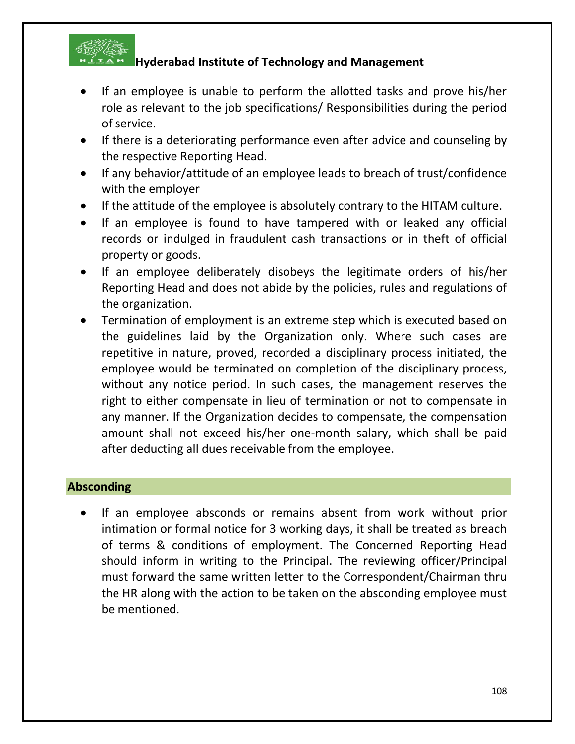- If an employee is unable to perform the allotted tasks and prove his/her role as relevant to the job specifications/ Responsibilities during the period of service.
- If there is a deteriorating performance even after advice and counseling by the respective Reporting Head.
- If any behavior/attitude of an employee leads to breach of trust/confidence with the employer
- If the attitude of the employee is absolutely contrary to the HITAM culture.
- If an employee is found to have tampered with or leaked any official records or indulged in fraudulent cash transactions or in theft of official property or goods.
- If an employee deliberately disobeys the legitimate orders of his/her Reporting Head and does not abide by the policies, rules and regulations of the organization.
- Termination of employment is an extreme step which is executed based on the guidelines laid by the Organization only. Where such cases are repetitive in nature, proved, recorded a disciplinary process initiated, the employee would be terminated on completion of the disciplinary process, without any notice period. In such cases, the management reserves the right to either compensate in lieu of termination or not to compensate in any manner. If the Organization decides to compensate, the compensation amount shall not exceed his/her one-month salary, which shall be paid after deducting all dues receivable from the employee.

## Absconding

- If an employee absconds or remains absent from work without prior intimation or formal notice for 3 working days, it shall be treated as breach of terms & conditions of employment. The Concerned Reporting Head should inform in writing to the Principal. The reviewing officer/Principal must forward the same written letter to the Correspondent/Chairman thru the HR along with the action to be taken on the absconding employee must be mentioned.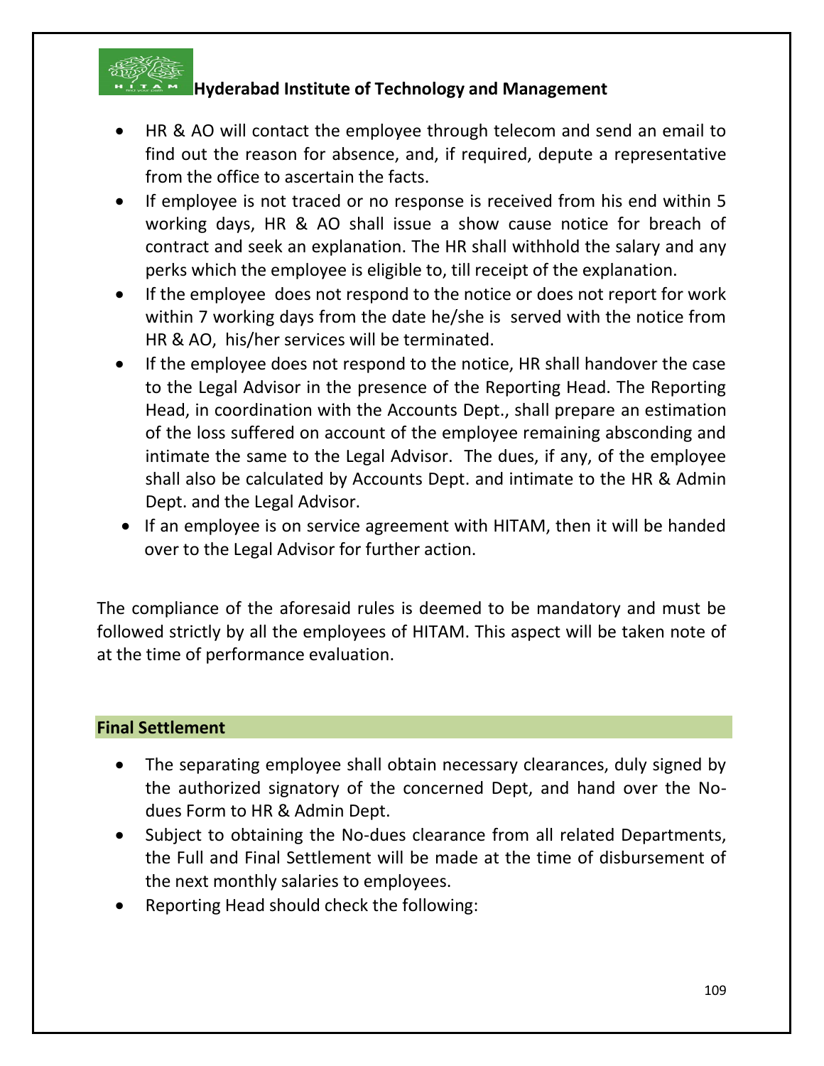- HR & AO will contact the employee through telecom and send an email to find out the reason for absence, and, if required, depute a representative from the office to ascertain the facts.
- If employee is not traced or no response is received from his end within 5 working days, HR & AO shall issue a show cause notice for breach of contract and seek an explanation. The HR shall withhold the salary and any perks which the employee is eligible to, till receipt of the explanation.
- If the employee does not respond to the notice or does not report for work within 7 working days from the date he/she is served with the notice from HR & AO, his/her services will be terminated.
- If the employee does not respond to the notice, HR shall handover the case to the Legal Advisor in the presence of the Reporting Head. The Reporting Head, in coordination with the Accounts Dept., shall prepare an estimation of the loss suffered on account of the employee remaining absconding and intimate the same to the Legal Advisor. The dues, if any, of the employee shall also be calculated by Accounts Dept. and intimate to the HR & Admin Dept. and the Legal Advisor.
- If an employee is on service agreement with HITAM, then it will be handed over to the Legal Advisor for further action.

The compliance of the aforesaid rules is deemed to be mandatory and must be followed strictly by all the employees of HITAM. This aspect will be taken note of at the time of performance evaluation.

## Final Settlement

- The separating employee shall obtain necessary clearances, duly signed by the authorized signatory of the concerned Dept, and hand over the No-dues Form to HR & Admin Dept.
- Subject to obtaining the No-dues clearance from all related Departments, the Full and Final Settlement will be made at the time of disbursement of the next monthly salaries to employees.
- Reporting Head should check the following: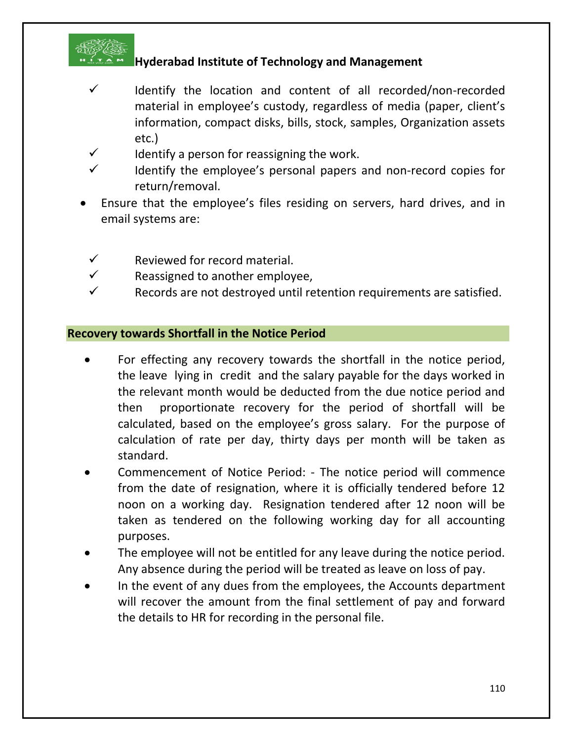- ✓ Identify the location and content of all recorded/non-recorded material in employee's custody, regardless of media (paper, client's information, compact disks, bills, stock, samples, Organization assets etc.)
- ✓ Identify a person for reassigning the work.
- ✓ Identify the employee's personal papers and non-record copies for return/removal.

- Ensure that the employee's files residing on servers, hard drives, and in email systems are:

  - ✓ Reviewed for record material.
  - ✓ Reassigned to another employee,
  - ✓ Records are not destroyed until retention requirements are satisfied.

## Recovery towards Shortfall in the Notice Period

- For effecting any recovery towards the shortfall in the notice period, the leave lying in credit and the salary payable for the days worked in the relevant month would be deducted from the due notice period and then proportionate recovery for the period of shortfall will be calculated, based on the employee's gross salary. For the purpose of calculation of rate per day, thirty days per month will be taken as standard.
- Commencement of Notice Period: - The notice period will commence from the date of resignation, where it is officially tendered before 12 noon on a working day. Resignation tendered after 12 noon will be taken as tendered on the following working day for all accounting purposes.
- The employee will not be entitled for any leave during the notice period. Any absence during the period will be treated as leave on loss of pay.
- In the event of any dues from the employees, the Accounts department will recover the amount from the final settlement of pay and forward the details to HR for recording in the personal file.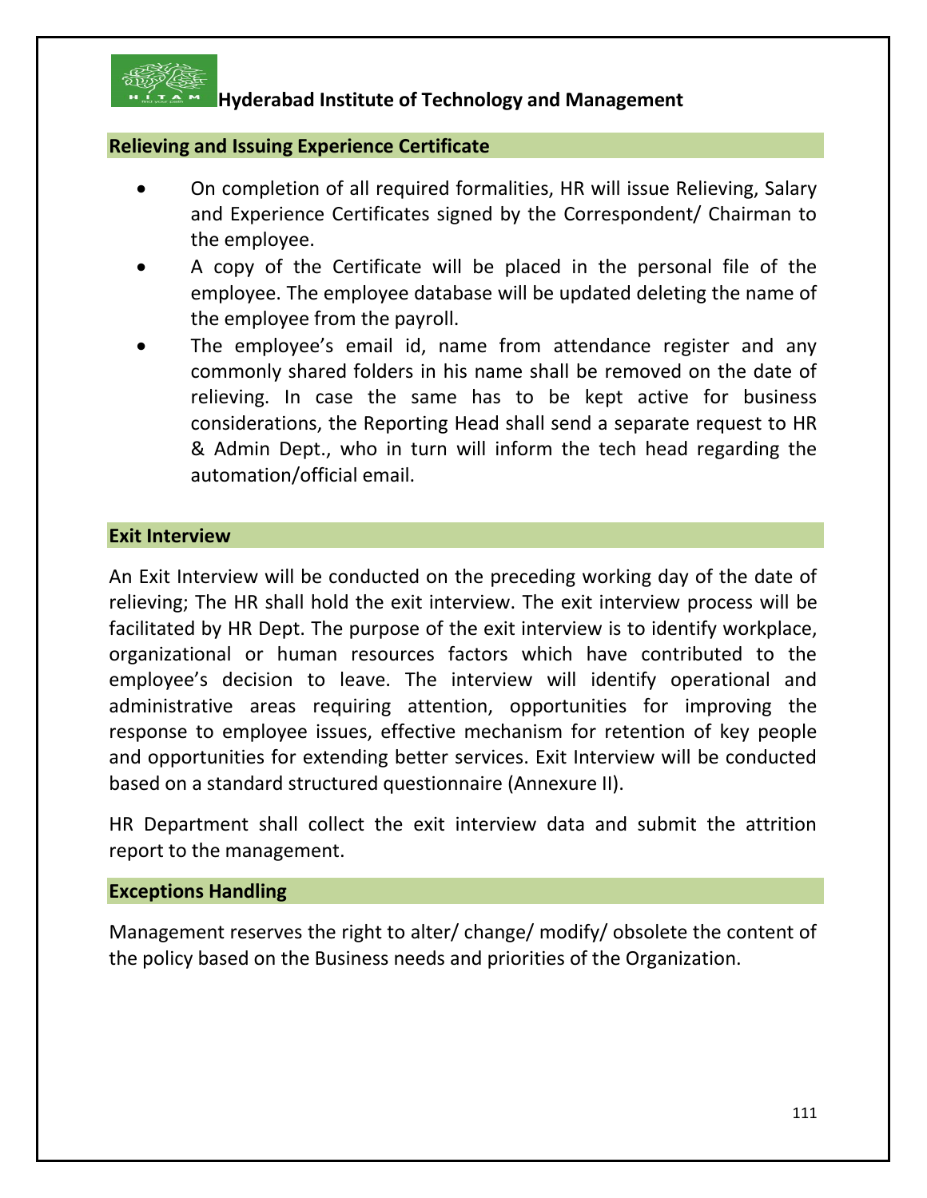## Relieving and Issuing Experience Certificate

- On completion of all required formalities, HR will issue Relieving, Salary and Experience Certificates signed by the Correspondent/ Chairman to the employee.
- A copy of the Certificate will be placed in the personal file of the employee. The employee database will be updated deleting the name of the employee from the payroll.
- The employee's email id, name from attendance register and any commonly shared folders in his name shall be removed on the date of relieving. In case the same has to be kept active for business considerations, the Reporting Head shall send a separate request to HR & Admin Dept., who in turn will inform the tech head regarding the automation/official email.

## Exit Interview

An Exit Interview will be conducted on the preceding working day of the date of relieving; The HR shall hold the exit interview. The exit interview process will be facilitated by HR Dept. The purpose of the exit interview is to identify workplace, organizational or human resources factors which have contributed to the employee's decision to leave. The interview will identify operational and administrative areas requiring attention, opportunities for improving the response to employee issues, effective mechanism for retention of key people and opportunities for extending better services. Exit Interview will be conducted based on a standard structured questionnaire (Annexure II).

HR Department shall collect the exit interview data and submit the attrition report to the management.

## Exceptions Handling

Management reserves the right to alter/ change/ modify/ obsolete the content of the policy based on the Business needs and priorities of the Organization.